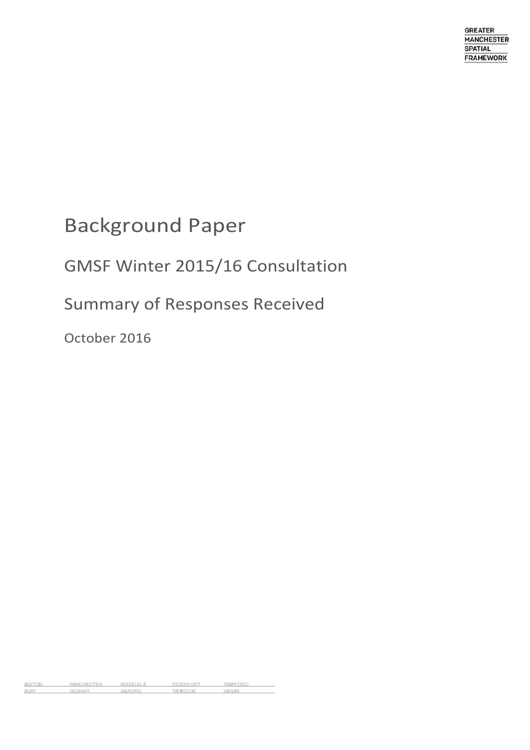GREATER
MANCHESTER
SPATIAL
FRAMEWORK

# Background Paper

## GMSF Winter 2015/16 Consultation

## Summary of Responses Received

October 2016

| BOLTON | MANCHESTER | ROCHDALE | STOCKPORT | TRAFFORD |
| --- | --- | --- | --- | --- |
| BURY | OLDHAM | SALFORD | TAMESIDE | WIGAN |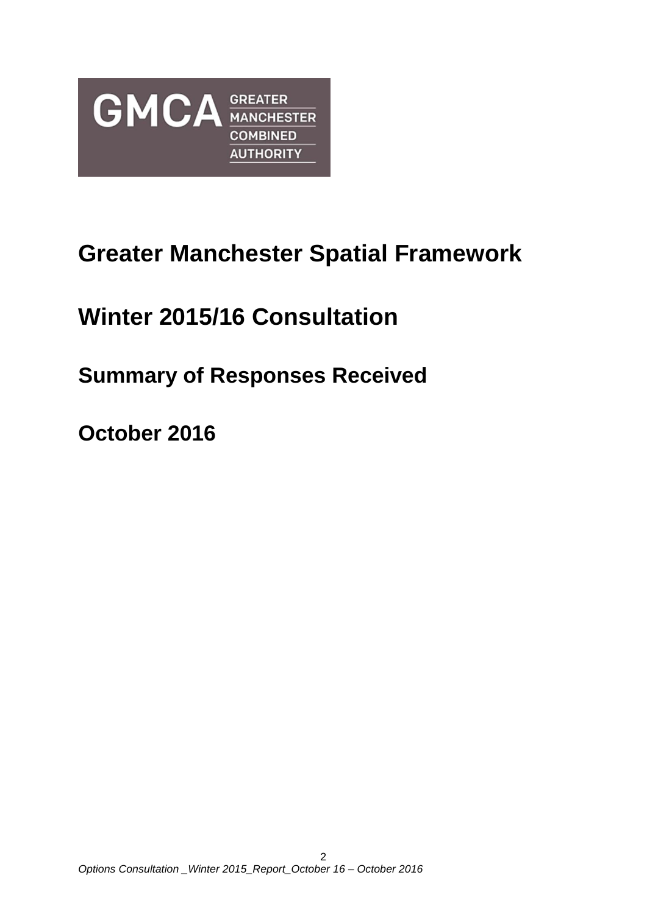# Greater Manchester Spatial Framework

# Winter 2015/16 Consultation

## Summary of Responses Received

## October 2016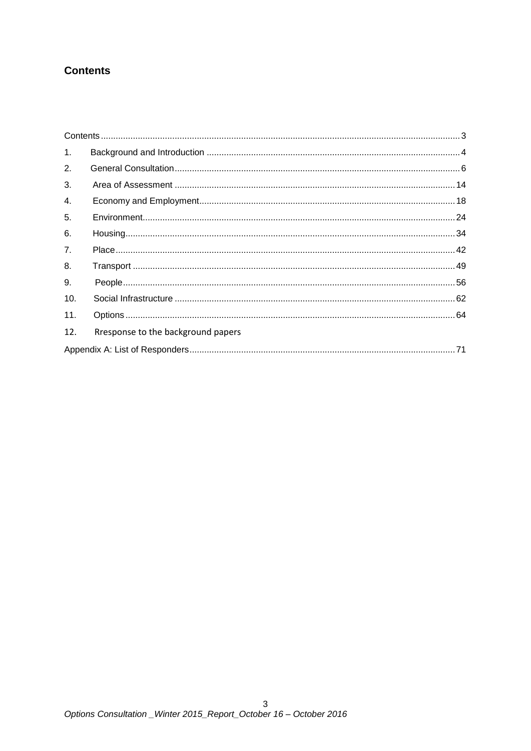## Contents

Contents ........................................................................ 3

1. Background and Introduction ........................................................................ 4
2. General Consultation ........................................................................ 6
3. Area of Assessment ........................................................................ 14
4. Economy and Employment ........................................................................ 18
5. Environment ........................................................................ 24
6. Housing ........................................................................ 34
7. Place ........................................................................ 42
8. Transport ........................................................................ 49
9. People ........................................................................ 56
10. Social Infrastructure ........................................................................ 62
11. Options ........................................................................ 64
12. Rresponse to the background papers

Appendix A: List of Responders ........................................................................ 71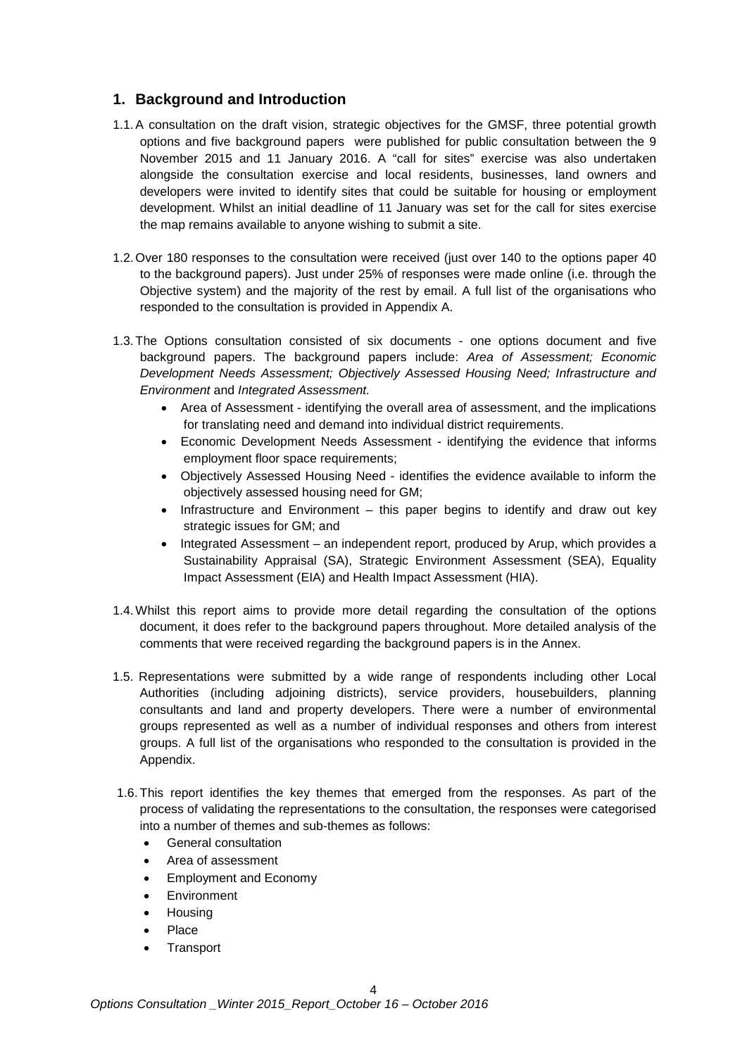## 1. Background and Introduction

1.1. A consultation on the draft vision, strategic objectives for the GMSF, three potential growth options and five background papers were published for public consultation between the 9 November 2015 and 11 January 2016. A "call for sites" exercise was also undertaken alongside the consultation exercise and local residents, businesses, land owners and developers were invited to identify sites that could be suitable for housing or employment development. Whilst an initial deadline of 11 January was set for the call for sites exercise the map remains available to anyone wishing to submit a site.

1.2. Over 180 responses to the consultation were received (just over 140 to the options paper 40 to the background papers). Just under 25% of responses were made online (i.e. through the Objective system) and the majority of the rest by email. A full list of the organisations who responded to the consultation is provided in Appendix A.

1.3. The Options consultation consisted of six documents - one options document and five background papers. The background papers include: *Area of Assessment; Economic Development Needs Assessment; Objectively Assessed Housing Need; Infrastructure and Environment* and *Integrated Assessment.*

- Area of Assessment - identifying the overall area of assessment, and the implications for translating need and demand into individual district requirements.
- Economic Development Needs Assessment - identifying the evidence that informs employment floor space requirements;
- Objectively Assessed Housing Need - identifies the evidence available to inform the objectively assessed housing need for GM;
- Infrastructure and Environment – this paper begins to identify and draw out key strategic issues for GM; and
- Integrated Assessment – an independent report, produced by Arup, which provides a Sustainability Appraisal (SA), Strategic Environment Assessment (SEA), Equality Impact Assessment (EIA) and Health Impact Assessment (HIA).

1.4. Whilst this report aims to provide more detail regarding the consultation of the options document, it does refer to the background papers throughout. More detailed analysis of the comments that were received regarding the background papers is in the Annex.

1.5. Representations were submitted by a wide range of respondents including other Local Authorities (including adjoining districts), service providers, housebuilders, planning consultants and land and property developers. There were a number of environmental groups represented as well as a number of individual responses and others from interest groups. A full list of the organisations who responded to the consultation is provided in the Appendix.

1.6. This report identifies the key themes that emerged from the responses. As part of the process of validating the representations to the consultation, the responses were categorised into a number of themes and sub-themes as follows:

- General consultation
- Area of assessment
- Employment and Economy
- Environment
- Housing
- Place
- Transport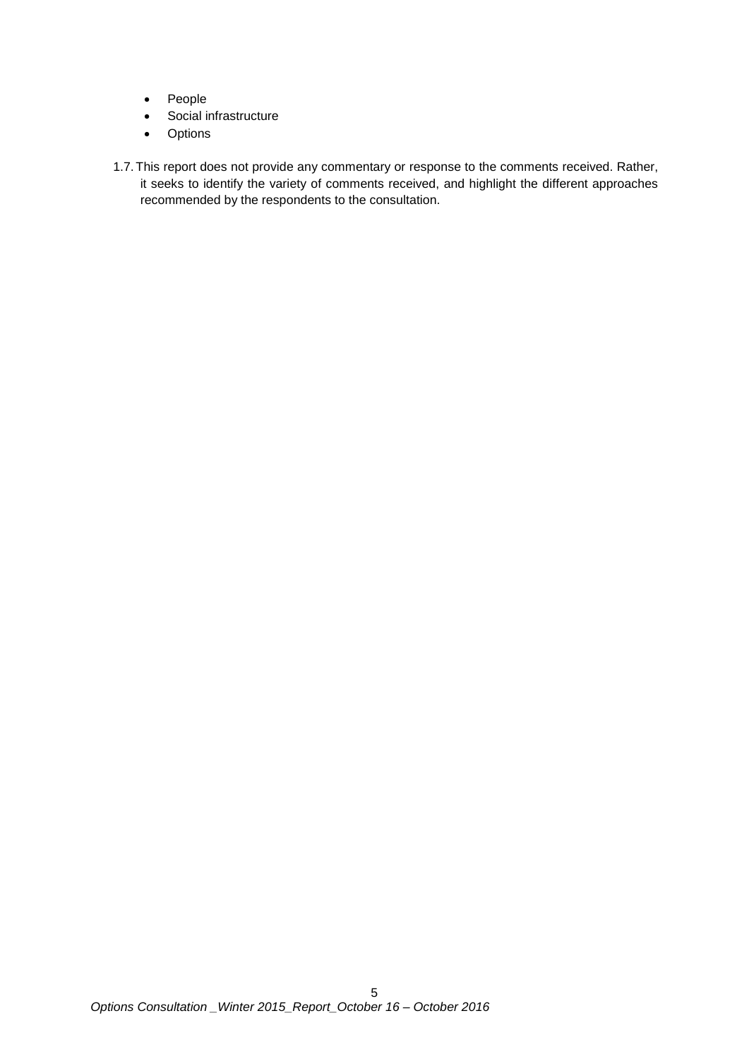- People
- Social infrastructure
- Options

1.7. This report does not provide any commentary or response to the comments received. Rather, it seeks to identify the variety of comments received, and highlight the different approaches recommended by the respondents to the consultation.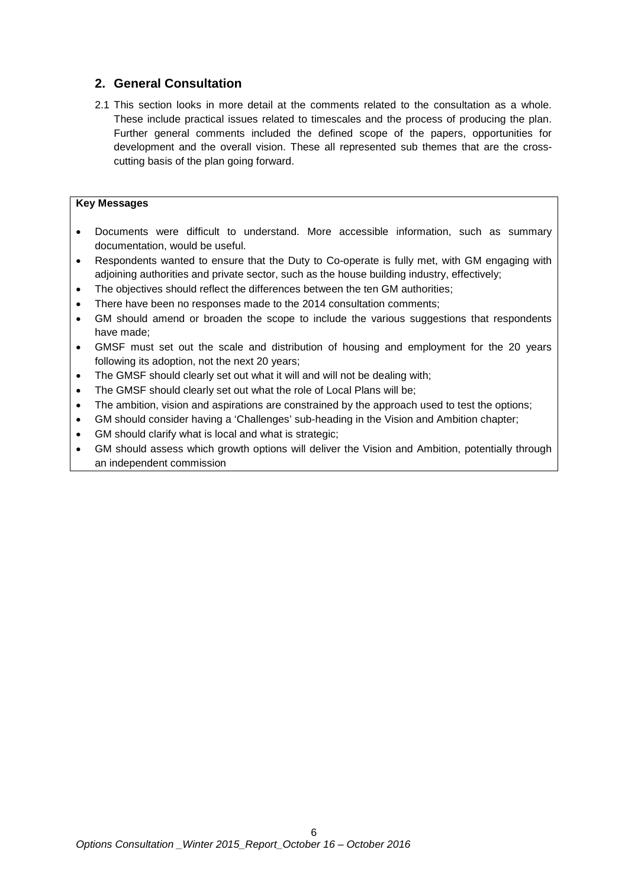## 2. General Consultation

2.1 This section looks in more detail at the comments related to the consultation as a whole. These include practical issues related to timescales and the process of producing the plan. Further general comments included the defined scope of the papers, opportunities for development and the overall vision. These all represented sub themes that are the cross-cutting basis of the plan going forward.

**Key Messages**

- Documents were difficult to understand. More accessible information, such as summary documentation, would be useful.
- Respondents wanted to ensure that the Duty to Co-operate is fully met, with GM engaging with adjoining authorities and private sector, such as the house building industry, effectively;
- The objectives should reflect the differences between the ten GM authorities;
- There have been no responses made to the 2014 consultation comments;
- GM should amend or broaden the scope to include the various suggestions that respondents have made;
- GMSF must set out the scale and distribution of housing and employment for the 20 years following its adoption, not the next 20 years;
- The GMSF should clearly set out what it will and will not be dealing with;
- The GMSF should clearly set out what the role of Local Plans will be;
- The ambition, vision and aspirations are constrained by the approach used to test the options;
- GM should consider having a 'Challenges' sub-heading in the Vision and Ambition chapter;
- GM should clarify what is local and what is strategic;
- GM should assess which growth options will deliver the Vision and Ambition, potentially through an independent commission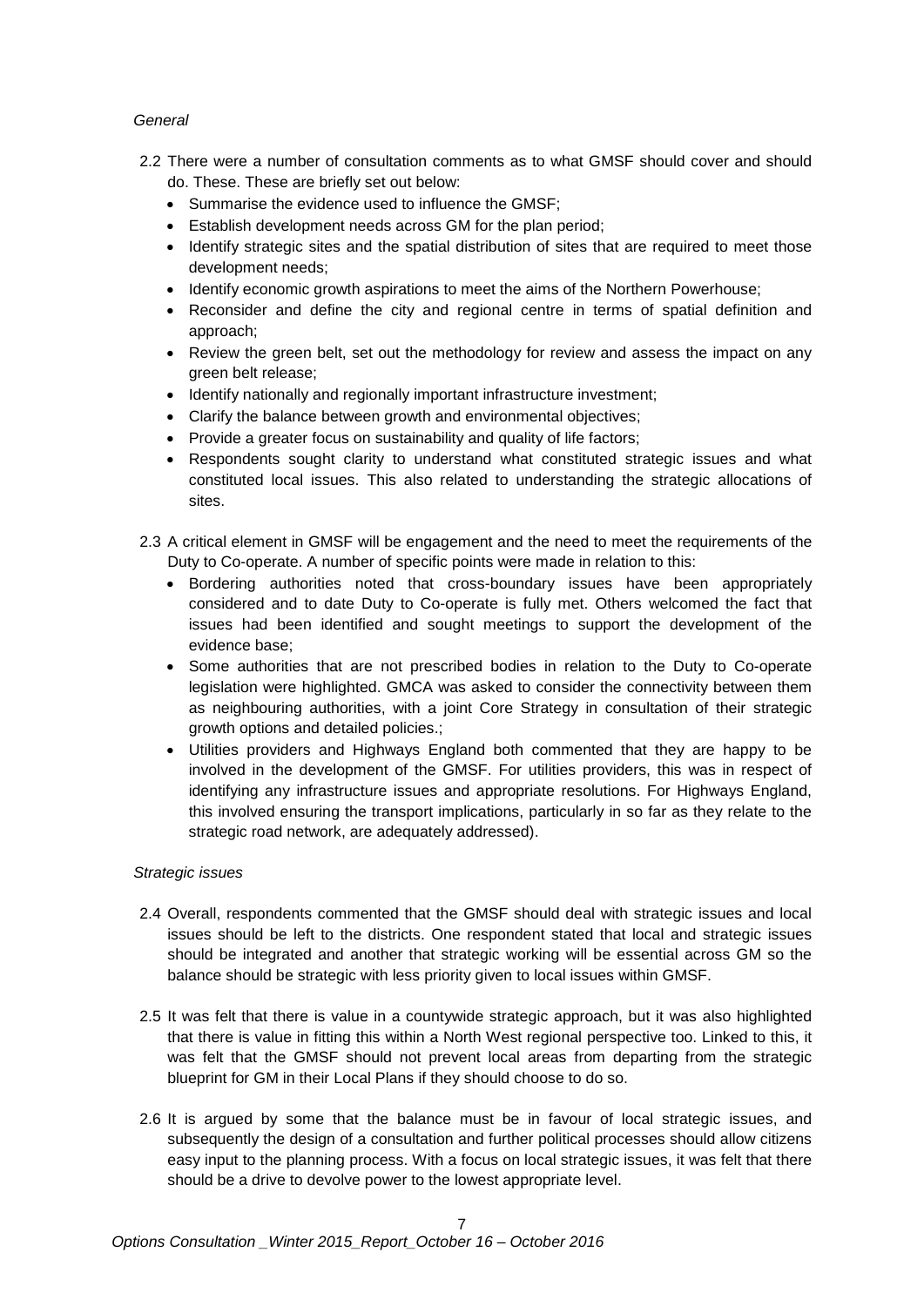*General*

2.2 There were a number of consultation comments as to what GMSF should cover and should do. These. These are briefly set out below:

- Summarise the evidence used to influence the GMSF;
- Establish development needs across GM for the plan period;
- Identify strategic sites and the spatial distribution of sites that are required to meet those development needs;
- Identify economic growth aspirations to meet the aims of the Northern Powerhouse;
- Reconsider and define the city and regional centre in terms of spatial definition and approach;
- Review the green belt, set out the methodology for review and assess the impact on any green belt release;
- Identify nationally and regionally important infrastructure investment;
- Clarify the balance between growth and environmental objectives;
- Provide a greater focus on sustainability and quality of life factors;
- Respondents sought clarity to understand what constituted strategic issues and what constituted local issues. This also related to understanding the strategic allocations of sites.

2.3 A critical element in GMSF will be engagement and the need to meet the requirements of the Duty to Co-operate. A number of specific points were made in relation to this:

- Bordering authorities noted that cross-boundary issues have been appropriately considered and to date Duty to Co-operate is fully met. Others welcomed the fact that issues had been identified and sought meetings to support the development of the evidence base;
- Some authorities that are not prescribed bodies in relation to the Duty to Co-operate legislation were highlighted. GMCA was asked to consider the connectivity between them as neighbouring authorities, with a joint Core Strategy in consultation of their strategic growth options and detailed policies.;
- Utilities providers and Highways England both commented that they are happy to be involved in the development of the GMSF. For utilities providers, this was in respect of identifying any infrastructure issues and appropriate resolutions. For Highways England, this involved ensuring the transport implications, particularly in so far as they relate to the strategic road network, are adequately addressed).

*Strategic issues*

2.4 Overall, respondents commented that the GMSF should deal with strategic issues and local issues should be left to the districts. One respondent stated that local and strategic issues should be integrated and another that strategic working will be essential across GM so the balance should be strategic with less priority given to local issues within GMSF.

2.5 It was felt that there is value in a countywide strategic approach, but it was also highlighted that there is value in fitting this within a North West regional perspective too. Linked to this, it was felt that the GMSF should not prevent local areas from departing from the strategic blueprint for GM in their Local Plans if they should choose to do so.

2.6 It is argued by some that the balance must be in favour of local strategic issues, and subsequently the design of a consultation and further political processes should allow citizens easy input to the planning process. With a focus on local strategic issues, it was felt that there should be a drive to devolve power to the lowest appropriate level.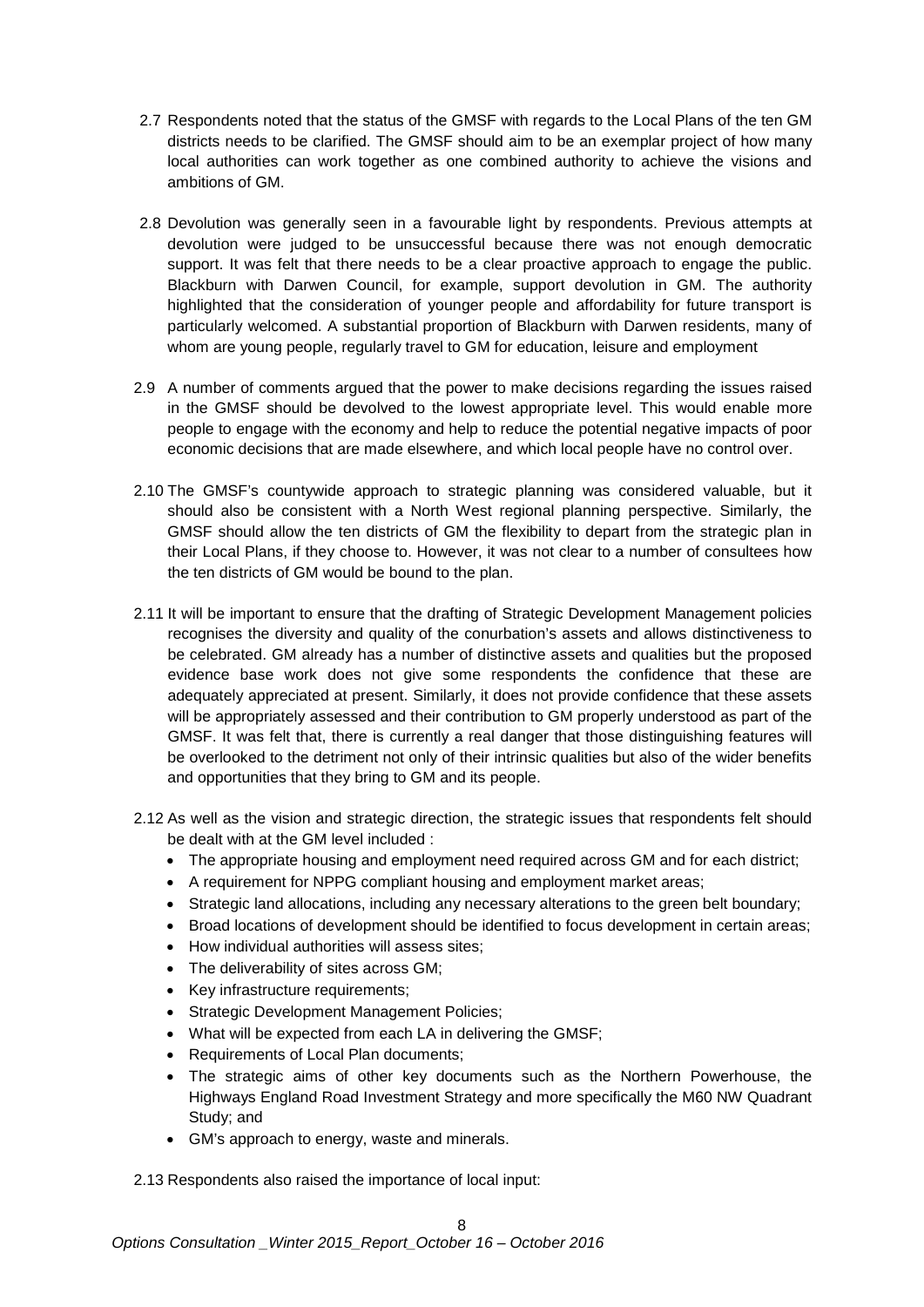2.7 Respondents noted that the status of the GMSF with regards to the Local Plans of the ten GM districts needs to be clarified. The GMSF should aim to be an exemplar project of how many local authorities can work together as one combined authority to achieve the visions and ambitions of GM.

2.8 Devolution was generally seen in a favourable light by respondents. Previous attempts at devolution were judged to be unsuccessful because there was not enough democratic support. It was felt that there needs to be a clear proactive approach to engage the public. Blackburn with Darwen Council, for example, support devolution in GM. The authority highlighted that the consideration of younger people and affordability for future transport is particularly welcomed. A substantial proportion of Blackburn with Darwen residents, many of whom are young people, regularly travel to GM for education, leisure and employment

2.9 A number of comments argued that the power to make decisions regarding the issues raised in the GMSF should be devolved to the lowest appropriate level. This would enable more people to engage with the economy and help to reduce the potential negative impacts of poor economic decisions that are made elsewhere, and which local people have no control over.

2.10 The GMSF's countywide approach to strategic planning was considered valuable, but it should also be consistent with a North West regional planning perspective. Similarly, the GMSF should allow the ten districts of GM the flexibility to depart from the strategic plan in their Local Plans, if they choose to. However, it was not clear to a number of consultees how the ten districts of GM would be bound to the plan.

2.11 It will be important to ensure that the drafting of Strategic Development Management policies recognises the diversity and quality of the conurbation's assets and allows distinctiveness to be celebrated. GM already has a number of distinctive assets and qualities but the proposed evidence base work does not give some respondents the confidence that these are adequately appreciated at present. Similarly, it does not provide confidence that these assets will be appropriately assessed and their contribution to GM properly understood as part of the GMSF. It was felt that, there is currently a real danger that those distinguishing features will be overlooked to the detriment not only of their intrinsic qualities but also of the wider benefits and opportunities that they bring to GM and its people.

2.12 As well as the vision and strategic direction, the strategic issues that respondents felt should be dealt with at the GM level included :

- The appropriate housing and employment need required across GM and for each district;
- A requirement for NPPG compliant housing and employment market areas;
- Strategic land allocations, including any necessary alterations to the green belt boundary;
- Broad locations of development should be identified to focus development in certain areas;
- How individual authorities will assess sites;
- The deliverability of sites across GM;
- Key infrastructure requirements;
- Strategic Development Management Policies;
- What will be expected from each LA in delivering the GMSF;
- Requirements of Local Plan documents;
- The strategic aims of other key documents such as the Northern Powerhouse, the Highways England Road Investment Strategy and more specifically the M60 NW Quadrant Study; and
- GM's approach to energy, waste and minerals.

2.13 Respondents also raised the importance of local input: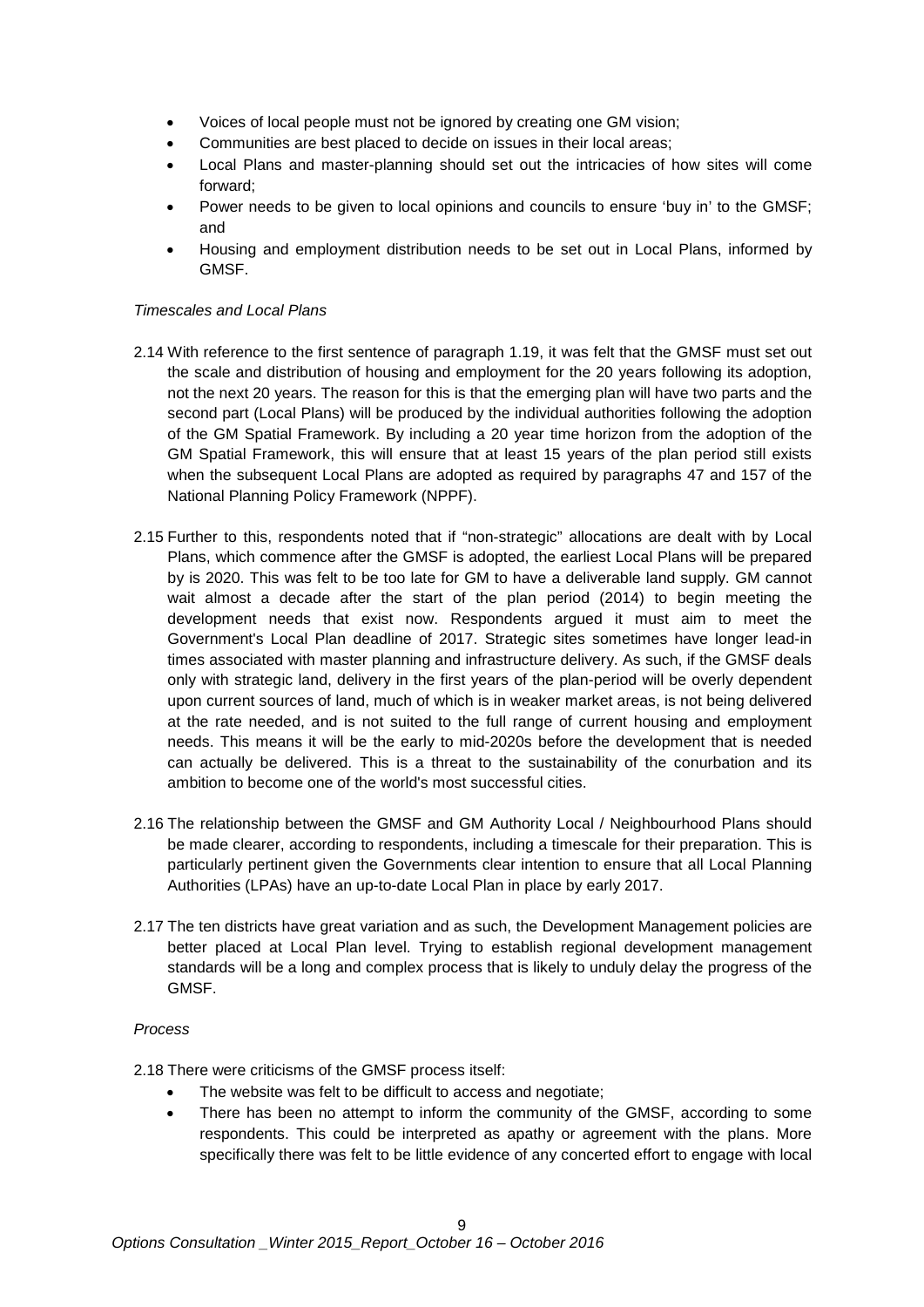- Voices of local people must not be ignored by creating one GM vision;
- Communities are best placed to decide on issues in their local areas;
- Local Plans and master-planning should set out the intricacies of how sites will come forward;
- Power needs to be given to local opinions and councils to ensure 'buy in' to the GMSF; and
- Housing and employment distribution needs to be set out in Local Plans, informed by GMSF.

*Timescales and Local Plans*

2.14 With reference to the first sentence of paragraph 1.19, it was felt that the GMSF must set out the scale and distribution of housing and employment for the 20 years following its adoption, not the next 20 years. The reason for this is that the emerging plan will have two parts and the second part (Local Plans) will be produced by the individual authorities following the adoption of the GM Spatial Framework. By including a 20 year time horizon from the adoption of the GM Spatial Framework, this will ensure that at least 15 years of the plan period still exists when the subsequent Local Plans are adopted as required by paragraphs 47 and 157 of the National Planning Policy Framework (NPPF).

2.15 Further to this, respondents noted that if "non-strategic" allocations are dealt with by Local Plans, which commence after the GMSF is adopted, the earliest Local Plans will be prepared by is 2020. This was felt to be too late for GM to have a deliverable land supply. GM cannot wait almost a decade after the start of the plan period (2014) to begin meeting the development needs that exist now. Respondents argued it must aim to meet the Government's Local Plan deadline of 2017. Strategic sites sometimes have longer lead-in times associated with master planning and infrastructure delivery. As such, if the GMSF deals only with strategic land, delivery in the first years of the plan-period will be overly dependent upon current sources of land, much of which is in weaker market areas, is not being delivered at the rate needed, and is not suited to the full range of current housing and employment needs. This means it will be the early to mid-2020s before the development that is needed can actually be delivered. This is a threat to the sustainability of the conurbation and its ambition to become one of the world's most successful cities.

2.16 The relationship between the GMSF and GM Authority Local / Neighbourhood Plans should be made clearer, according to respondents, including a timescale for their preparation. This is particularly pertinent given the Governments clear intention to ensure that all Local Planning Authorities (LPAs) have an up-to-date Local Plan in place by early 2017.

2.17 The ten districts have great variation and as such, the Development Management policies are better placed at Local Plan level. Trying to establish regional development management standards will be a long and complex process that is likely to unduly delay the progress of the GMSF.

*Process*

2.18 There were criticisms of the GMSF process itself:

- The website was felt to be difficult to access and negotiate;
- There has been no attempt to inform the community of the GMSF, according to some respondents. This could be interpreted as apathy or agreement with the plans. More specifically there was felt to be little evidence of any concerted effort to engage with local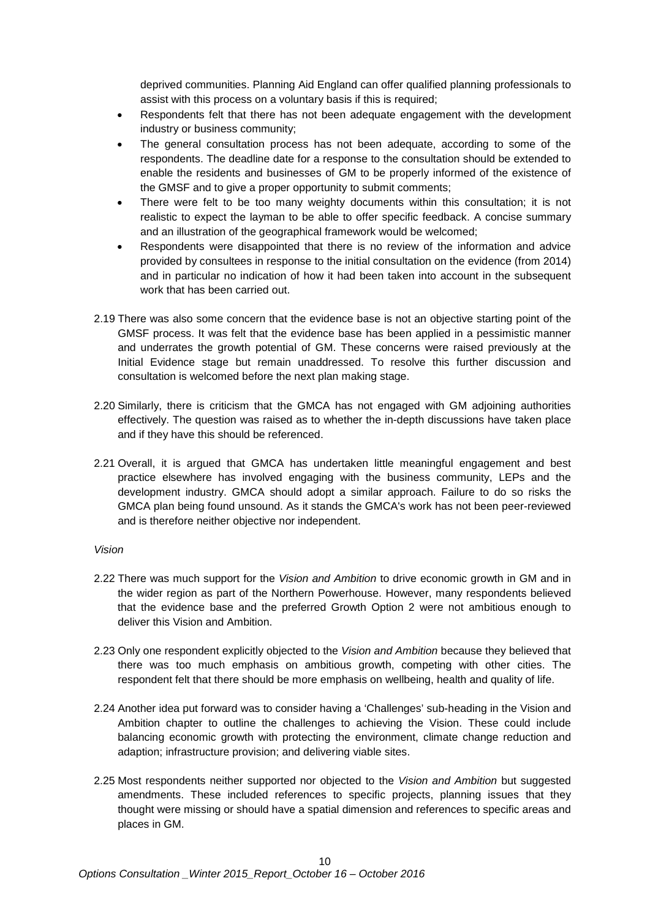deprived communities. Planning Aid England can offer qualified planning professionals to assist with this process on a voluntary basis if this is required;

- Respondents felt that there has not been adequate engagement with the development industry or business community;
- The general consultation process has not been adequate, according to some of the respondents. The deadline date for a response to the consultation should be extended to enable the residents and businesses of GM to be properly informed of the existence of the GMSF and to give a proper opportunity to submit comments;
- There were felt to be too many weighty documents within this consultation; it is not realistic to expect the layman to be able to offer specific feedback. A concise summary and an illustration of the geographical framework would be welcomed;
- Respondents were disappointed that there is no review of the information and advice provided by consultees in response to the initial consultation on the evidence (from 2014) and in particular no indication of how it had been taken into account in the subsequent work that has been carried out.

2.19 There was also some concern that the evidence base is not an objective starting point of the GMSF process. It was felt that the evidence base has been applied in a pessimistic manner and underrates the growth potential of GM. These concerns were raised previously at the Initial Evidence stage but remain unaddressed. To resolve this further discussion and consultation is welcomed before the next plan making stage.

2.20 Similarly, there is criticism that the GMCA has not engaged with GM adjoining authorities effectively. The question was raised as to whether the in-depth discussions have taken place and if they have this should be referenced.

2.21 Overall, it is argued that GMCA has undertaken little meaningful engagement and best practice elsewhere has involved engaging with the business community, LEPs and the development industry. GMCA should adopt a similar approach. Failure to do so risks the GMCA plan being found unsound. As it stands the GMCA's work has not been peer-reviewed and is therefore neither objective nor independent.

*Vision*

2.22 There was much support for the *Vision and Ambition* to drive economic growth in GM and in the wider region as part of the Northern Powerhouse. However, many respondents believed that the evidence base and the preferred Growth Option 2 were not ambitious enough to deliver this Vision and Ambition.

2.23 Only one respondent explicitly objected to the *Vision and Ambition* because they believed that there was too much emphasis on ambitious growth, competing with other cities. The respondent felt that there should be more emphasis on wellbeing, health and quality of life.

2.24 Another idea put forward was to consider having a 'Challenges' sub-heading in the Vision and Ambition chapter to outline the challenges to achieving the Vision. These could include balancing economic growth with protecting the environment, climate change reduction and adaption; infrastructure provision; and delivering viable sites.

2.25 Most respondents neither supported nor objected to the *Vision and Ambition* but suggested amendments. These included references to specific projects, planning issues that they thought were missing or should have a spatial dimension and references to specific areas and places in GM.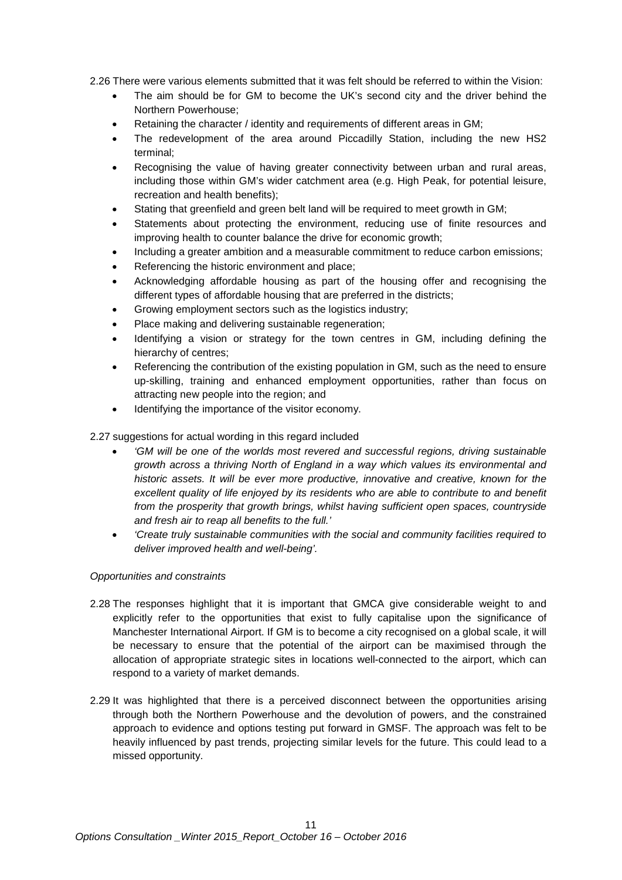2.26 There were various elements submitted that it was felt should be referred to within the Vision:

- The aim should be for GM to become the UK's second city and the driver behind the Northern Powerhouse;
- Retaining the character / identity and requirements of different areas in GM;
- The redevelopment of the area around Piccadilly Station, including the new HS2 terminal;
- Recognising the value of having greater connectivity between urban and rural areas, including those within GM's wider catchment area (e.g. High Peak, for potential leisure, recreation and health benefits);
- Stating that greenfield and green belt land will be required to meet growth in GM;
- Statements about protecting the environment, reducing use of finite resources and improving health to counter balance the drive for economic growth;
- Including a greater ambition and a measurable commitment to reduce carbon emissions;
- Referencing the historic environment and place;
- Acknowledging affordable housing as part of the housing offer and recognising the different types of affordable housing that are preferred in the districts;
- Growing employment sectors such as the logistics industry;
- Place making and delivering sustainable regeneration;
- Identifying a vision or strategy for the town centres in GM, including defining the hierarchy of centres;
- Referencing the contribution of the existing population in GM, such as the need to ensure up-skilling, training and enhanced employment opportunities, rather than focus on attracting new people into the region; and
- Identifying the importance of the visitor economy.

2.27 suggestions for actual wording in this regard included

- *'GM will be one of the worlds most revered and successful regions, driving sustainable growth across a thriving North of England in a way which values its environmental and historic assets. It will be ever more productive, innovative and creative, known for the excellent quality of life enjoyed by its residents who are able to contribute to and benefit from the prosperity that growth brings, whilst having sufficient open spaces, countryside and fresh air to reap all benefits to the full.'*
- *'Create truly sustainable communities with the social and community facilities required to deliver improved health and well-being'.*

*Opportunities and constraints*

2.28 The responses highlight that it is important that GMCA give considerable weight to and explicitly refer to the opportunities that exist to fully capitalise upon the significance of Manchester International Airport. If GM is to become a city recognised on a global scale, it will be necessary to ensure that the potential of the airport can be maximised through the allocation of appropriate strategic sites in locations well-connected to the airport, which can respond to a variety of market demands.

2.29 It was highlighted that there is a perceived disconnect between the opportunities arising through both the Northern Powerhouse and the devolution of powers, and the constrained approach to evidence and options testing put forward in GMSF. The approach was felt to be heavily influenced by past trends, projecting similar levels for the future. This could lead to a missed opportunity.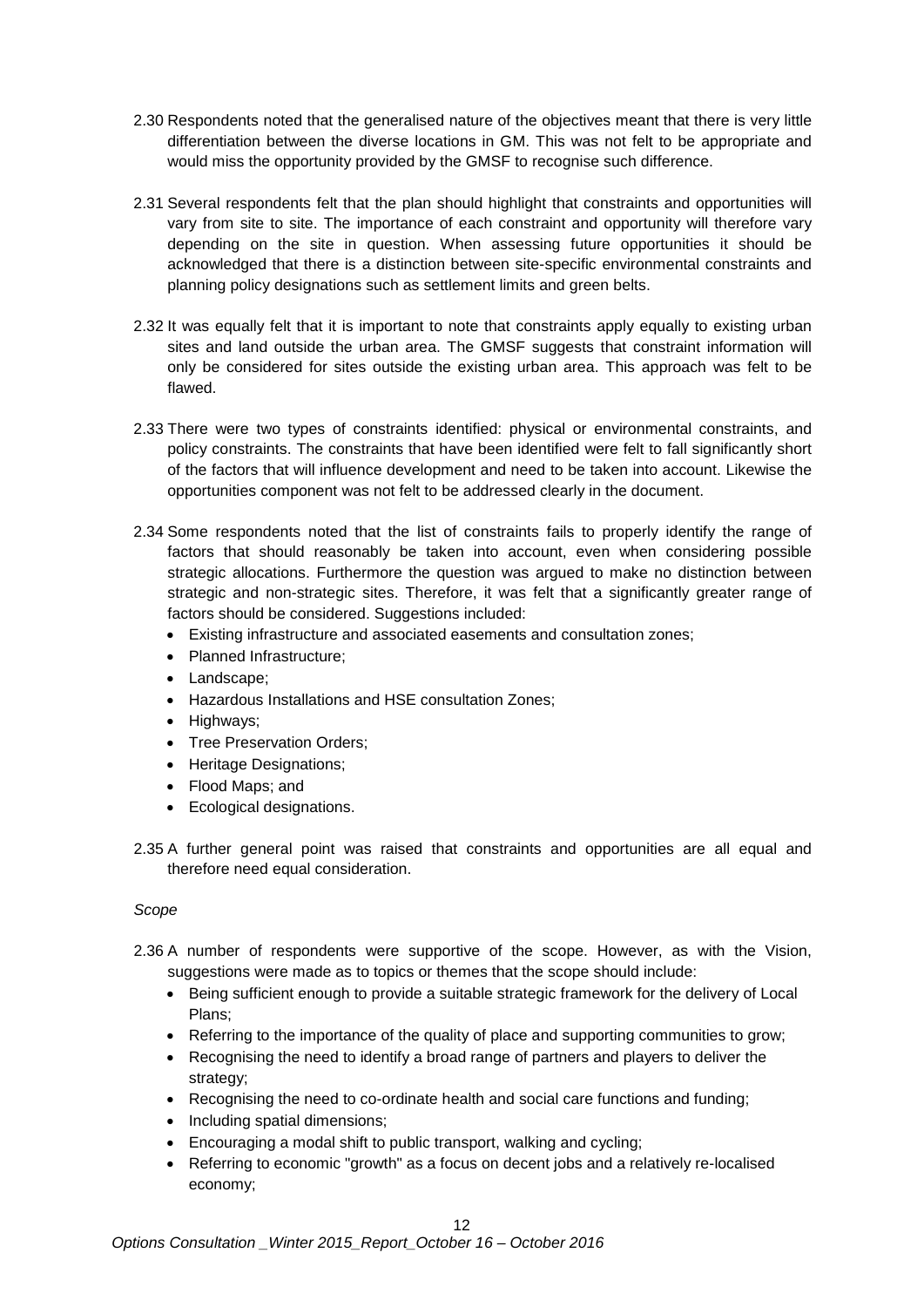2.30 Respondents noted that the generalised nature of the objectives meant that there is very little differentiation between the diverse locations in GM. This was not felt to be appropriate and would miss the opportunity provided by the GMSF to recognise such difference.

2.31 Several respondents felt that the plan should highlight that constraints and opportunities will vary from site to site. The importance of each constraint and opportunity will therefore vary depending on the site in question. When assessing future opportunities it should be acknowledged that there is a distinction between site-specific environmental constraints and planning policy designations such as settlement limits and green belts.

2.32 It was equally felt that it is important to note that constraints apply equally to existing urban sites and land outside the urban area. The GMSF suggests that constraint information will only be considered for sites outside the existing urban area. This approach was felt to be flawed.

2.33 There were two types of constraints identified: physical or environmental constraints, and policy constraints. The constraints that have been identified were felt to fall significantly short of the factors that will influence development and need to be taken into account. Likewise the opportunities component was not felt to be addressed clearly in the document.

2.34 Some respondents noted that the list of constraints fails to properly identify the range of factors that should reasonably be taken into account, even when considering possible strategic allocations. Furthermore the question was argued to make no distinction between strategic and non-strategic sites. Therefore, it was felt that a significantly greater range of factors should be considered. Suggestions included:

- Existing infrastructure and associated easements and consultation zones;
- Planned Infrastructure;
- Landscape;
- Hazardous Installations and HSE consultation Zones;
- Highways;
- Tree Preservation Orders;
- Heritage Designations;
- Flood Maps; and
- Ecological designations.

2.35 A further general point was raised that constraints and opportunities are all equal and therefore need equal consideration.

*Scope*

2.36 A number of respondents were supportive of the scope. However, as with the Vision, suggestions were made as to topics or themes that the scope should include:

- Being sufficient enough to provide a suitable strategic framework for the delivery of Local Plans;
- Referring to the importance of the quality of place and supporting communities to grow;
- Recognising the need to identify a broad range of partners and players to deliver the strategy;
- Recognising the need to co-ordinate health and social care functions and funding;
- Including spatial dimensions;
- Encouraging a modal shift to public transport, walking and cycling;
- Referring to economic "growth" as a focus on decent jobs and a relatively re-localised economy;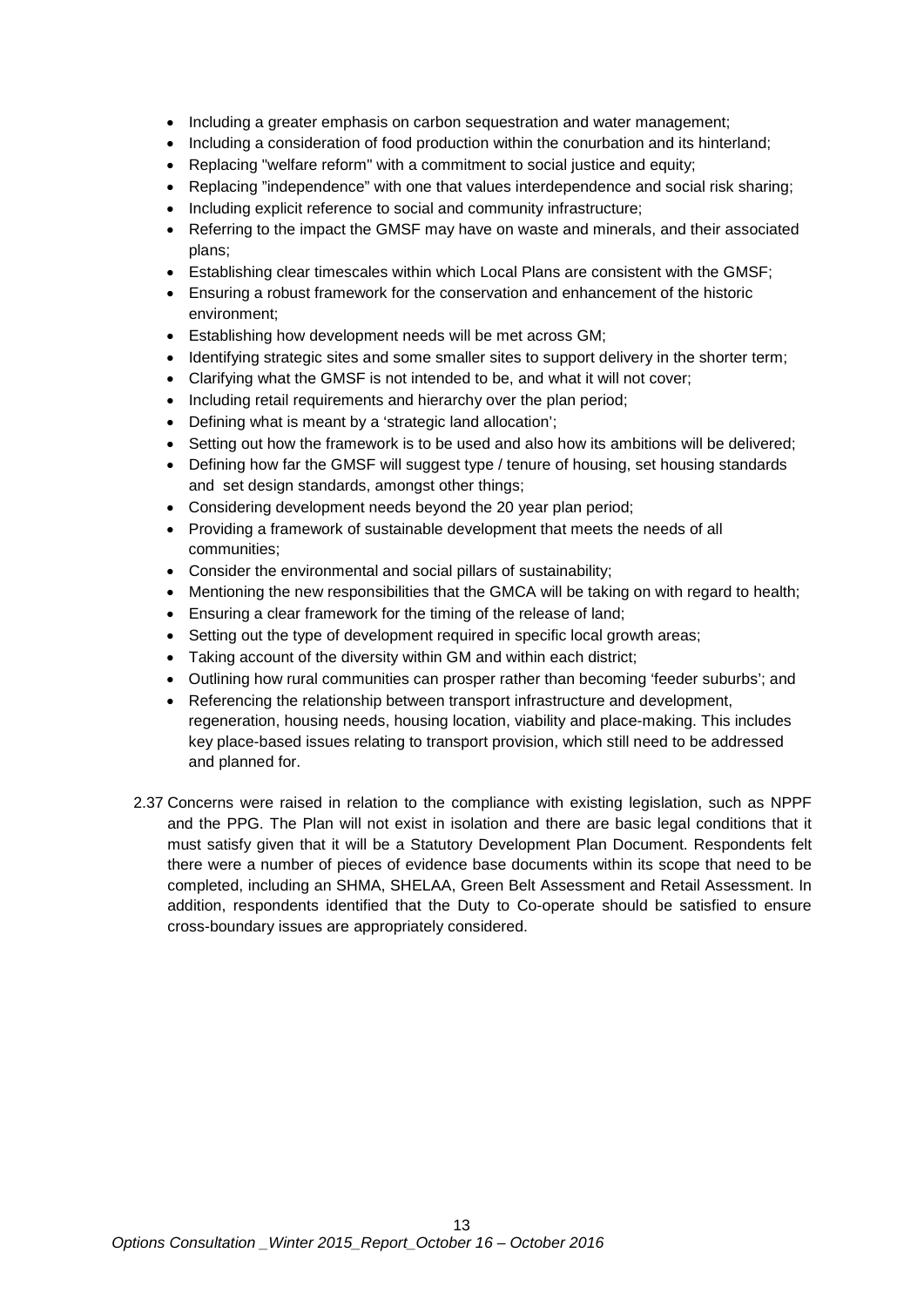- Including a greater emphasis on carbon sequestration and water management;
- Including a consideration of food production within the conurbation and its hinterland;
- Replacing "welfare reform" with a commitment to social justice and equity;
- Replacing "independence" with one that values interdependence and social risk sharing;
- Including explicit reference to social and community infrastructure;
- Referring to the impact the GMSF may have on waste and minerals, and their associated plans;
- Establishing clear timescales within which Local Plans are consistent with the GMSF;
- Ensuring a robust framework for the conservation and enhancement of the historic environment;
- Establishing how development needs will be met across GM;
- Identifying strategic sites and some smaller sites to support delivery in the shorter term;
- Clarifying what the GMSF is not intended to be, and what it will not cover;
- Including retail requirements and hierarchy over the plan period;
- Defining what is meant by a 'strategic land allocation';
- Setting out how the framework is to be used and also how its ambitions will be delivered;
- Defining how far the GMSF will suggest type / tenure of housing, set housing standards and set design standards, amongst other things;
- Considering development needs beyond the 20 year plan period;
- Providing a framework of sustainable development that meets the needs of all communities;
- Consider the environmental and social pillars of sustainability;
- Mentioning the new responsibilities that the GMCA will be taking on with regard to health;
- Ensuring a clear framework for the timing of the release of land;
- Setting out the type of development required in specific local growth areas;
- Taking account of the diversity within GM and within each district;
- Outlining how rural communities can prosper rather than becoming 'feeder suburbs'; and
- Referencing the relationship between transport infrastructure and development, regeneration, housing needs, housing location, viability and place-making. This includes key place-based issues relating to transport provision, which still need to be addressed and planned for.

2.37 Concerns were raised in relation to the compliance with existing legislation, such as NPPF and the PPG. The Plan will not exist in isolation and there are basic legal conditions that it must satisfy given that it will be a Statutory Development Plan Document. Respondents felt there were a number of pieces of evidence base documents within its scope that need to be completed, including an SHMA, SHELAA, Green Belt Assessment and Retail Assessment. In addition, respondents identified that the Duty to Co-operate should be satisfied to ensure cross-boundary issues are appropriately considered.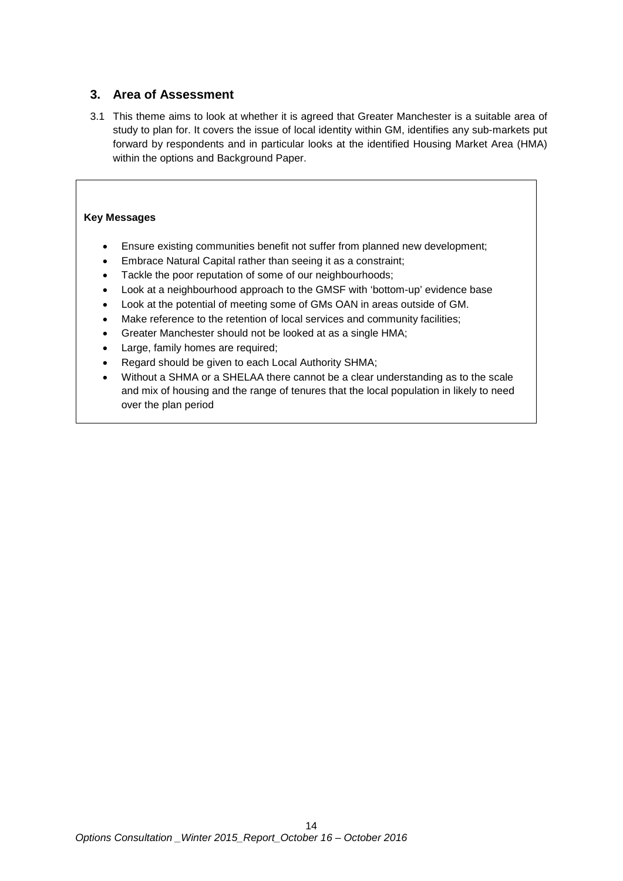## 3. Area of Assessment

3.1 This theme aims to look at whether it is agreed that Greater Manchester is a suitable area of study to plan for. It covers the issue of local identity within GM, identifies any sub-markets put forward by respondents and in particular looks at the identified Housing Market Area (HMA) within the options and Background Paper.

**Key Messages**

- Ensure existing communities benefit not suffer from planned new development;
- Embrace Natural Capital rather than seeing it as a constraint;
- Tackle the poor reputation of some of our neighbourhoods;
- Look at a neighbourhood approach to the GMSF with 'bottom-up' evidence base
- Look at the potential of meeting some of GMs OAN in areas outside of GM.
- Make reference to the retention of local services and community facilities;
- Greater Manchester should not be looked at as a single HMA;
- Large, family homes are required;
- Regard should be given to each Local Authority SHMA;
- Without a SHMA or a SHELAA there cannot be a clear understanding as to the scale and mix of housing and the range of tenures that the local population in likely to need over the plan period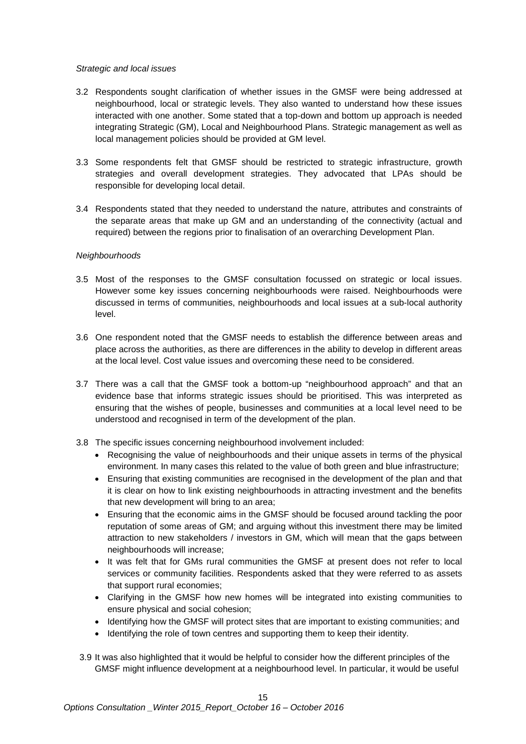*Strategic and local issues*

3.2 Respondents sought clarification of whether issues in the GMSF were being addressed at neighbourhood, local or strategic levels. They also wanted to understand how these issues interacted with one another. Some stated that a top-down and bottom up approach is needed integrating Strategic (GM), Local and Neighbourhood Plans. Strategic management as well as local management policies should be provided at GM level.

3.3 Some respondents felt that GMSF should be restricted to strategic infrastructure, growth strategies and overall development strategies. They advocated that LPAs should be responsible for developing local detail.

3.4 Respondents stated that they needed to understand the nature, attributes and constraints of the separate areas that make up GM and an understanding of the connectivity (actual and required) between the regions prior to finalisation of an overarching Development Plan.

*Neighbourhoods*

3.5 Most of the responses to the GMSF consultation focussed on strategic or local issues. However some key issues concerning neighbourhoods were raised. Neighbourhoods were discussed in terms of communities, neighbourhoods and local issues at a sub-local authority level.

3.6 One respondent noted that the GMSF needs to establish the difference between areas and place across the authorities, as there are differences in the ability to develop in different areas at the local level. Cost value issues and overcoming these need to be considered.

3.7 There was a call that the GMSF took a bottom-up "neighbourhood approach" and that an evidence base that informs strategic issues should be prioritised. This was interpreted as ensuring that the wishes of people, businesses and communities at a local level need to be understood and recognised in term of the development of the plan.

3.8 The specific issues concerning neighbourhood involvement included:

- Recognising the value of neighbourhoods and their unique assets in terms of the physical environment. In many cases this related to the value of both green and blue infrastructure;
- Ensuring that existing communities are recognised in the development of the plan and that it is clear on how to link existing neighbourhoods in attracting investment and the benefits that new development will bring to an area;
- Ensuring that the economic aims in the GMSF should be focused around tackling the poor reputation of some areas of GM; and arguing without this investment there may be limited attraction to new stakeholders / investors in GM, which will mean that the gaps between neighbourhoods will increase;
- It was felt that for GMs rural communities the GMSF at present does not refer to local services or community facilities. Respondents asked that they were referred to as assets that support rural economies;
- Clarifying in the GMSF how new homes will be integrated into existing communities to ensure physical and social cohesion;
- Identifying how the GMSF will protect sites that are important to existing communities; and
- Identifying the role of town centres and supporting them to keep their identity.

3.9 It was also highlighted that it would be helpful to consider how the different principles of the GMSF might influence development at a neighbourhood level. In particular, it would be useful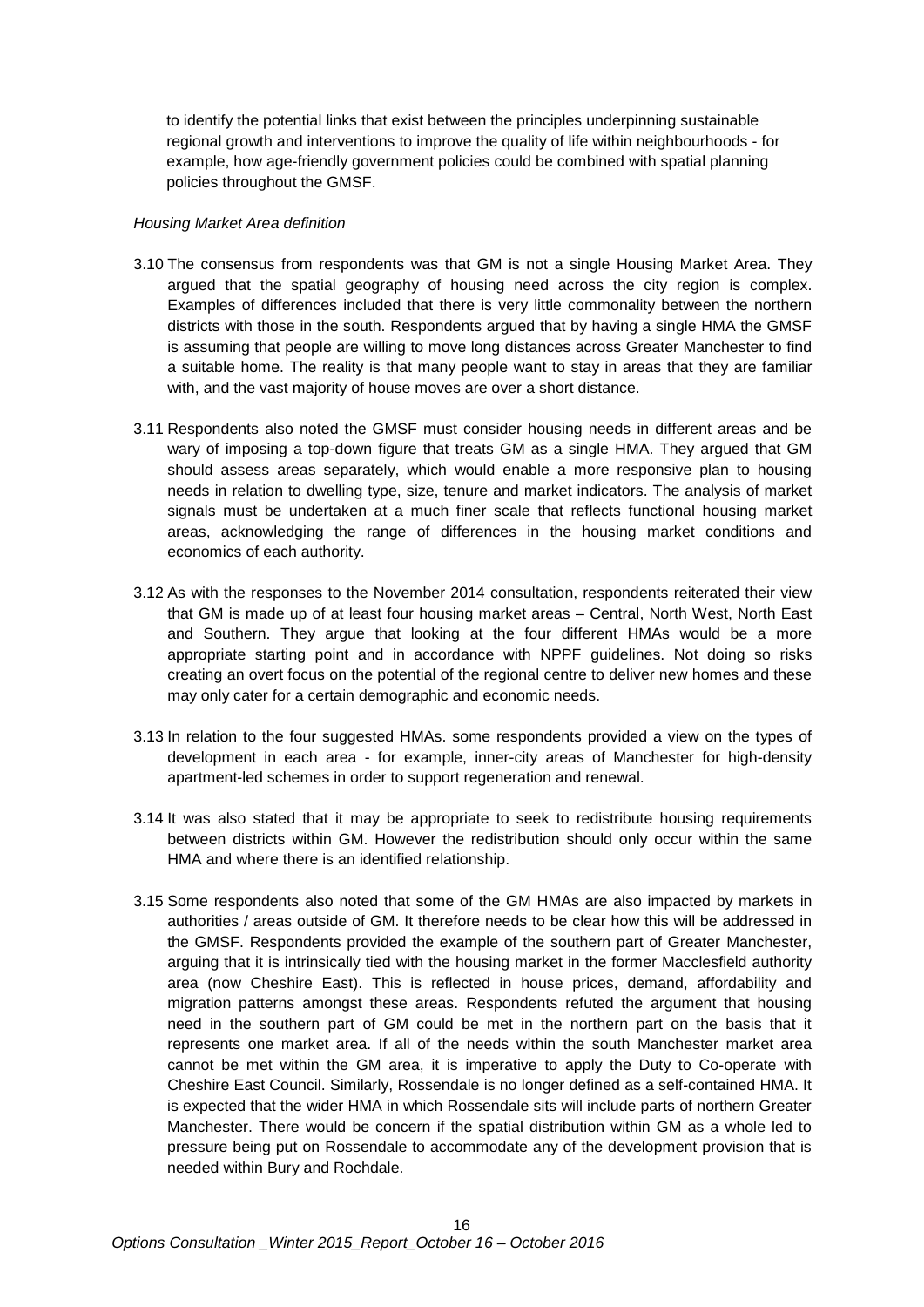to identify the potential links that exist between the principles underpinning sustainable regional growth and interventions to improve the quality of life within neighbourhoods - for example, how age-friendly government policies could be combined with spatial planning policies throughout the GMSF.

*Housing Market Area definition*

3.10 The consensus from respondents was that GM is not a single Housing Market Area. They argued that the spatial geography of housing need across the city region is complex. Examples of differences included that there is very little commonality between the northern districts with those in the south. Respondents argued that by having a single HMA the GMSF is assuming that people are willing to move long distances across Greater Manchester to find a suitable home. The reality is that many people want to stay in areas that they are familiar with, and the vast majority of house moves are over a short distance.

3.11 Respondents also noted the GMSF must consider housing needs in different areas and be wary of imposing a top-down figure that treats GM as a single HMA. They argued that GM should assess areas separately, which would enable a more responsive plan to housing needs in relation to dwelling type, size, tenure and market indicators. The analysis of market signals must be undertaken at a much finer scale that reflects functional housing market areas, acknowledging the range of differences in the housing market conditions and economics of each authority.

3.12 As with the responses to the November 2014 consultation, respondents reiterated their view that GM is made up of at least four housing market areas – Central, North West, North East and Southern. They argue that looking at the four different HMAs would be a more appropriate starting point and in accordance with NPPF guidelines. Not doing so risks creating an overt focus on the potential of the regional centre to deliver new homes and these may only cater for a certain demographic and economic needs.

3.13 In relation to the four suggested HMAs. some respondents provided a view on the types of development in each area - for example, inner-city areas of Manchester for high-density apartment-led schemes in order to support regeneration and renewal.

3.14 It was also stated that it may be appropriate to seek to redistribute housing requirements between districts within GM. However the redistribution should only occur within the same HMA and where there is an identified relationship.

3.15 Some respondents also noted that some of the GM HMAs are also impacted by markets in authorities / areas outside of GM. It therefore needs to be clear how this will be addressed in the GMSF. Respondents provided the example of the southern part of Greater Manchester, arguing that it is intrinsically tied with the housing market in the former Macclesfield authority area (now Cheshire East). This is reflected in house prices, demand, affordability and migration patterns amongst these areas. Respondents refuted the argument that housing need in the southern part of GM could be met in the northern part on the basis that it represents one market area. If all of the needs within the south Manchester market area cannot be met within the GM area, it is imperative to apply the Duty to Co-operate with Cheshire East Council. Similarly, Rossendale is no longer defined as a self-contained HMA. It is expected that the wider HMA in which Rossendale sits will include parts of northern Greater Manchester. There would be concern if the spatial distribution within GM as a whole led to pressure being put on Rossendale to accommodate any of the development provision that is needed within Bury and Rochdale.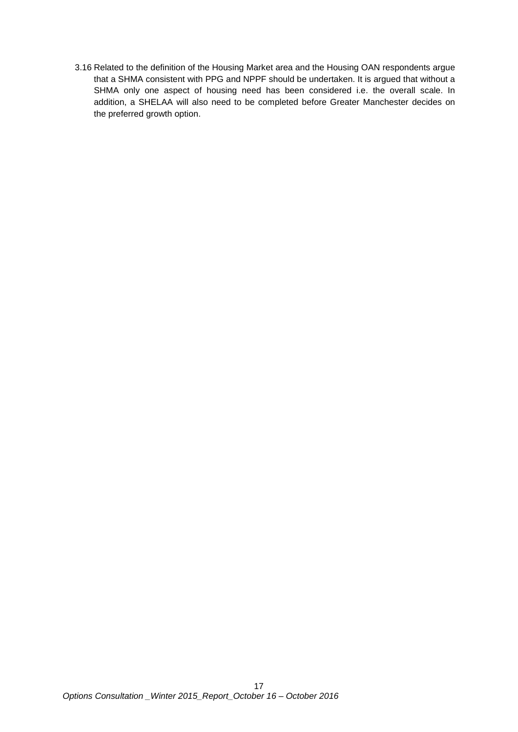3.16 Related to the definition of the Housing Market area and the Housing OAN respondents argue that a SHMA consistent with PPG and NPPF should be undertaken. It is argued that without a SHMA only one aspect of housing need has been considered i.e. the overall scale. In addition, a SHELAA will also need to be completed before Greater Manchester decides on the preferred growth option.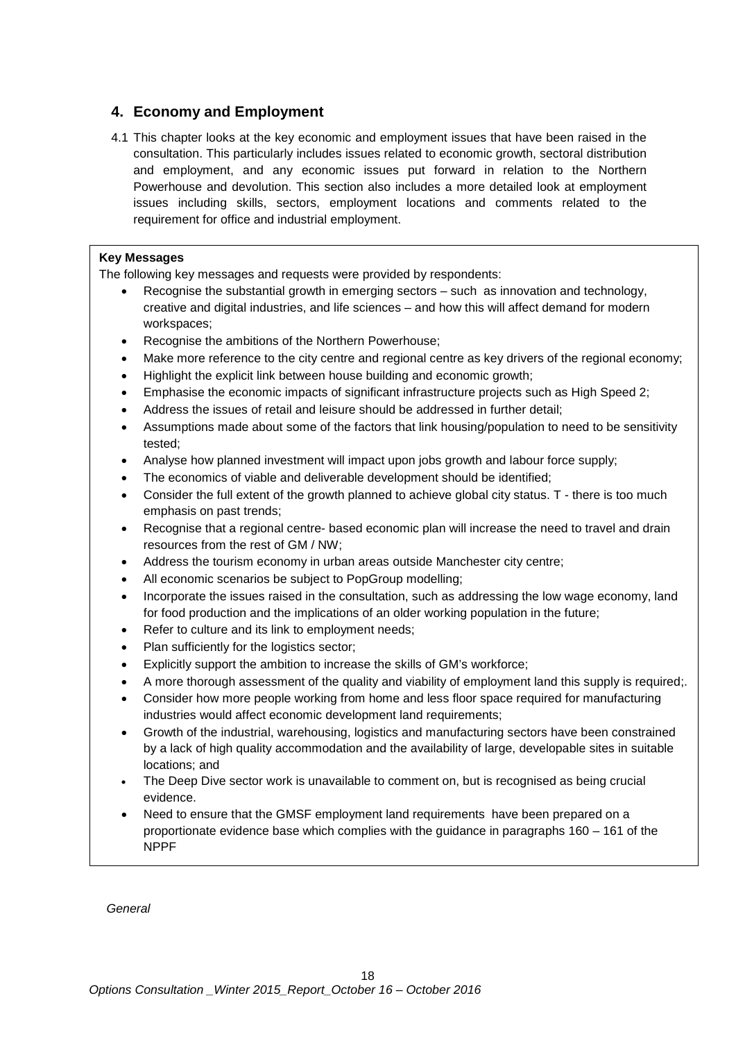## 4. Economy and Employment

4.1 This chapter looks at the key economic and employment issues that have been raised in the consultation. This particularly includes issues related to economic growth, sectoral distribution and employment, and any economic issues put forward in relation to the Northern Powerhouse and devolution. This section also includes a more detailed look at employment issues including skills, sectors, employment locations and comments related to the requirement for office and industrial employment.

**Key Messages**

The following key messages and requests were provided by respondents:

- Recognise the substantial growth in emerging sectors – such as innovation and technology, creative and digital industries, and life sciences – and how this will affect demand for modern workspaces;
- Recognise the ambitions of the Northern Powerhouse;
- Make more reference to the city centre and regional centre as key drivers of the regional economy;
- Highlight the explicit link between house building and economic growth;
- Emphasise the economic impacts of significant infrastructure projects such as High Speed 2;
- Address the issues of retail and leisure should be addressed in further detail;
- Assumptions made about some of the factors that link housing/population to need to be sensitivity tested;
- Analyse how planned investment will impact upon jobs growth and labour force supply;
- The economics of viable and deliverable development should be identified;
- Consider the full extent of the growth planned to achieve global city status. T - there is too much emphasis on past trends;
- Recognise that a regional centre- based economic plan will increase the need to travel and drain resources from the rest of GM / NW;
- Address the tourism economy in urban areas outside Manchester city centre;
- All economic scenarios be subject to PopGroup modelling;
- Incorporate the issues raised in the consultation, such as addressing the low wage economy, land for food production and the implications of an older working population in the future;
- Refer to culture and its link to employment needs;
- Plan sufficiently for the logistics sector;
- Explicitly support the ambition to increase the skills of GM's workforce;
- A more thorough assessment of the quality and viability of employment land this supply is required;.
- Consider how more people working from home and less floor space required for manufacturing industries would affect economic development land requirements;
- Growth of the industrial, warehousing, logistics and manufacturing sectors have been constrained by a lack of high quality accommodation and the availability of large, developable sites in suitable locations; and
- The Deep Dive sector work is unavailable to comment on, but is recognised as being crucial evidence.
- Need to ensure that the GMSF employment land requirements have been prepared on a proportionate evidence base which complies with the guidance in paragraphs 160 – 161 of the NPPF

*General*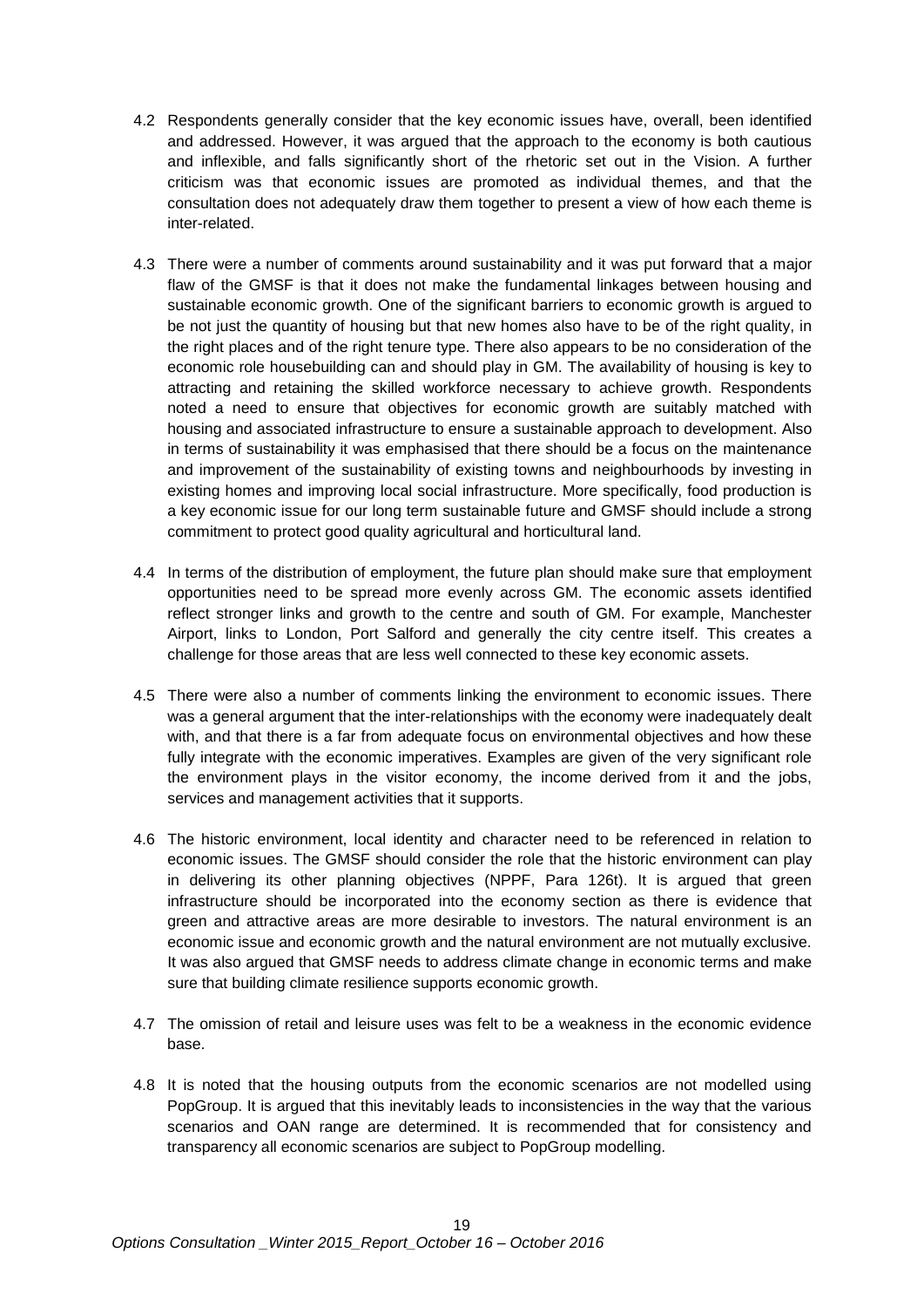4.2 Respondents generally consider that the key economic issues have, overall, been identified and addressed. However, it was argued that the approach to the economy is both cautious and inflexible, and falls significantly short of the rhetoric set out in the Vision. A further criticism was that economic issues are promoted as individual themes, and that the consultation does not adequately draw them together to present a view of how each theme is inter-related.

4.3 There were a number of comments around sustainability and it was put forward that a major flaw of the GMSF is that it does not make the fundamental linkages between housing and sustainable economic growth. One of the significant barriers to economic growth is argued to be not just the quantity of housing but that new homes also have to be of the right quality, in the right places and of the right tenure type. There also appears to be no consideration of the economic role housebuilding can and should play in GM. The availability of housing is key to attracting and retaining the skilled workforce necessary to achieve growth. Respondents noted a need to ensure that objectives for economic growth are suitably matched with housing and associated infrastructure to ensure a sustainable approach to development. Also in terms of sustainability it was emphasised that there should be a focus on the maintenance and improvement of the sustainability of existing towns and neighbourhoods by investing in existing homes and improving local social infrastructure. More specifically, food production is a key economic issue for our long term sustainable future and GMSF should include a strong commitment to protect good quality agricultural and horticultural land.

4.4 In terms of the distribution of employment, the future plan should make sure that employment opportunities need to be spread more evenly across GM. The economic assets identified reflect stronger links and growth to the centre and south of GM. For example, Manchester Airport, links to London, Port Salford and generally the city centre itself. This creates a challenge for those areas that are less well connected to these key economic assets.

4.5 There were also a number of comments linking the environment to economic issues. There was a general argument that the inter-relationships with the economy were inadequately dealt with, and that there is a far from adequate focus on environmental objectives and how these fully integrate with the economic imperatives. Examples are given of the very significant role the environment plays in the visitor economy, the income derived from it and the jobs, services and management activities that it supports.

4.6 The historic environment, local identity and character need to be referenced in relation to economic issues. The GMSF should consider the role that the historic environment can play in delivering its other planning objectives (NPPF, Para 126t). It is argued that green infrastructure should be incorporated into the economy section as there is evidence that green and attractive areas are more desirable to investors. The natural environment is an economic issue and economic growth and the natural environment are not mutually exclusive. It was also argued that GMSF needs to address climate change in economic terms and make sure that building climate resilience supports economic growth.

4.7 The omission of retail and leisure uses was felt to be a weakness in the economic evidence base.

4.8 It is noted that the housing outputs from the economic scenarios are not modelled using PopGroup. It is argued that this inevitably leads to inconsistencies in the way that the various scenarios and OAN range are determined. It is recommended that for consistency and transparency all economic scenarios are subject to PopGroup modelling.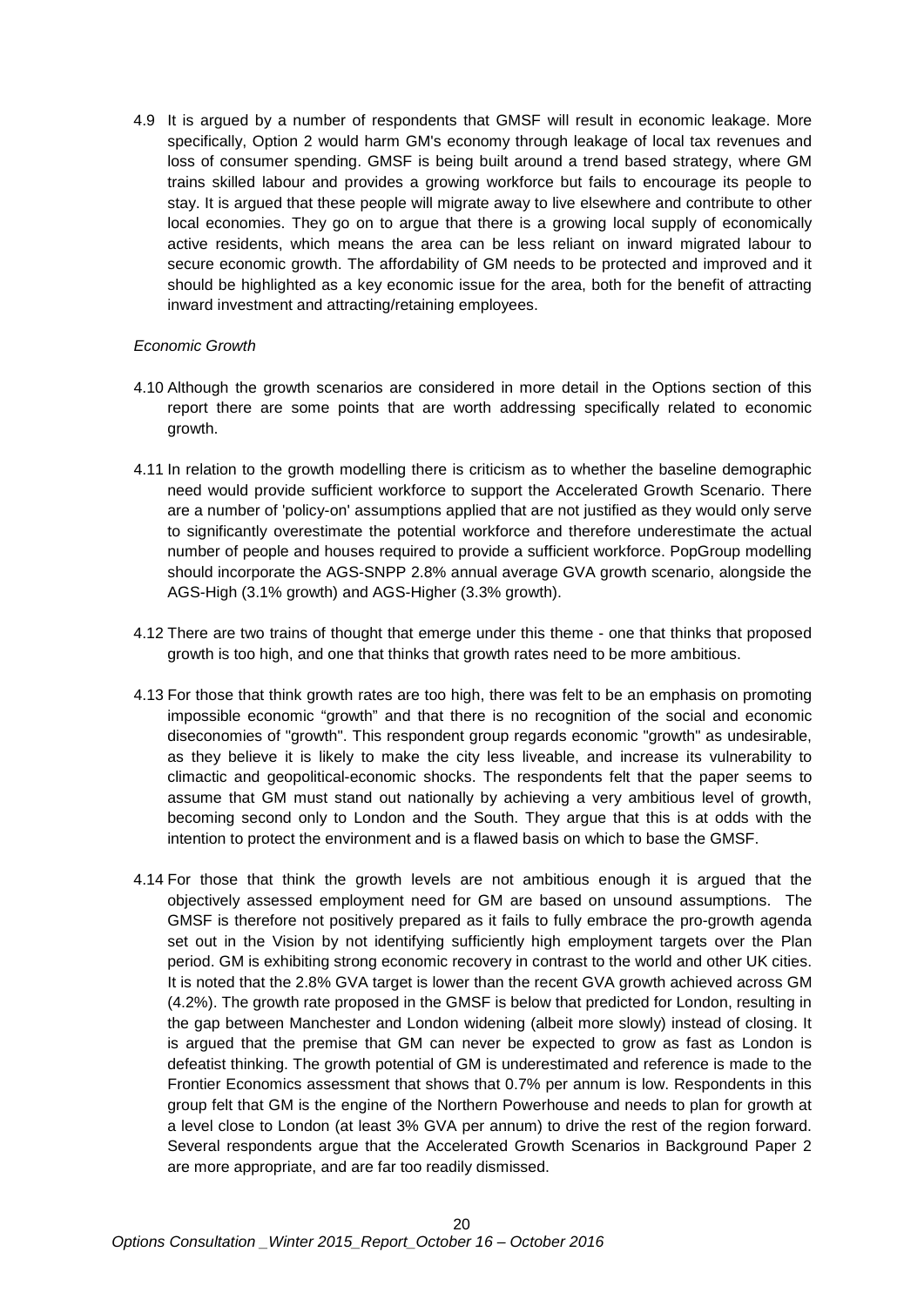4.9 It is argued by a number of respondents that GMSF will result in economic leakage. More specifically, Option 2 would harm GM's economy through leakage of local tax revenues and loss of consumer spending. GMSF is being built around a trend based strategy, where GM trains skilled labour and provides a growing workforce but fails to encourage its people to stay. It is argued that these people will migrate away to live elsewhere and contribute to other local economies. They go on to argue that there is a growing local supply of economically active residents, which means the area can be less reliant on inward migrated labour to secure economic growth. The affordability of GM needs to be protected and improved and it should be highlighted as a key economic issue for the area, both for the benefit of attracting inward investment and attracting/retaining employees.

*Economic Growth*

4.10 Although the growth scenarios are considered in more detail in the Options section of this report there are some points that are worth addressing specifically related to economic growth.

4.11 In relation to the growth modelling there is criticism as to whether the baseline demographic need would provide sufficient workforce to support the Accelerated Growth Scenario. There are a number of 'policy-on' assumptions applied that are not justified as they would only serve to significantly overestimate the potential workforce and therefore underestimate the actual number of people and houses required to provide a sufficient workforce. PopGroup modelling should incorporate the AGS-SNPP 2.8% annual average GVA growth scenario, alongside the AGS-High (3.1% growth) and AGS-Higher (3.3% growth).

4.12 There are two trains of thought that emerge under this theme - one that thinks that proposed growth is too high, and one that thinks that growth rates need to be more ambitious.

4.13 For those that think growth rates are too high, there was felt to be an emphasis on promoting impossible economic “growth” and that there is no recognition of the social and economic diseconomies of "growth". This respondent group regards economic "growth" as undesirable, as they believe it is likely to make the city less liveable, and increase its vulnerability to climactic and geopolitical-economic shocks. The respondents felt that the paper seems to assume that GM must stand out nationally by achieving a very ambitious level of growth, becoming second only to London and the South. They argue that this is at odds with the intention to protect the environment and is a flawed basis on which to base the GMSF.

4.14 For those that think the growth levels are not ambitious enough it is argued that the objectively assessed employment need for GM are based on unsound assumptions. The GMSF is therefore not positively prepared as it fails to fully embrace the pro-growth agenda set out in the Vision by not identifying sufficiently high employment targets over the Plan period. GM is exhibiting strong economic recovery in contrast to the world and other UK cities. It is noted that the 2.8% GVA target is lower than the recent GVA growth achieved across GM (4.2%). The growth rate proposed in the GMSF is below that predicted for London, resulting in the gap between Manchester and London widening (albeit more slowly) instead of closing. It is argued that the premise that GM can never be expected to grow as fast as London is defeatist thinking. The growth potential of GM is underestimated and reference is made to the Frontier Economics assessment that shows that 0.7% per annum is low. Respondents in this group felt that GM is the engine of the Northern Powerhouse and needs to plan for growth at a level close to London (at least 3% GVA per annum) to drive the rest of the region forward. Several respondents argue that the Accelerated Growth Scenarios in Background Paper 2 are more appropriate, and are far too readily dismissed.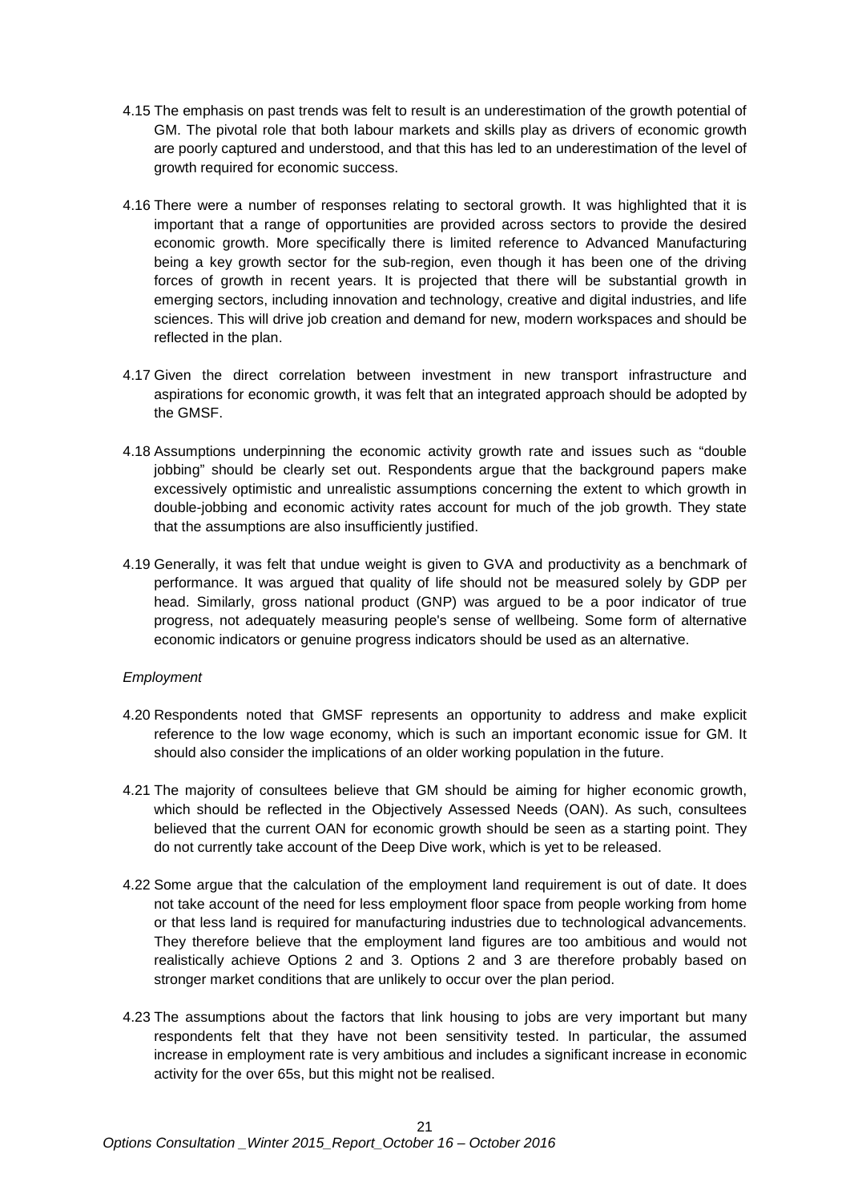4.15 The emphasis on past trends was felt to result is an underestimation of the growth potential of GM. The pivotal role that both labour markets and skills play as drivers of economic growth are poorly captured and understood, and that this has led to an underestimation of the level of growth required for economic success.

4.16 There were a number of responses relating to sectoral growth. It was highlighted that it is important that a range of opportunities are provided across sectors to provide the desired economic growth. More specifically there is limited reference to Advanced Manufacturing being a key growth sector for the sub-region, even though it has been one of the driving forces of growth in recent years. It is projected that there will be substantial growth in emerging sectors, including innovation and technology, creative and digital industries, and life sciences. This will drive job creation and demand for new, modern workspaces and should be reflected in the plan.

4.17 Given the direct correlation between investment in new transport infrastructure and aspirations for economic growth, it was felt that an integrated approach should be adopted by the GMSF.

4.18 Assumptions underpinning the economic activity growth rate and issues such as "double jobbing" should be clearly set out. Respondents argue that the background papers make excessively optimistic and unrealistic assumptions concerning the extent to which growth in double-jobbing and economic activity rates account for much of the job growth. They state that the assumptions are also insufficiently justified.

4.19 Generally, it was felt that undue weight is given to GVA and productivity as a benchmark of performance. It was argued that quality of life should not be measured solely by GDP per head. Similarly, gross national product (GNP) was argued to be a poor indicator of true progress, not adequately measuring people's sense of wellbeing. Some form of alternative economic indicators or genuine progress indicators should be used as an alternative.

*Employment*

4.20 Respondents noted that GMSF represents an opportunity to address and make explicit reference to the low wage economy, which is such an important economic issue for GM. It should also consider the implications of an older working population in the future.

4.21 The majority of consultees believe that GM should be aiming for higher economic growth, which should be reflected in the Objectively Assessed Needs (OAN). As such, consultees believed that the current OAN for economic growth should be seen as a starting point. They do not currently take account of the Deep Dive work, which is yet to be released.

4.22 Some argue that the calculation of the employment land requirement is out of date. It does not take account of the need for less employment floor space from people working from home or that less land is required for manufacturing industries due to technological advancements. They therefore believe that the employment land figures are too ambitious and would not realistically achieve Options 2 and 3. Options 2 and 3 are therefore probably based on stronger market conditions that are unlikely to occur over the plan period.

4.23 The assumptions about the factors that link housing to jobs are very important but many respondents felt that they have not been sensitivity tested. In particular, the assumed increase in employment rate is very ambitious and includes a significant increase in economic activity for the over 65s, but this might not be realised.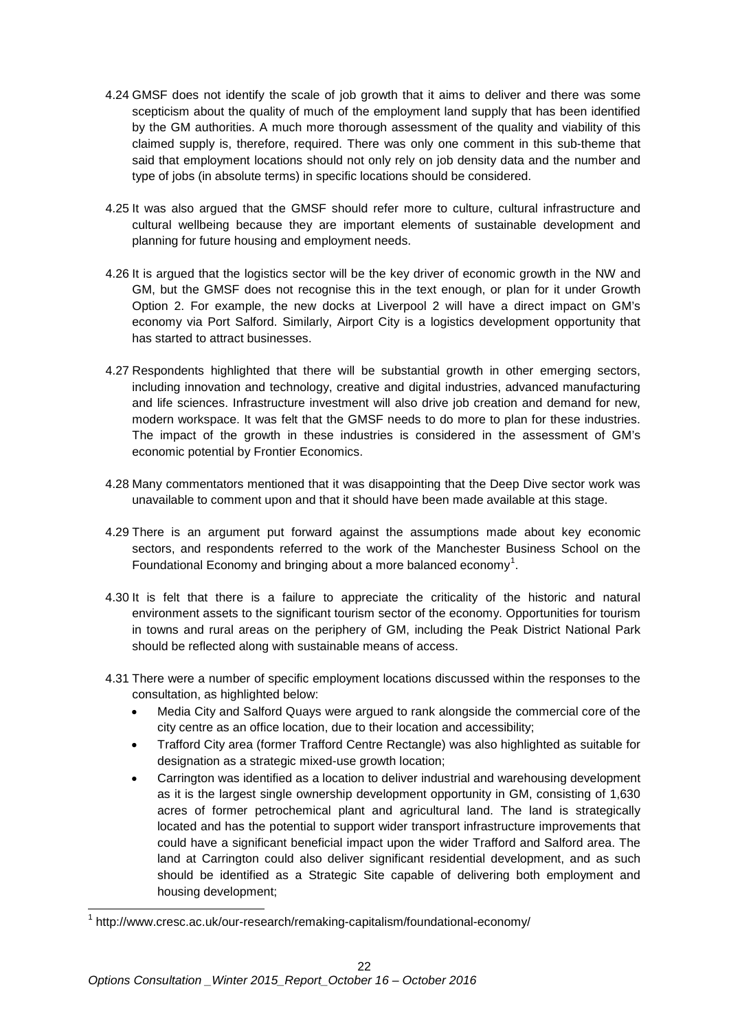4.24 GMSF does not identify the scale of job growth that it aims to deliver and there was some scepticism about the quality of much of the employment land supply that has been identified by the GM authorities. A much more thorough assessment of the quality and viability of this claimed supply is, therefore, required. There was only one comment in this sub-theme that said that employment locations should not only rely on job density data and the number and type of jobs (in absolute terms) in specific locations should be considered.

4.25 It was also argued that the GMSF should refer more to culture, cultural infrastructure and cultural wellbeing because they are important elements of sustainable development and planning for future housing and employment needs.

4.26 It is argued that the logistics sector will be the key driver of economic growth in the NW and GM, but the GMSF does not recognise this in the text enough, or plan for it under Growth Option 2. For example, the new docks at Liverpool 2 will have a direct impact on GM's economy via Port Salford. Similarly, Airport City is a logistics development opportunity that has started to attract businesses.

4.27 Respondents highlighted that there will be substantial growth in other emerging sectors, including innovation and technology, creative and digital industries, advanced manufacturing and life sciences. Infrastructure investment will also drive job creation and demand for new, modern workspace. It was felt that the GMSF needs to do more to plan for these industries. The impact of the growth in these industries is considered in the assessment of GM's economic potential by Frontier Economics.

4.28 Many commentators mentioned that it was disappointing that the Deep Dive sector work was unavailable to comment upon and that it should have been made available at this stage.

4.29 There is an argument put forward against the assumptions made about key economic sectors, and respondents referred to the work of the Manchester Business School on the Foundational Economy and bringing about a more balanced economy[1].

4.30 It is felt that there is a failure to appreciate the criticality of the historic and natural environment assets to the significant tourism sector of the economy. Opportunities for tourism in towns and rural areas on the periphery of GM, including the Peak District National Park should be reflected along with sustainable means of access.

4.31 There were a number of specific employment locations discussed within the responses to the consultation, as highlighted below:

- Media City and Salford Quays were argued to rank alongside the commercial core of the city centre as an office location, due to their location and accessibility;
- Trafford City area (former Trafford Centre Rectangle) was also highlighted as suitable for designation as a strategic mixed-use growth location;
- Carrington was identified as a location to deliver industrial and warehousing development as it is the largest single ownership development opportunity in GM, consisting of 1,630 acres of former petrochemical plant and agricultural land. The land is strategically located and has the potential to support wider transport infrastructure improvements that could have a significant beneficial impact upon the wider Trafford and Salford area. The land at Carrington could also deliver significant residential development, and as such should be identified as a Strategic Site capable of delivering both employment and housing development;

[1] http://www.cresc.ac.uk/our-research/remaking-capitalism/foundational-economy/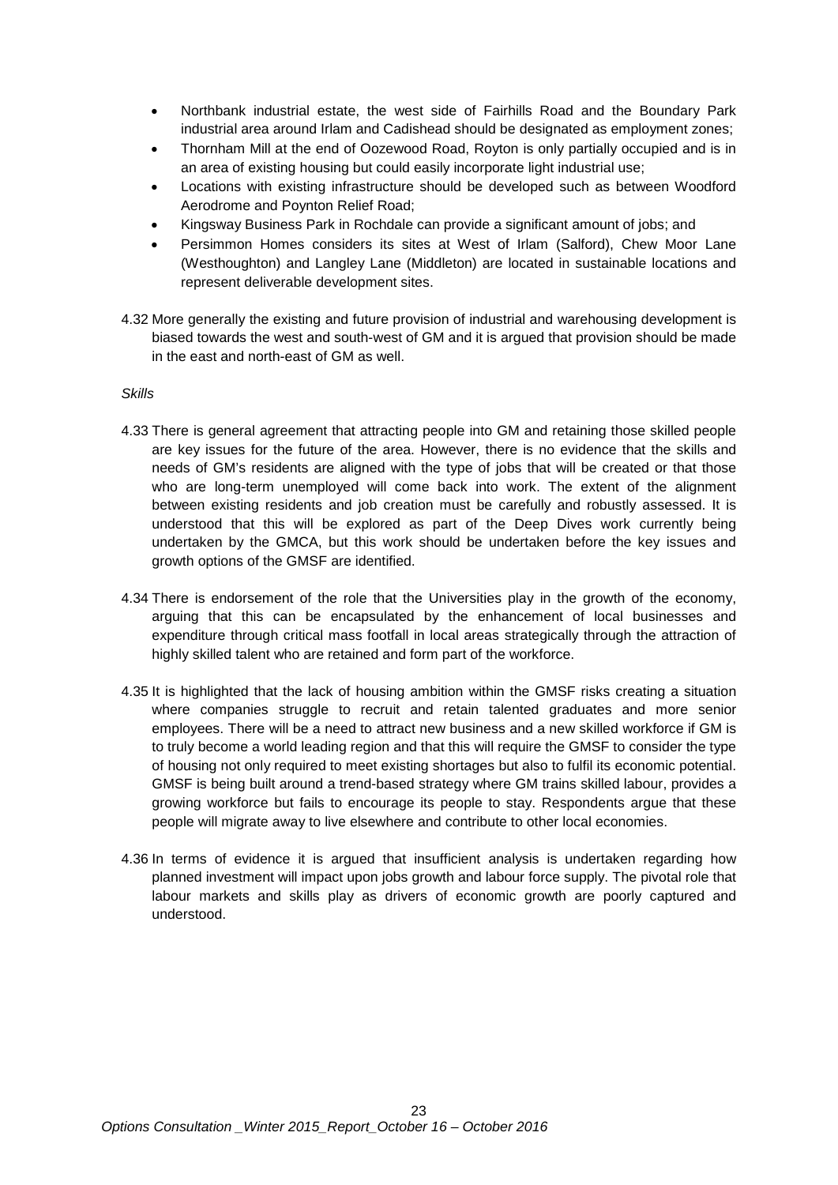- Northbank industrial estate, the west side of Fairhills Road and the Boundary Park industrial area around Irlam and Cadishead should be designated as employment zones;
- Thornham Mill at the end of Oozewood Road, Royton is only partially occupied and is in an area of existing housing but could easily incorporate light industrial use;
- Locations with existing infrastructure should be developed such as between Woodford Aerodrome and Poynton Relief Road;
- Kingsway Business Park in Rochdale can provide a significant amount of jobs; and
- Persimmon Homes considers its sites at West of Irlam (Salford), Chew Moor Lane (Westhoughton) and Langley Lane (Middleton) are located in sustainable locations and represent deliverable development sites.

4.32 More generally the existing and future provision of industrial and warehousing development is biased towards the west and south-west of GM and it is argued that provision should be made in the east and north-east of GM as well.

*Skills*

4.33 There is general agreement that attracting people into GM and retaining those skilled people are key issues for the future of the area. However, there is no evidence that the skills and needs of GM's residents are aligned with the type of jobs that will be created or that those who are long-term unemployed will come back into work. The extent of the alignment between existing residents and job creation must be carefully and robustly assessed. It is understood that this will be explored as part of the Deep Dives work currently being undertaken by the GMCA, but this work should be undertaken before the key issues and growth options of the GMSF are identified.

4.34 There is endorsement of the role that the Universities play in the growth of the economy, arguing that this can be encapsulated by the enhancement of local businesses and expenditure through critical mass footfall in local areas strategically through the attraction of highly skilled talent who are retained and form part of the workforce.

4.35 It is highlighted that the lack of housing ambition within the GMSF risks creating a situation where companies struggle to recruit and retain talented graduates and more senior employees. There will be a need to attract new business and a new skilled workforce if GM is to truly become a world leading region and that this will require the GMSF to consider the type of housing not only required to meet existing shortages but also to fulfil its economic potential. GMSF is being built around a trend-based strategy where GM trains skilled labour, provides a growing workforce but fails to encourage its people to stay. Respondents argue that these people will migrate away to live elsewhere and contribute to other local economies.

4.36 In terms of evidence it is argued that insufficient analysis is undertaken regarding how planned investment will impact upon jobs growth and labour force supply. The pivotal role that labour markets and skills play as drivers of economic growth are poorly captured and understood.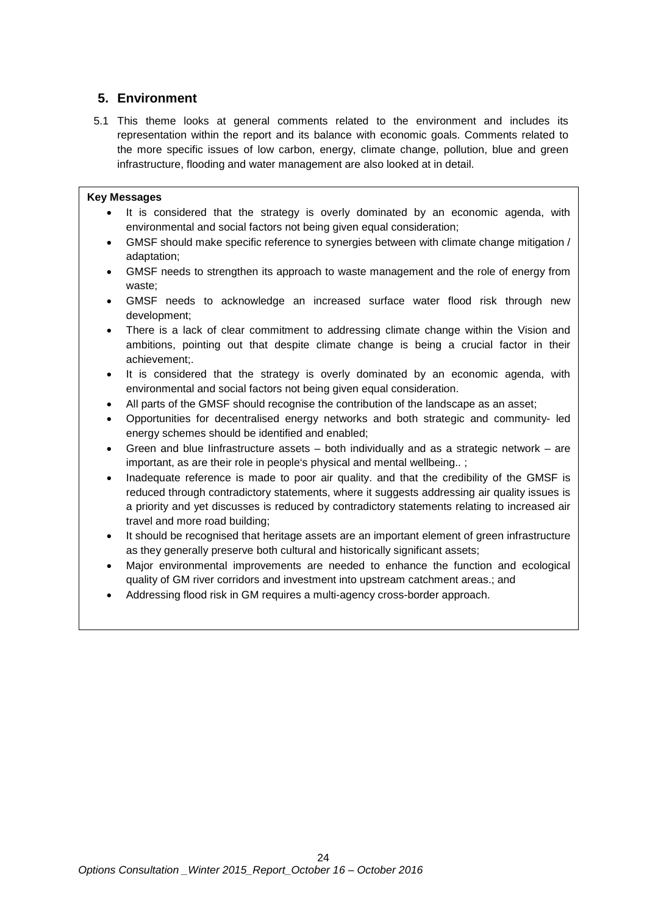## 5. Environment

5.1 This theme looks at general comments related to the environment and includes its representation within the report and its balance with economic goals. Comments related to the more specific issues of low carbon, energy, climate change, pollution, blue and green infrastructure, flooding and water management are also looked at in detail.

**Key Messages**

- It is considered that the strategy is overly dominated by an economic agenda, with environmental and social factors not being given equal consideration;
- GMSF should make specific reference to synergies between with climate change mitigation / adaptation;
- GMSF needs to strengthen its approach to waste management and the role of energy from waste;
- GMSF needs to acknowledge an increased surface water flood risk through new development;
- There is a lack of clear commitment to addressing climate change within the Vision and ambitions, pointing out that despite climate change is being a crucial factor in their achievement;.
- It is considered that the strategy is overly dominated by an economic agenda, with environmental and social factors not being given equal consideration.
- All parts of the GMSF should recognise the contribution of the landscape as an asset;
- Opportunities for decentralised energy networks and both strategic and community- led energy schemes should be identified and enabled;
- Green and blue Iinfrastructure assets – both individually and as a strategic network – are important, as are their role in people's physical and mental wellbeing.. ;
- Inadequate reference is made to poor air quality. and that the credibility of the GMSF is reduced through contradictory statements, where it suggests addressing air quality issues is a priority and yet discusses is reduced by contradictory statements relating to increased air travel and more road building;
- It should be recognised that heritage assets are an important element of green infrastructure as they generally preserve both cultural and historically significant assets;
- Major environmental improvements are needed to enhance the function and ecological quality of GM river corridors and investment into upstream catchment areas.; and
- Addressing flood risk in GM requires a multi-agency cross-border approach.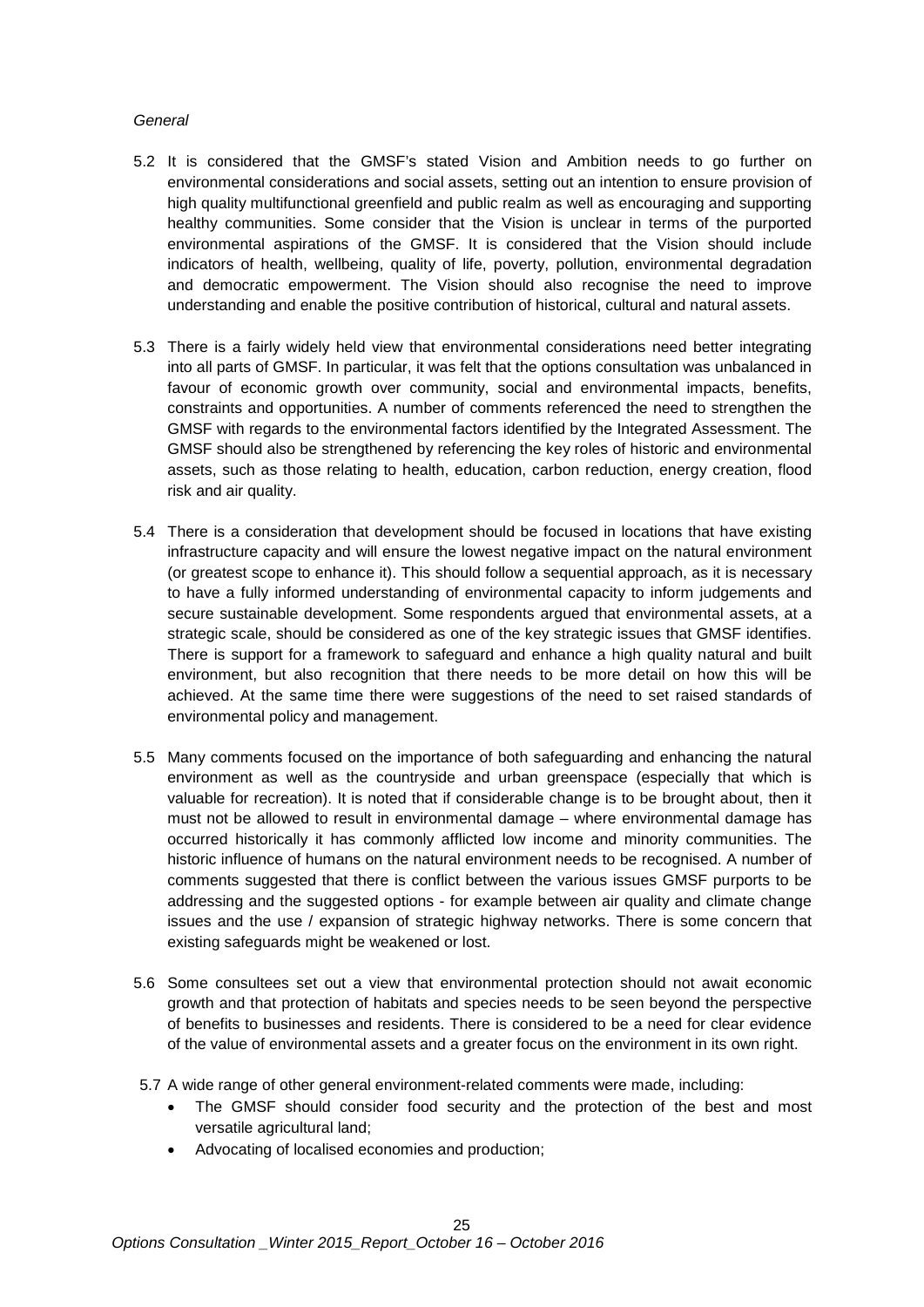*General*

5.2 It is considered that the GMSF's stated Vision and Ambition needs to go further on environmental considerations and social assets, setting out an intention to ensure provision of high quality multifunctional greenfield and public realm as well as encouraging and supporting healthy communities. Some consider that the Vision is unclear in terms of the purported environmental aspirations of the GMSF. It is considered that the Vision should include indicators of health, wellbeing, quality of life, poverty, pollution, environmental degradation and democratic empowerment. The Vision should also recognise the need to improve understanding and enable the positive contribution of historical, cultural and natural assets.

5.3 There is a fairly widely held view that environmental considerations need better integrating into all parts of GMSF. In particular, it was felt that the options consultation was unbalanced in favour of economic growth over community, social and environmental impacts, benefits, constraints and opportunities. A number of comments referenced the need to strengthen the GMSF with regards to the environmental factors identified by the Integrated Assessment. The GMSF should also be strengthened by referencing the key roles of historic and environmental assets, such as those relating to health, education, carbon reduction, energy creation, flood risk and air quality.

5.4 There is a consideration that development should be focused in locations that have existing infrastructure capacity and will ensure the lowest negative impact on the natural environment (or greatest scope to enhance it). This should follow a sequential approach, as it is necessary to have a fully informed understanding of environmental capacity to inform judgements and secure sustainable development. Some respondents argued that environmental assets, at a strategic scale, should be considered as one of the key strategic issues that GMSF identifies. There is support for a framework to safeguard and enhance a high quality natural and built environment, but also recognition that there needs to be more detail on how this will be achieved. At the same time there were suggestions of the need to set raised standards of environmental policy and management.

5.5 Many comments focused on the importance of both safeguarding and enhancing the natural environment as well as the countryside and urban greenspace (especially that which is valuable for recreation). It is noted that if considerable change is to be brought about, then it must not be allowed to result in environmental damage – where environmental damage has occurred historically it has commonly afflicted low income and minority communities. The historic influence of humans on the natural environment needs to be recognised. A number of comments suggested that there is conflict between the various issues GMSF purports to be addressing and the suggested options - for example between air quality and climate change issues and the use / expansion of strategic highway networks. There is some concern that existing safeguards might be weakened or lost.

5.6 Some consultees set out a view that environmental protection should not await economic growth and that protection of habitats and species needs to be seen beyond the perspective of benefits to businesses and residents. There is considered to be a need for clear evidence of the value of environmental assets and a greater focus on the environment in its own right.

5.7 A wide range of other general environment-related comments were made, including:

- The GMSF should consider food security and the protection of the best and most versatile agricultural land;
- Advocating of localised economies and production;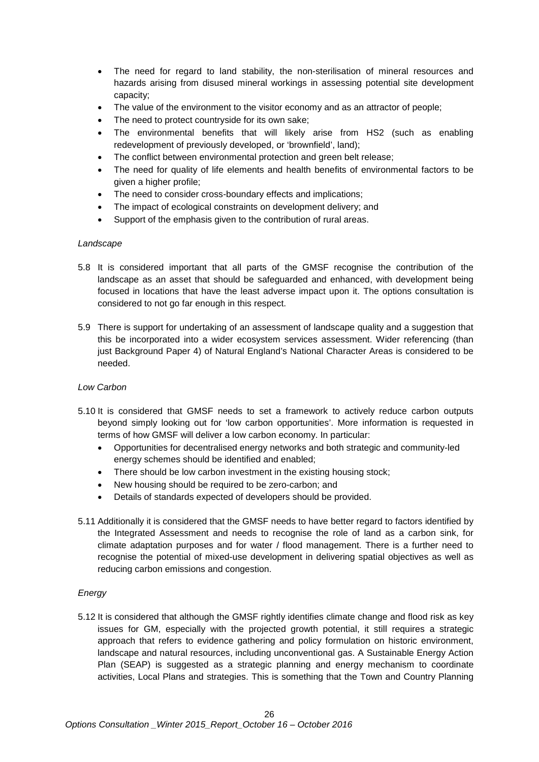- The need for regard to land stability, the non-sterilisation of mineral resources and hazards arising from disused mineral workings in assessing potential site development capacity;
- The value of the environment to the visitor economy and as an attractor of people;
- The need to protect countryside for its own sake;
- The environmental benefits that will likely arise from HS2 (such as enabling redevelopment of previously developed, or 'brownfield', land);
- The conflict between environmental protection and green belt release;
- The need for quality of life elements and health benefits of environmental factors to be given a higher profile;
- The need to consider cross-boundary effects and implications;
- The impact of ecological constraints on development delivery; and
- Support of the emphasis given to the contribution of rural areas.

*Landscape*

5.8 It is considered important that all parts of the GMSF recognise the contribution of the landscape as an asset that should be safeguarded and enhanced, with development being focused in locations that have the least adverse impact upon it. The options consultation is considered to not go far enough in this respect.

5.9 There is support for undertaking of an assessment of landscape quality and a suggestion that this be incorporated into a wider ecosystem services assessment. Wider referencing (than just Background Paper 4) of Natural England's National Character Areas is considered to be needed.

*Low Carbon*

5.10 It is considered that GMSF needs to set a framework to actively reduce carbon outputs beyond simply looking out for 'low carbon opportunities'. More information is requested in terms of how GMSF will deliver a low carbon economy. In particular:

- Opportunities for decentralised energy networks and both strategic and community-led energy schemes should be identified and enabled;
- There should be low carbon investment in the existing housing stock;
- New housing should be required to be zero-carbon; and
- Details of standards expected of developers should be provided.

5.11 Additionally it is considered that the GMSF needs to have better regard to factors identified by the Integrated Assessment and needs to recognise the role of land as a carbon sink, for climate adaptation purposes and for water / flood management. There is a further need to recognise the potential of mixed-use development in delivering spatial objectives as well as reducing carbon emissions and congestion.

*Energy*

5.12 It is considered that although the GMSF rightly identifies climate change and flood risk as key issues for GM, especially with the projected growth potential, it still requires a strategic approach that refers to evidence gathering and policy formulation on historic environment, landscape and natural resources, including unconventional gas. A Sustainable Energy Action Plan (SEAP) is suggested as a strategic planning and energy mechanism to coordinate activities, Local Plans and strategies. This is something that the Town and Country Planning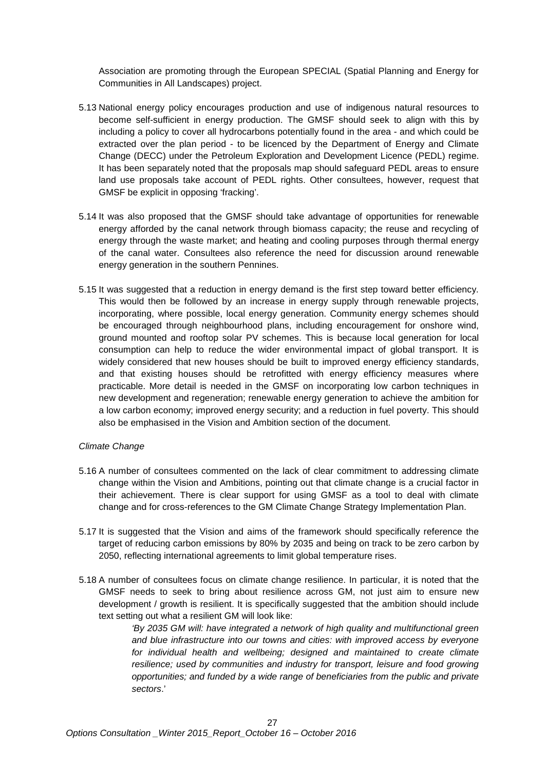Association are promoting through the European SPECIAL (Spatial Planning and Energy for Communities in All Landscapes) project.

5.13 National energy policy encourages production and use of indigenous natural resources to become self-sufficient in energy production. The GMSF should seek to align with this by including a policy to cover all hydrocarbons potentially found in the area - and which could be extracted over the plan period - to be licenced by the Department of Energy and Climate Change (DECC) under the Petroleum Exploration and Development Licence (PEDL) regime. It has been separately noted that the proposals map should safeguard PEDL areas to ensure land use proposals take account of PEDL rights. Other consultees, however, request that GMSF be explicit in opposing 'fracking'.

5.14 It was also proposed that the GMSF should take advantage of opportunities for renewable energy afforded by the canal network through biomass capacity; the reuse and recycling of energy through the waste market; and heating and cooling purposes through thermal energy of the canal water. Consultees also reference the need for discussion around renewable energy generation in the southern Pennines.

5.15 It was suggested that a reduction in energy demand is the first step toward better efficiency. This would then be followed by an increase in energy supply through renewable projects, incorporating, where possible, local energy generation. Community energy schemes should be encouraged through neighbourhood plans, including encouragement for onshore wind, ground mounted and rooftop solar PV schemes. This is because local generation for local consumption can help to reduce the wider environmental impact of global transport. It is widely considered that new houses should be built to improved energy efficiency standards, and that existing houses should be retrofitted with energy efficiency measures where practicable. More detail is needed in the GMSF on incorporating low carbon techniques in new development and regeneration; renewable energy generation to achieve the ambition for a low carbon economy; improved energy security; and a reduction in fuel poverty. This should also be emphasised in the Vision and Ambition section of the document.

*Climate Change*

5.16 A number of consultees commented on the lack of clear commitment to addressing climate change within the Vision and Ambitions, pointing out that climate change is a crucial factor in their achievement. There is clear support for using GMSF as a tool to deal with climate change and for cross-references to the GM Climate Change Strategy Implementation Plan.

5.17 It is suggested that the Vision and aims of the framework should specifically reference the target of reducing carbon emissions by 80% by 2035 and being on track to be zero carbon by 2050, reflecting international agreements to limit global temperature rises.

5.18 A number of consultees focus on climate change resilience. In particular, it is noted that the GMSF needs to seek to bring about resilience across GM, not just aim to ensure new development / growth is resilient. It is specifically suggested that the ambition should include text setting out what a resilient GM will look like:

> *'By 2035 GM will: have integrated a network of high quality and multifunctional green and blue infrastructure into our towns and cities: with improved access by everyone for individual health and wellbeing; designed and maintained to create climate resilience; used by communities and industry for transport, leisure and food growing opportunities; and funded by a wide range of beneficiaries from the public and private sectors*.'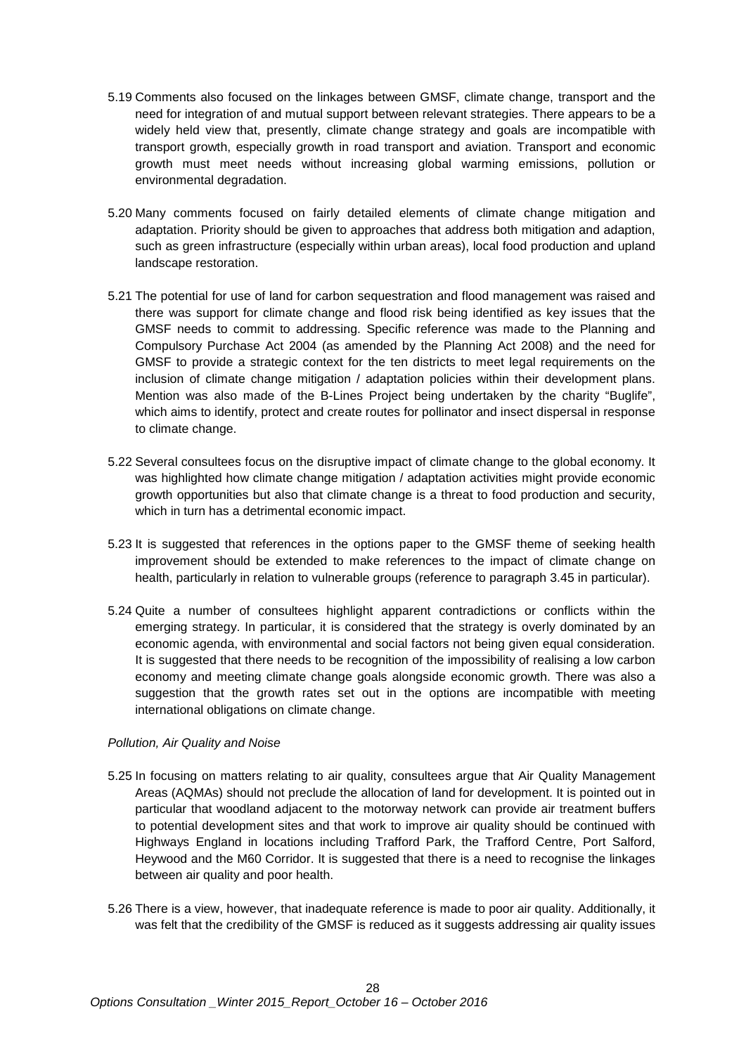5.19 Comments also focused on the linkages between GMSF, climate change, transport and the need for integration of and mutual support between relevant strategies. There appears to be a widely held view that, presently, climate change strategy and goals are incompatible with transport growth, especially growth in road transport and aviation. Transport and economic growth must meet needs without increasing global warming emissions, pollution or environmental degradation.

5.20 Many comments focused on fairly detailed elements of climate change mitigation and adaptation. Priority should be given to approaches that address both mitigation and adaption, such as green infrastructure (especially within urban areas), local food production and upland landscape restoration.

5.21 The potential for use of land for carbon sequestration and flood management was raised and there was support for climate change and flood risk being identified as key issues that the GMSF needs to commit to addressing. Specific reference was made to the Planning and Compulsory Purchase Act 2004 (as amended by the Planning Act 2008) and the need for GMSF to provide a strategic context for the ten districts to meet legal requirements on the inclusion of climate change mitigation / adaptation policies within their development plans. Mention was also made of the B-Lines Project being undertaken by the charity "Buglife", which aims to identify, protect and create routes for pollinator and insect dispersal in response to climate change.

5.22 Several consultees focus on the disruptive impact of climate change to the global economy. It was highlighted how climate change mitigation / adaptation activities might provide economic growth opportunities but also that climate change is a threat to food production and security, which in turn has a detrimental economic impact.

5.23 It is suggested that references in the options paper to the GMSF theme of seeking health improvement should be extended to make references to the impact of climate change on health, particularly in relation to vulnerable groups (reference to paragraph 3.45 in particular).

5.24 Quite a number of consultees highlight apparent contradictions or conflicts within the emerging strategy. In particular, it is considered that the strategy is overly dominated by an economic agenda, with environmental and social factors not being given equal consideration. It is suggested that there needs to be recognition of the impossibility of realising a low carbon economy and meeting climate change goals alongside economic growth. There was also a suggestion that the growth rates set out in the options are incompatible with meeting international obligations on climate change.

*Pollution, Air Quality and Noise*

5.25 In focusing on matters relating to air quality, consultees argue that Air Quality Management Areas (AQMAs) should not preclude the allocation of land for development. It is pointed out in particular that woodland adjacent to the motorway network can provide air treatment buffers to potential development sites and that work to improve air quality should be continued with Highways England in locations including Trafford Park, the Trafford Centre, Port Salford, Heywood and the M60 Corridor. It is suggested that there is a need to recognise the linkages between air quality and poor health.

5.26 There is a view, however, that inadequate reference is made to poor air quality. Additionally, it was felt that the credibility of the GMSF is reduced as it suggests addressing air quality issues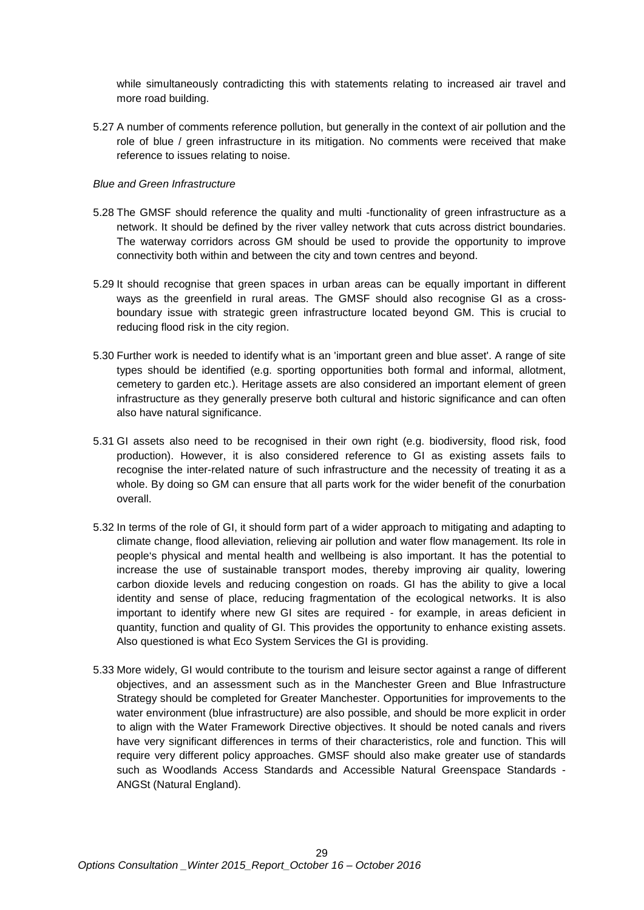while simultaneously contradicting this with statements relating to increased air travel and more road building.

5.27 A number of comments reference pollution, but generally in the context of air pollution and the role of blue / green infrastructure in its mitigation. No comments were received that make reference to issues relating to noise.

*Blue and Green Infrastructure*

5.28 The GMSF should reference the quality and multi -functionality of green infrastructure as a network. It should be defined by the river valley network that cuts across district boundaries. The waterway corridors across GM should be used to provide the opportunity to improve connectivity both within and between the city and town centres and beyond.

5.29 It should recognise that green spaces in urban areas can be equally important in different ways as the greenfield in rural areas. The GMSF should also recognise GI as a cross-boundary issue with strategic green infrastructure located beyond GM. This is crucial to reducing flood risk in the city region.

5.30 Further work is needed to identify what is an 'important green and blue asset'. A range of site types should be identified (e.g. sporting opportunities both formal and informal, allotment, cemetery to garden etc.). Heritage assets are also considered an important element of green infrastructure as they generally preserve both cultural and historic significance and can often also have natural significance.

5.31 GI assets also need to be recognised in their own right (e.g. biodiversity, flood risk, food production). However, it is also considered reference to GI as existing assets fails to recognise the inter-related nature of such infrastructure and the necessity of treating it as a whole. By doing so GM can ensure that all parts work for the wider benefit of the conurbation overall.

5.32 In terms of the role of GI, it should form part of a wider approach to mitigating and adapting to climate change, flood alleviation, relieving air pollution and water flow management. Its role in people's physical and mental health and wellbeing is also important. It has the potential to increase the use of sustainable transport modes, thereby improving air quality, lowering carbon dioxide levels and reducing congestion on roads. GI has the ability to give a local identity and sense of place, reducing fragmentation of the ecological networks. It is also important to identify where new GI sites are required - for example, in areas deficient in quantity, function and quality of GI. This provides the opportunity to enhance existing assets. Also questioned is what Eco System Services the GI is providing.

5.33 More widely, GI would contribute to the tourism and leisure sector against a range of different objectives, and an assessment such as in the Manchester Green and Blue Infrastructure Strategy should be completed for Greater Manchester. Opportunities for improvements to the water environment (blue infrastructure) are also possible, and should be more explicit in order to align with the Water Framework Directive objectives. It should be noted canals and rivers have very significant differences in terms of their characteristics, role and function. This will require very different policy approaches. GMSF should also make greater use of standards such as Woodlands Access Standards and Accessible Natural Greenspace Standards - ANGSt (Natural England).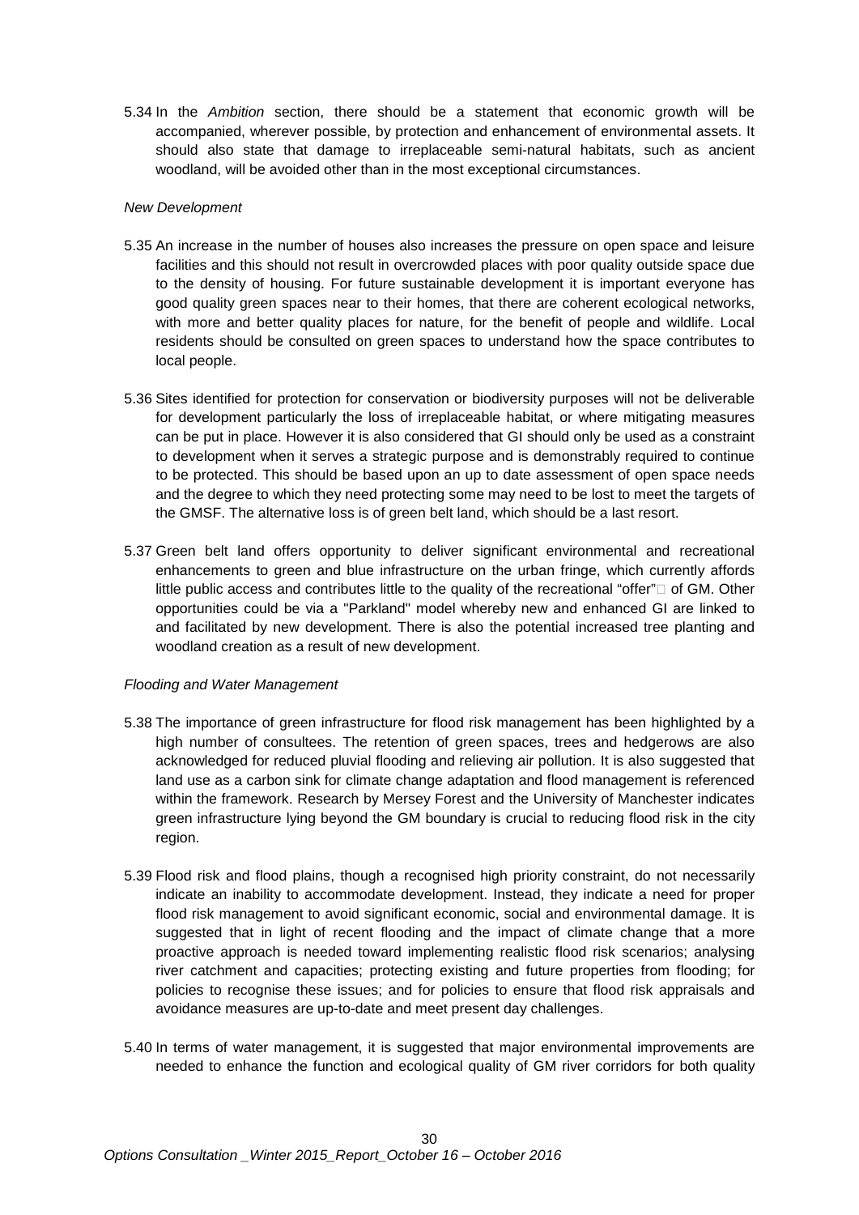5.34 In the *Ambition* section, there should be a statement that economic growth will be accompanied, wherever possible, by protection and enhancement of environmental assets. It should also state that damage to irreplaceable semi-natural habitats, such as ancient woodland, will be avoided other than in the most exceptional circumstances.

*New Development*

5.35 An increase in the number of houses also increases the pressure on open space and leisure facilities and this should not result in overcrowded places with poor quality outside space due to the density of housing. For future sustainable development it is important everyone has good quality green spaces near to their homes, that there are coherent ecological networks, with more and better quality places for nature, for the benefit of people and wildlife. Local residents should be consulted on green spaces to understand how the space contributes to local people.

5.36 Sites identified for protection for conservation or biodiversity purposes will not be deliverable for development particularly the loss of irreplaceable habitat, or where mitigating measures can be put in place. However it is also considered that GI should only be used as a constraint to development when it serves a strategic purpose and is demonstrably required to continue to be protected. This should be based upon an up to date assessment of open space needs and the degree to which they need protecting some may need to be lost to meet the targets of the GMSF. The alternative loss is of green belt land, which should be a last resort.

5.37 Green belt land offers opportunity to deliver significant environmental and recreational enhancements to green and blue infrastructure on the urban fringe, which currently affords little public access and contributes little to the quality of the recreational "offer" of GM. Other opportunities could be via a "Parkland" model whereby new and enhanced GI are linked to and facilitated by new development. There is also the potential increased tree planting and woodland creation as a result of new development.

*Flooding and Water Management*

5.38 The importance of green infrastructure for flood risk management has been highlighted by a high number of consultees. The retention of green spaces, trees and hedgerows are also acknowledged for reduced pluvial flooding and relieving air pollution. It is also suggested that land use as a carbon sink for climate change adaptation and flood management is referenced within the framework. Research by Mersey Forest and the University of Manchester indicates green infrastructure lying beyond the GM boundary is crucial to reducing flood risk in the city region.

5.39 Flood risk and flood plains, though a recognised high priority constraint, do not necessarily indicate an inability to accommodate development. Instead, they indicate a need for proper flood risk management to avoid significant economic, social and environmental damage. It is suggested that in light of recent flooding and the impact of climate change that a more proactive approach is needed toward implementing realistic flood risk scenarios; analysing river catchment and capacities; protecting existing and future properties from flooding; for policies to recognise these issues; and for policies to ensure that flood risk appraisals and avoidance measures are up-to-date and meet present day challenges.

5.40 In terms of water management, it is suggested that major environmental improvements are needed to enhance the function and ecological quality of GM river corridors for both quality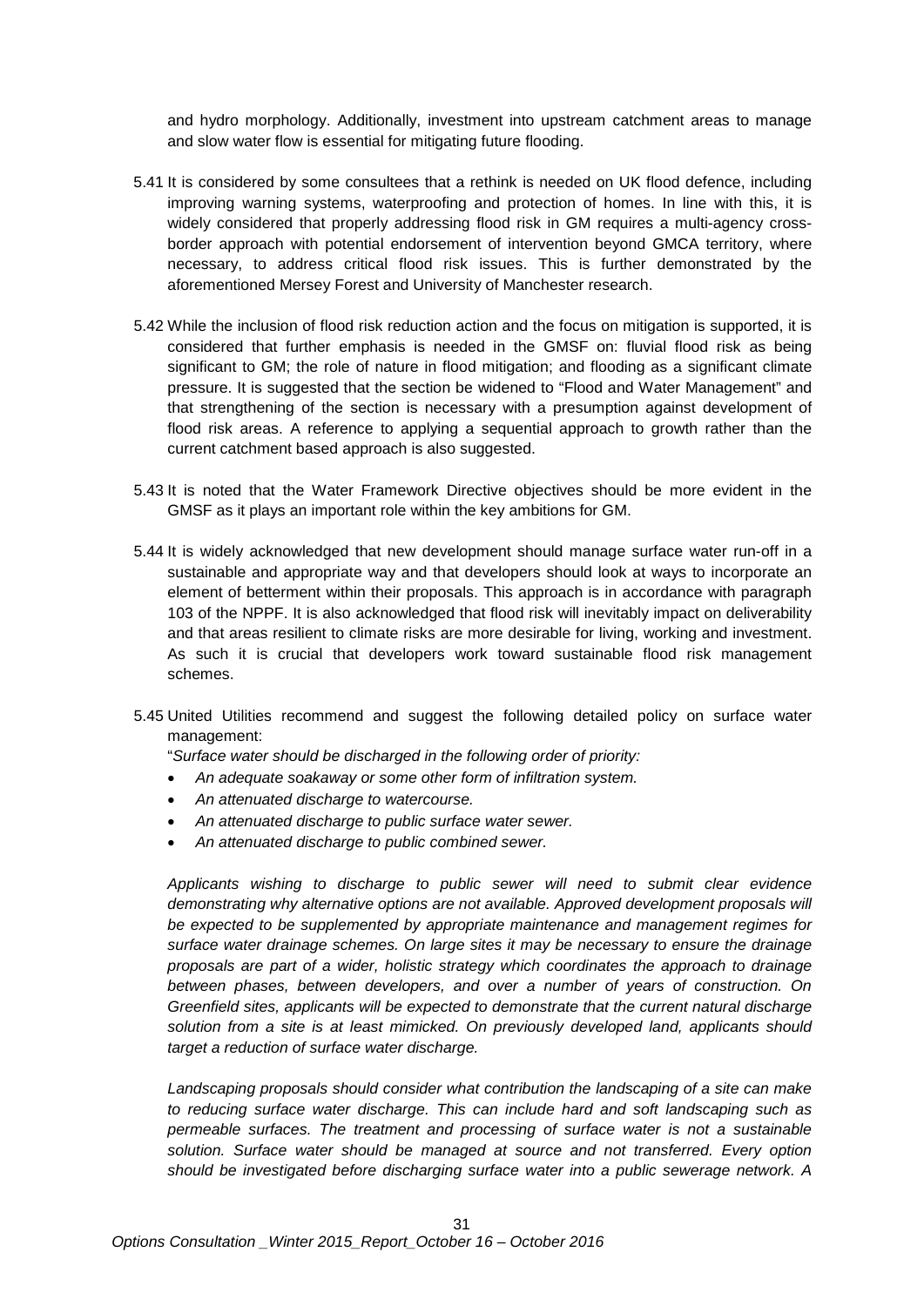and hydro morphology. Additionally, investment into upstream catchment areas to manage and slow water flow is essential for mitigating future flooding.

5.41 It is considered by some consultees that a rethink is needed on UK flood defence, including improving warning systems, waterproofing and protection of homes. In line with this, it is widely considered that properly addressing flood risk in GM requires a multi-agency cross-border approach with potential endorsement of intervention beyond GMCA territory, where necessary, to address critical flood risk issues. This is further demonstrated by the aforementioned Mersey Forest and University of Manchester research.

5.42 While the inclusion of flood risk reduction action and the focus on mitigation is supported, it is considered that further emphasis is needed in the GMSF on: fluvial flood risk as being significant to GM; the role of nature in flood mitigation; and flooding as a significant climate pressure. It is suggested that the section be widened to "Flood and Water Management" and that strengthening of the section is necessary with a presumption against development of flood risk areas. A reference to applying a sequential approach to growth rather than the current catchment based approach is also suggested.

5.43 It is noted that the Water Framework Directive objectives should be more evident in the GMSF as it plays an important role within the key ambitions for GM.

5.44 It is widely acknowledged that new development should manage surface water run-off in a sustainable and appropriate way and that developers should look at ways to incorporate an element of betterment within their proposals. This approach is in accordance with paragraph 103 of the NPPF. It is also acknowledged that flood risk will inevitably impact on deliverability and that areas resilient to climate risks are more desirable for living, working and investment. As such it is crucial that developers work toward sustainable flood risk management schemes.

5.45 United Utilities recommend and suggest the following detailed policy on surface water management:

"*Surface water should be discharged in the following order of priority:*

- *An adequate soakaway or some other form of infiltration system.*
- *An attenuated discharge to watercourse.*
- *An attenuated discharge to public surface water sewer.*
- *An attenuated discharge to public combined sewer.*

*Applicants wishing to discharge to public sewer will need to submit clear evidence demonstrating why alternative options are not available. Approved development proposals will be expected to be supplemented by appropriate maintenance and management regimes for surface water drainage schemes. On large sites it may be necessary to ensure the drainage proposals are part of a wider, holistic strategy which coordinates the approach to drainage between phases, between developers, and over a number of years of construction. On Greenfield sites, applicants will be expected to demonstrate that the current natural discharge solution from a site is at least mimicked. On previously developed land, applicants should target a reduction of surface water discharge.*

*Landscaping proposals should consider what contribution the landscaping of a site can make to reducing surface water discharge. This can include hard and soft landscaping such as permeable surfaces. The treatment and processing of surface water is not a sustainable solution. Surface water should be managed at source and not transferred. Every option should be investigated before discharging surface water into a public sewerage network. A*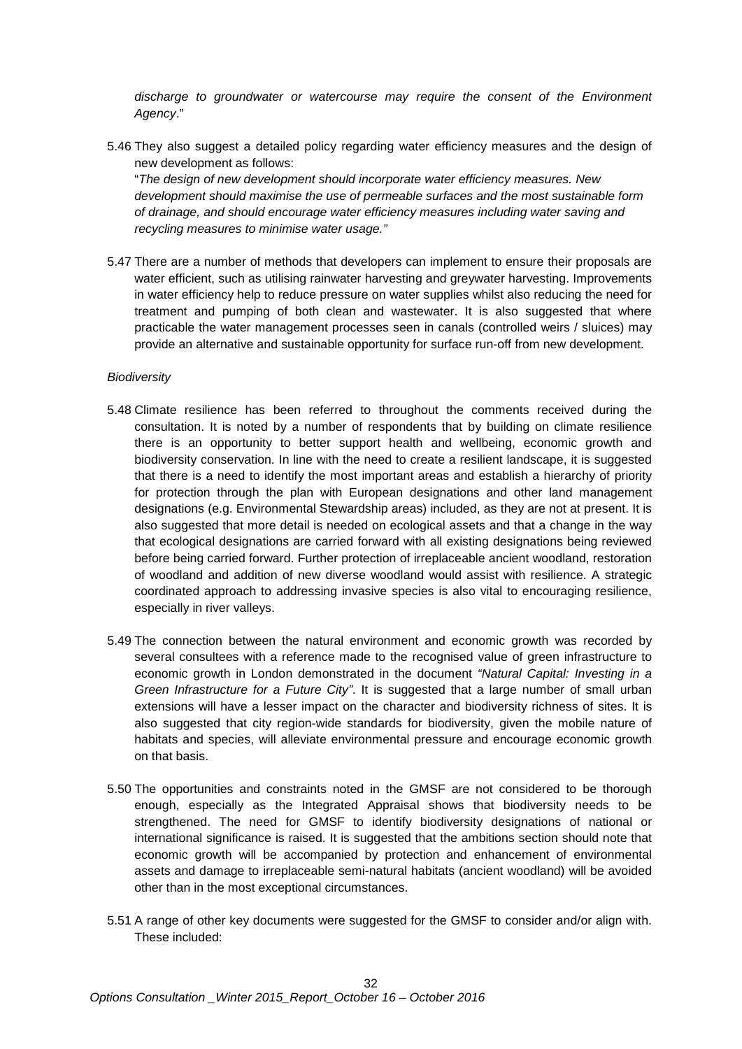*discharge to groundwater or watercourse may require the consent of the Environment Agency*."

5.46 They also suggest a detailed policy regarding water efficiency measures and the design of new development as follows:
"*The design of new development should incorporate water efficiency measures. New development should maximise the use of permeable surfaces and the most sustainable form of drainage, and should encourage water efficiency measures including water saving and recycling measures to minimise water usage.*"

5.47 There are a number of methods that developers can implement to ensure their proposals are water efficient, such as utilising rainwater harvesting and greywater harvesting. Improvements in water efficiency help to reduce pressure on water supplies whilst also reducing the need for treatment and pumping of both clean and wastewater. It is also suggested that where practicable the water management processes seen in canals (controlled weirs / sluices) may provide an alternative and sustainable opportunity for surface run-off from new development.

*Biodiversity*

5.48 Climate resilience has been referred to throughout the comments received during the consultation. It is noted by a number of respondents that by building on climate resilience there is an opportunity to better support health and wellbeing, economic growth and biodiversity conservation. In line with the need to create a resilient landscape, it is suggested that there is a need to identify the most important areas and establish a hierarchy of priority for protection through the plan with European designations and other land management designations (e.g. Environmental Stewardship areas) included, as they are not at present. It is also suggested that more detail is needed on ecological assets and that a change in the way that ecological designations are carried forward with all existing designations being reviewed before being carried forward. Further protection of irreplaceable ancient woodland, restoration of woodland and addition of new diverse woodland would assist with resilience. A strategic coordinated approach to addressing invasive species is also vital to encouraging resilience, especially in river valleys.

5.49 The connection between the natural environment and economic growth was recorded by several consultees with a reference made to the recognised value of green infrastructure to economic growth in London demonstrated in the document *"Natural Capital: Investing in a Green Infrastructure for a Future City"*. It is suggested that a large number of small urban extensions will have a lesser impact on the character and biodiversity richness of sites. It is also suggested that city region-wide standards for biodiversity, given the mobile nature of habitats and species, will alleviate environmental pressure and encourage economic growth on that basis.

5.50 The opportunities and constraints noted in the GMSF are not considered to be thorough enough, especially as the Integrated Appraisal shows that biodiversity needs to be strengthened. The need for GMSF to identify biodiversity designations of national or international significance is raised. It is suggested that the ambitions section should note that economic growth will be accompanied by protection and enhancement of environmental assets and damage to irreplaceable semi-natural habitats (ancient woodland) will be avoided other than in the most exceptional circumstances.

5.51 A range of other key documents were suggested for the GMSF to consider and/or align with. These included: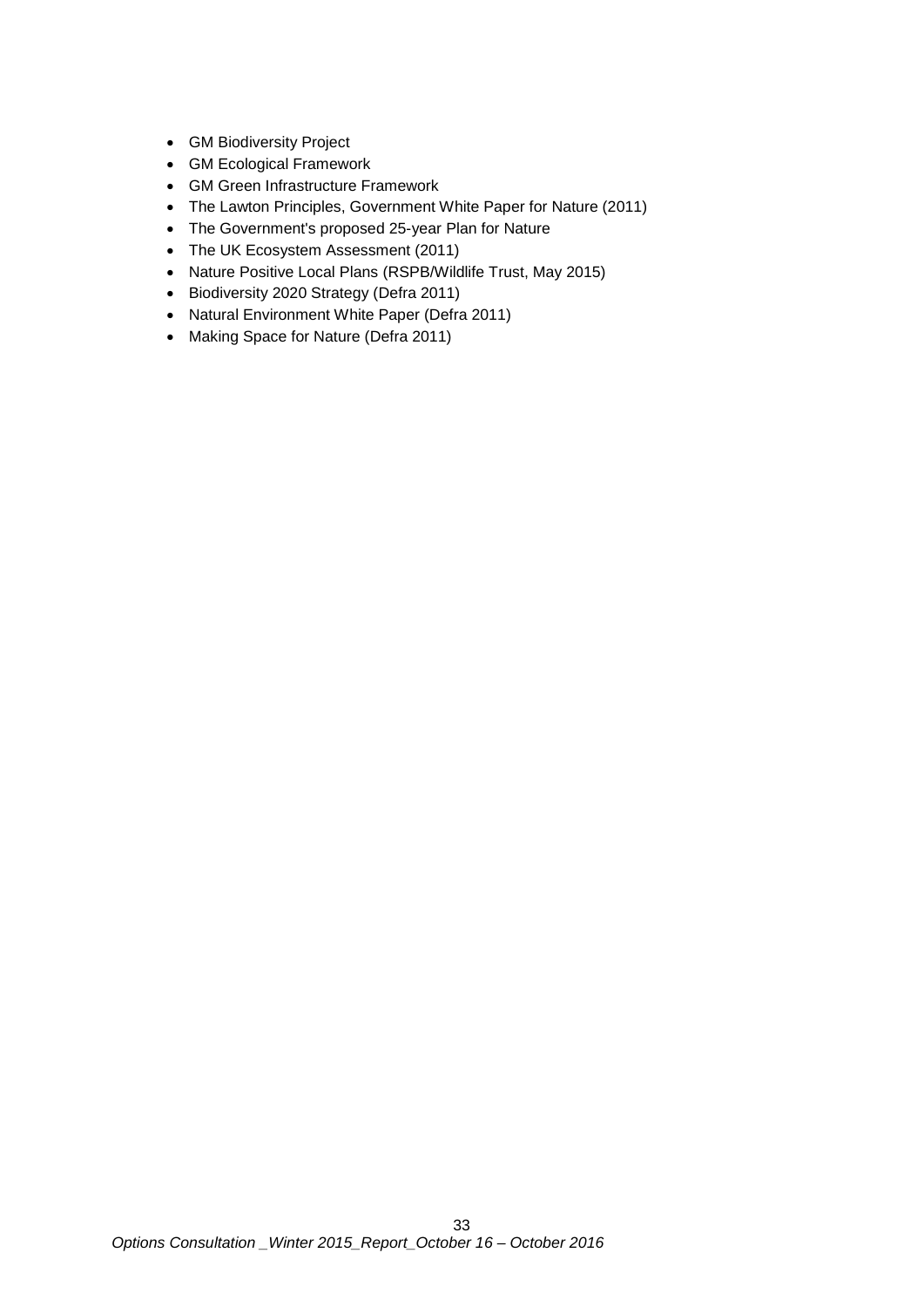- GM Biodiversity Project
- GM Ecological Framework
- GM Green Infrastructure Framework
- The Lawton Principles, Government White Paper for Nature (2011)
- The Government's proposed 25-year Plan for Nature
- The UK Ecosystem Assessment (2011)
- Nature Positive Local Plans (RSPB/Wildlife Trust, May 2015)
- Biodiversity 2020 Strategy (Defra 2011)
- Natural Environment White Paper (Defra 2011)
- Making Space for Nature (Defra 2011)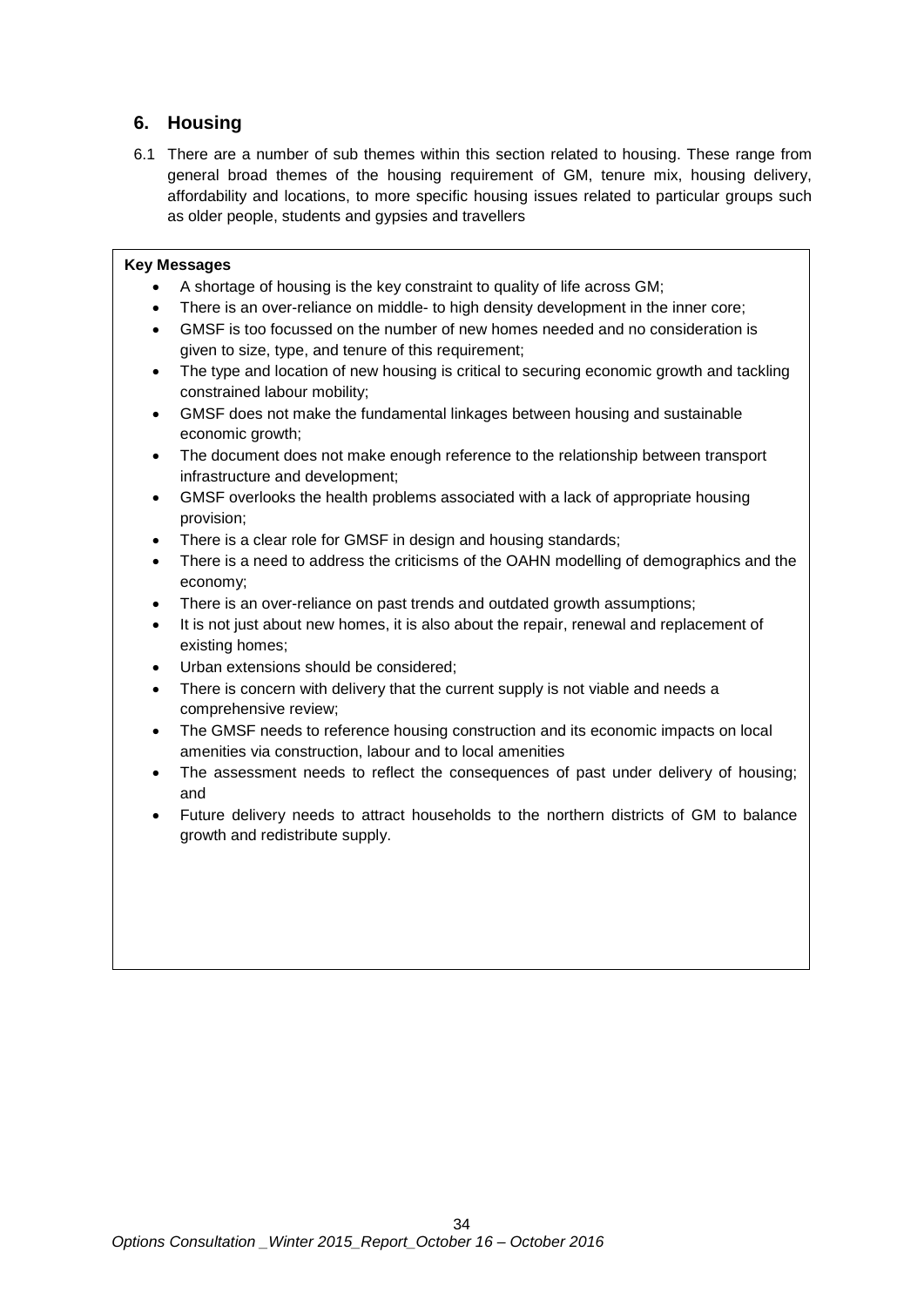## 6. Housing

6.1 There are a number of sub themes within this section related to housing. These range from general broad themes of the housing requirement of GM, tenure mix, housing delivery, affordability and locations, to more specific housing issues related to particular groups such as older people, students and gypsies and travellers

**Key Messages**

- A shortage of housing is the key constraint to quality of life across GM;
- There is an over-reliance on middle- to high density development in the inner core;
- GMSF is too focussed on the number of new homes needed and no consideration is given to size, type, and tenure of this requirement;
- The type and location of new housing is critical to securing economic growth and tackling constrained labour mobility;
- GMSF does not make the fundamental linkages between housing and sustainable economic growth;
- The document does not make enough reference to the relationship between transport infrastructure and development;
- GMSF overlooks the health problems associated with a lack of appropriate housing provision;
- There is a clear role for GMSF in design and housing standards;
- There is a need to address the criticisms of the OAHN modelling of demographics and the economy;
- There is an over-reliance on past trends and outdated growth assumptions;
- It is not just about new homes, it is also about the repair, renewal and replacement of existing homes;
- Urban extensions should be considered;
- There is concern with delivery that the current supply is not viable and needs a comprehensive review;
- The GMSF needs to reference housing construction and its economic impacts on local amenities via construction, labour and to local amenities
- The assessment needs to reflect the consequences of past under delivery of housing; and
- Future delivery needs to attract households to the northern districts of GM to balance growth and redistribute supply.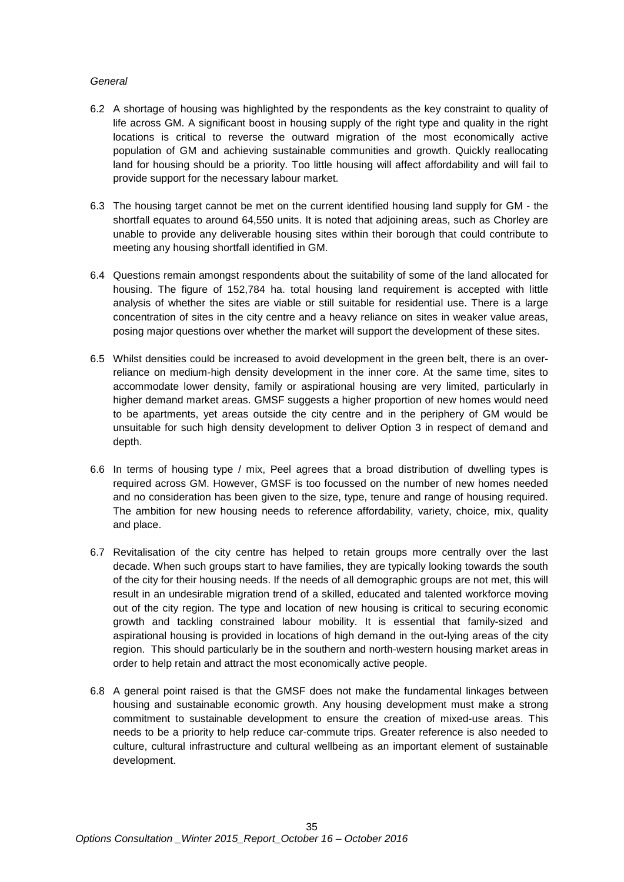*General*

6.2 A shortage of housing was highlighted by the respondents as the key constraint to quality of life across GM. A significant boost in housing supply of the right type and quality in the right locations is critical to reverse the outward migration of the most economically active population of GM and achieving sustainable communities and growth. Quickly reallocating land for housing should be a priority. Too little housing will affect affordability and will fail to provide support for the necessary labour market.

6.3 The housing target cannot be met on the current identified housing land supply for GM - the shortfall equates to around 64,550 units. It is noted that adjoining areas, such as Chorley are unable to provide any deliverable housing sites within their borough that could contribute to meeting any housing shortfall identified in GM.

6.4 Questions remain amongst respondents about the suitability of some of the land allocated for housing. The figure of 152,784 ha. total housing land requirement is accepted with little analysis of whether the sites are viable or still suitable for residential use. There is a large concentration of sites in the city centre and a heavy reliance on sites in weaker value areas, posing major questions over whether the market will support the development of these sites.

6.5 Whilst densities could be increased to avoid development in the green belt, there is an over-reliance on medium-high density development in the inner core. At the same time, sites to accommodate lower density, family or aspirational housing are very limited, particularly in higher demand market areas. GMSF suggests a higher proportion of new homes would need to be apartments, yet areas outside the city centre and in the periphery of GM would be unsuitable for such high density development to deliver Option 3 in respect of demand and depth.

6.6 In terms of housing type / mix, Peel agrees that a broad distribution of dwelling types is required across GM. However, GMSF is too focussed on the number of new homes needed and no consideration has been given to the size, type, tenure and range of housing required. The ambition for new housing needs to reference affordability, variety, choice, mix, quality and place.

6.7 Revitalisation of the city centre has helped to retain groups more centrally over the last decade. When such groups start to have families, they are typically looking towards the south of the city for their housing needs. If the needs of all demographic groups are not met, this will result in an undesirable migration trend of a skilled, educated and talented workforce moving out of the city region. The type and location of new housing is critical to securing economic growth and tackling constrained labour mobility. It is essential that family-sized and aspirational housing is provided in locations of high demand in the out-lying areas of the city region. This should particularly be in the southern and north-western housing market areas in order to help retain and attract the most economically active people.

6.8 A general point raised is that the GMSF does not make the fundamental linkages between housing and sustainable economic growth. Any housing development must make a strong commitment to sustainable development to ensure the creation of mixed-use areas. This needs to be a priority to help reduce car-commute trips. Greater reference is also needed to culture, cultural infrastructure and cultural wellbeing as an important element of sustainable development.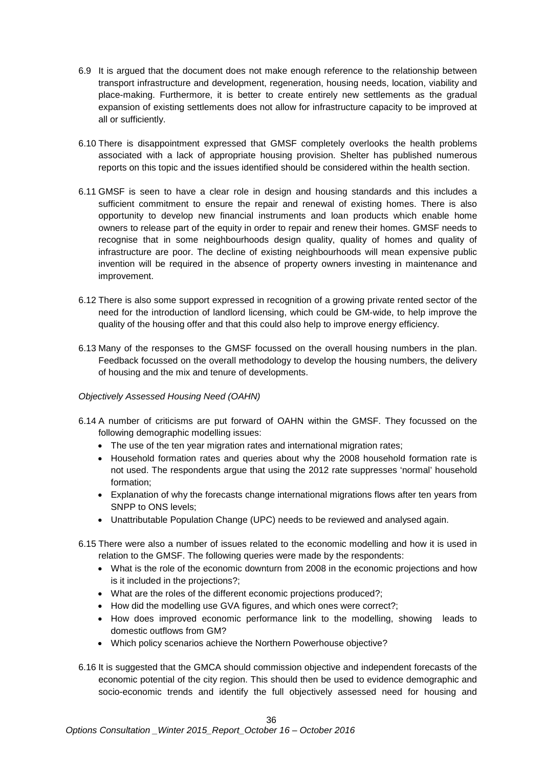6.9 It is argued that the document does not make enough reference to the relationship between transport infrastructure and development, regeneration, housing needs, location, viability and place-making. Furthermore, it is better to create entirely new settlements as the gradual expansion of existing settlements does not allow for infrastructure capacity to be improved at all or sufficiently.

6.10 There is disappointment expressed that GMSF completely overlooks the health problems associated with a lack of appropriate housing provision. Shelter has published numerous reports on this topic and the issues identified should be considered within the health section.

6.11 GMSF is seen to have a clear role in design and housing standards and this includes a sufficient commitment to ensure the repair and renewal of existing homes. There is also opportunity to develop new financial instruments and loan products which enable home owners to release part of the equity in order to repair and renew their homes. GMSF needs to recognise that in some neighbourhoods design quality, quality of homes and quality of infrastructure are poor. The decline of existing neighbourhoods will mean expensive public invention will be required in the absence of property owners investing in maintenance and improvement.

6.12 There is also some support expressed in recognition of a growing private rented sector of the need for the introduction of landlord licensing, which could be GM-wide, to help improve the quality of the housing offer and that this could also help to improve energy efficiency.

6.13 Many of the responses to the GMSF focussed on the overall housing numbers in the plan. Feedback focussed on the overall methodology to develop the housing numbers, the delivery of housing and the mix and tenure of developments.

*Objectively Assessed Housing Need (OAHN)*

6.14 A number of criticisms are put forward of OAHN within the GMSF. They focussed on the following demographic modelling issues:

- The use of the ten year migration rates and international migration rates;
- Household formation rates and queries about why the 2008 household formation rate is not used. The respondents argue that using the 2012 rate suppresses 'normal' household formation;
- Explanation of why the forecasts change international migrations flows after ten years from SNPP to ONS levels;
- Unattributable Population Change (UPC) needs to be reviewed and analysed again.

6.15 There were also a number of issues related to the economic modelling and how it is used in relation to the GMSF. The following queries were made by the respondents:

- What is the role of the economic downturn from 2008 in the economic projections and how is it included in the projections?;
- What are the roles of the different economic projections produced?;
- How did the modelling use GVA figures, and which ones were correct?;
- How does improved economic performance link to the modelling, showing leads to domestic outflows from GM?
- Which policy scenarios achieve the Northern Powerhouse objective?

6.16 It is suggested that the GMCA should commission objective and independent forecasts of the economic potential of the city region. This should then be used to evidence demographic and socio-economic trends and identify the full objectively assessed need for housing and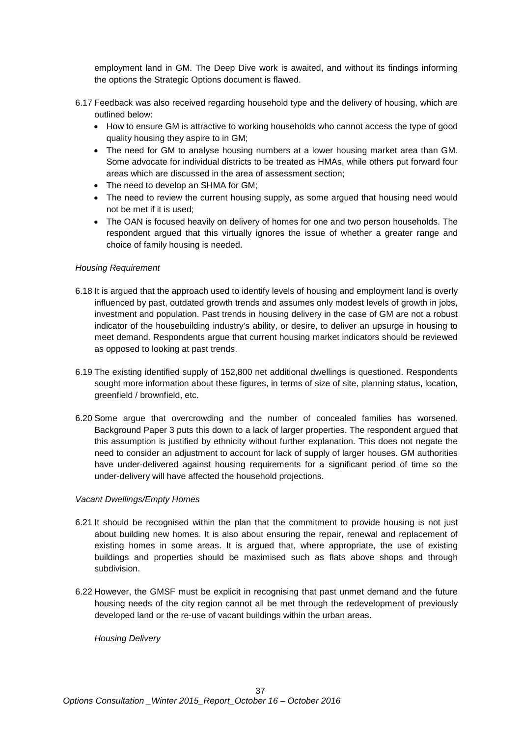employment land in GM. The Deep Dive work is awaited, and without its findings informing the options the Strategic Options document is flawed.

6.17 Feedback was also received regarding household type and the delivery of housing, which are outlined below:

- How to ensure GM is attractive to working households who cannot access the type of good quality housing they aspire to in GM;
- The need for GM to analyse housing numbers at a lower housing market area than GM. Some advocate for individual districts to be treated as HMAs, while others put forward four areas which are discussed in the area of assessment section;
- The need to develop an SHMA for GM;
- The need to review the current housing supply, as some argued that housing need would not be met if it is used;
- The OAN is focused heavily on delivery of homes for one and two person households. The respondent argued that this virtually ignores the issue of whether a greater range and choice of family housing is needed.

*Housing Requirement*

6.18 It is argued that the approach used to identify levels of housing and employment land is overly influenced by past, outdated growth trends and assumes only modest levels of growth in jobs, investment and population. Past trends in housing delivery in the case of GM are not a robust indicator of the housebuilding industry's ability, or desire, to deliver an upsurge in housing to meet demand. Respondents argue that current housing market indicators should be reviewed as opposed to looking at past trends.

6.19 The existing identified supply of 152,800 net additional dwellings is questioned. Respondents sought more information about these figures, in terms of size of site, planning status, location, greenfield / brownfield, etc.

6.20 Some argue that overcrowding and the number of concealed families has worsened. Background Paper 3 puts this down to a lack of larger properties. The respondent argued that this assumption is justified by ethnicity without further explanation. This does not negate the need to consider an adjustment to account for lack of supply of larger houses. GM authorities have under-delivered against housing requirements for a significant period of time so the under-delivery will have affected the household projections.

*Vacant Dwellings/Empty Homes*

6.21 It should be recognised within the plan that the commitment to provide housing is not just about building new homes. It is also about ensuring the repair, renewal and replacement of existing homes in some areas. It is argued that, where appropriate, the use of existing buildings and properties should be maximised such as flats above shops and through subdivision.

6.22 However, the GMSF must be explicit in recognising that past unmet demand and the future housing needs of the city region cannot all be met through the redevelopment of previously developed land or the re-use of vacant buildings within the urban areas.

*Housing Delivery*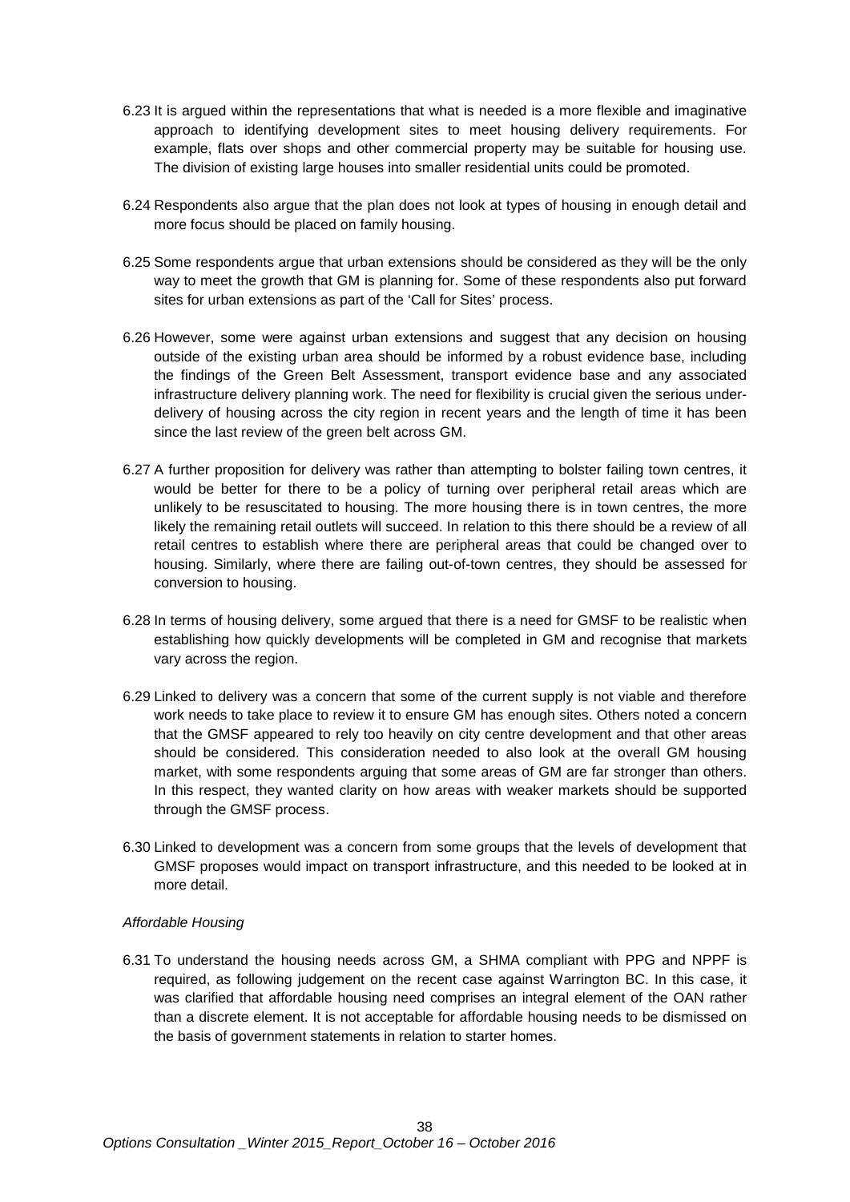6.23 It is argued within the representations that what is needed is a more flexible and imaginative approach to identifying development sites to meet housing delivery requirements. For example, flats over shops and other commercial property may be suitable for housing use. The division of existing large houses into smaller residential units could be promoted.

6.24 Respondents also argue that the plan does not look at types of housing in enough detail and more focus should be placed on family housing.

6.25 Some respondents argue that urban extensions should be considered as they will be the only way to meet the growth that GM is planning for. Some of these respondents also put forward sites for urban extensions as part of the 'Call for Sites' process.

6.26 However, some were against urban extensions and suggest that any decision on housing outside of the existing urban area should be informed by a robust evidence base, including the findings of the Green Belt Assessment, transport evidence base and any associated infrastructure delivery planning work. The need for flexibility is crucial given the serious under-delivery of housing across the city region in recent years and the length of time it has been since the last review of the green belt across GM.

6.27 A further proposition for delivery was rather than attempting to bolster failing town centres, it would be better for there to be a policy of turning over peripheral retail areas which are unlikely to be resuscitated to housing. The more housing there is in town centres, the more likely the remaining retail outlets will succeed. In relation to this there should be a review of all retail centres to establish where there are peripheral areas that could be changed over to housing. Similarly, where there are failing out-of-town centres, they should be assessed for conversion to housing.

6.28 In terms of housing delivery, some argued that there is a need for GMSF to be realistic when establishing how quickly developments will be completed in GM and recognise that markets vary across the region.

6.29 Linked to delivery was a concern that some of the current supply is not viable and therefore work needs to take place to review it to ensure GM has enough sites. Others noted a concern that the GMSF appeared to rely too heavily on city centre development and that other areas should be considered. This consideration needed to also look at the overall GM housing market, with some respondents arguing that some areas of GM are far stronger than others. In this respect, they wanted clarity on how areas with weaker markets should be supported through the GMSF process.

6.30 Linked to development was a concern from some groups that the levels of development that GMSF proposes would impact on transport infrastructure, and this needed to be looked at in more detail.

*Affordable Housing*

6.31 To understand the housing needs across GM, a SHMA compliant with PPG and NPPF is required, as following judgement on the recent case against Warrington BC. In this case, it was clarified that affordable housing need comprises an integral element of the OAN rather than a discrete element. It is not acceptable for affordable housing needs to be dismissed on the basis of government statements in relation to starter homes.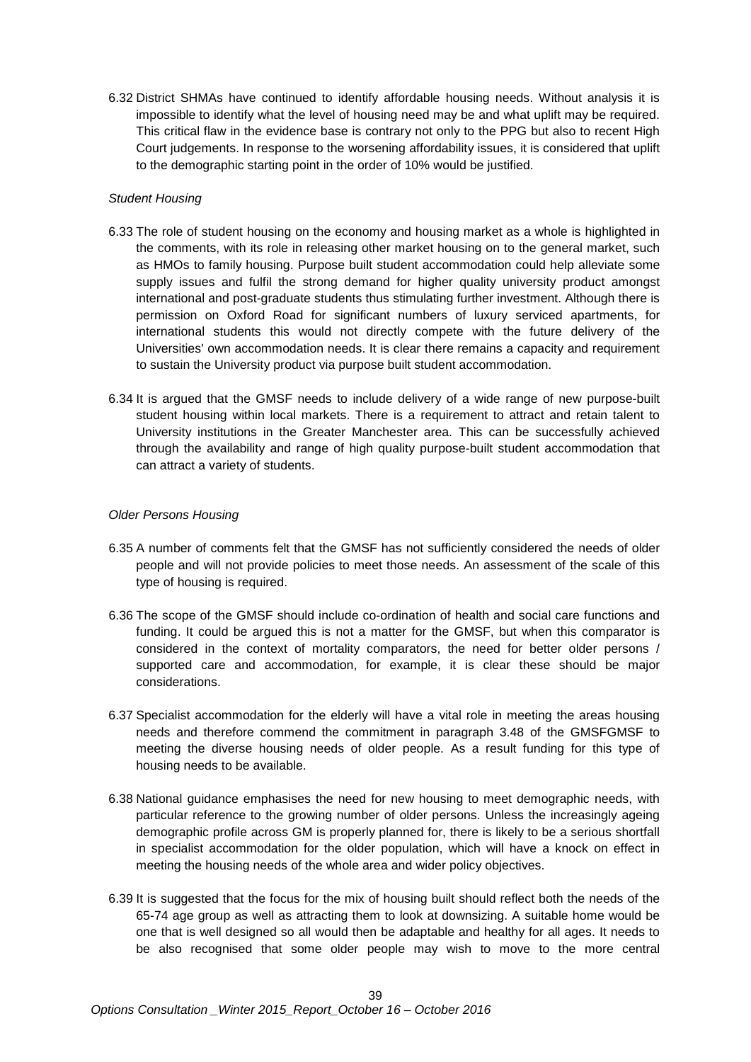6.32 District SHMAs have continued to identify affordable housing needs. Without analysis it is impossible to identify what the level of housing need may be and what uplift may be required. This critical flaw in the evidence base is contrary not only to the PPG but also to recent High Court judgements. In response to the worsening affordability issues, it is considered that uplift to the demographic starting point in the order of 10% would be justified.

*Student Housing*

6.33 The role of student housing on the economy and housing market as a whole is highlighted in the comments, with its role in releasing other market housing on to the general market, such as HMOs to family housing. Purpose built student accommodation could help alleviate some supply issues and fulfil the strong demand for higher quality university product amongst international and post-graduate students thus stimulating further investment. Although there is permission on Oxford Road for significant numbers of luxury serviced apartments, for international students this would not directly compete with the future delivery of the Universities' own accommodation needs. It is clear there remains a capacity and requirement to sustain the University product via purpose built student accommodation.

6.34 It is argued that the GMSF needs to include delivery of a wide range of new purpose-built student housing within local markets. There is a requirement to attract and retain talent to University institutions in the Greater Manchester area. This can be successfully achieved through the availability and range of high quality purpose-built student accommodation that can attract a variety of students.

*Older Persons Housing*

6.35 A number of comments felt that the GMSF has not sufficiently considered the needs of older people and will not provide policies to meet those needs. An assessment of the scale of this type of housing is required.

6.36 The scope of the GMSF should include co-ordination of health and social care functions and funding. It could be argued this is not a matter for the GMSF, but when this comparator is considered in the context of mortality comparators, the need for better older persons / supported care and accommodation, for example, it is clear these should be major considerations.

6.37 Specialist accommodation for the elderly will have a vital role in meeting the areas housing needs and therefore commend the commitment in paragraph 3.48 of the GMSFGMSF to meeting the diverse housing needs of older people. As a result funding for this type of housing needs to be available.

6.38 National guidance emphasises the need for new housing to meet demographic needs, with particular reference to the growing number of older persons. Unless the increasingly ageing demographic profile across GM is properly planned for, there is likely to be a serious shortfall in specialist accommodation for the older population, which will have a knock on effect in meeting the housing needs of the whole area and wider policy objectives.

6.39 It is suggested that the focus for the mix of housing built should reflect both the needs of the 65-74 age group as well as attracting them to look at downsizing. A suitable home would be one that is well designed so all would then be adaptable and healthy for all ages. It needs to be also recognised that some older people may wish to move to the more central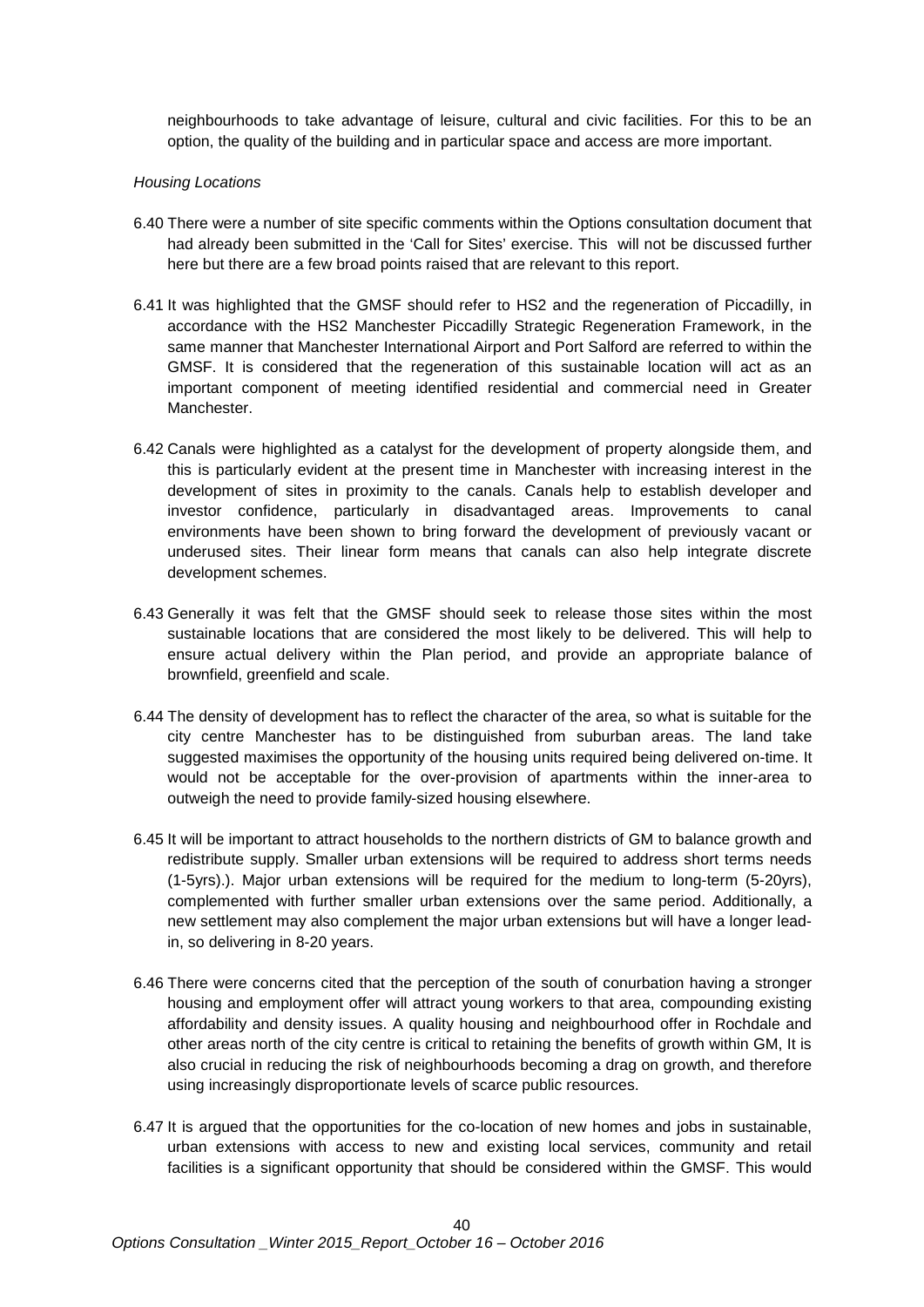neighbourhoods to take advantage of leisure, cultural and civic facilities. For this to be an option, the quality of the building and in particular space and access are more important.

*Housing Locations*

6.40 There were a number of site specific comments within the Options consultation document that had already been submitted in the 'Call for Sites' exercise. This will not be discussed further here but there are a few broad points raised that are relevant to this report.

6.41 It was highlighted that the GMSF should refer to HS2 and the regeneration of Piccadilly, in accordance with the HS2 Manchester Piccadilly Strategic Regeneration Framework, in the same manner that Manchester International Airport and Port Salford are referred to within the GMSF. It is considered that the regeneration of this sustainable location will act as an important component of meeting identified residential and commercial need in Greater Manchester.

6.42 Canals were highlighted as a catalyst for the development of property alongside them, and this is particularly evident at the present time in Manchester with increasing interest in the development of sites in proximity to the canals. Canals help to establish developer and investor confidence, particularly in disadvantaged areas. Improvements to canal environments have been shown to bring forward the development of previously vacant or underused sites. Their linear form means that canals can also help integrate discrete development schemes.

6.43 Generally it was felt that the GMSF should seek to release those sites within the most sustainable locations that are considered the most likely to be delivered. This will help to ensure actual delivery within the Plan period, and provide an appropriate balance of brownfield, greenfield and scale.

6.44 The density of development has to reflect the character of the area, so what is suitable for the city centre Manchester has to be distinguished from suburban areas. The land take suggested maximises the opportunity of the housing units required being delivered on-time. It would not be acceptable for the over-provision of apartments within the inner-area to outweigh the need to provide family-sized housing elsewhere.

6.45 It will be important to attract households to the northern districts of GM to balance growth and redistribute supply. Smaller urban extensions will be required to address short terms needs (1-5yrs).). Major urban extensions will be required for the medium to long-term (5-20yrs), complemented with further smaller urban extensions over the same period. Additionally, a new settlement may also complement the major urban extensions but will have a longer lead-in, so delivering in 8-20 years.

6.46 There were concerns cited that the perception of the south of conurbation having a stronger housing and employment offer will attract young workers to that area, compounding existing affordability and density issues. A quality housing and neighbourhood offer in Rochdale and other areas north of the city centre is critical to retaining the benefits of growth within GM, It is also crucial in reducing the risk of neighbourhoods becoming a drag on growth, and therefore using increasingly disproportionate levels of scarce public resources.

6.47 It is argued that the opportunities for the co-location of new homes and jobs in sustainable, urban extensions with access to new and existing local services, community and retail facilities is a significant opportunity that should be considered within the GMSF. This would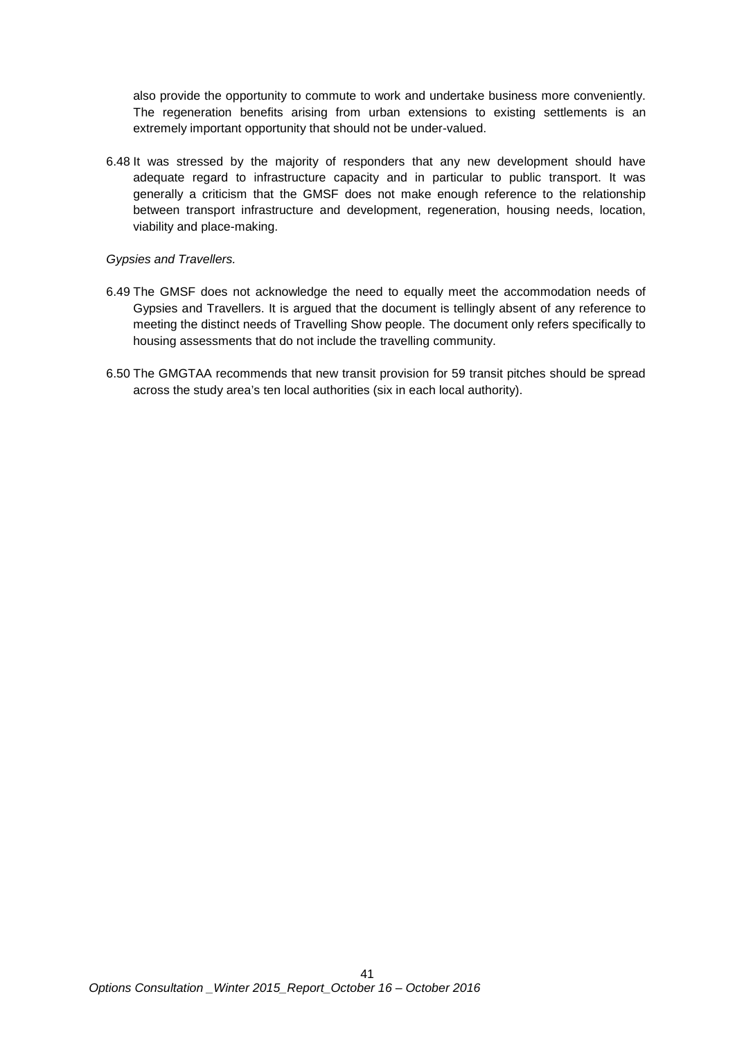also provide the opportunity to commute to work and undertake business more conveniently. The regeneration benefits arising from urban extensions to existing settlements is an extremely important opportunity that should not be under-valued.

6.48 It was stressed by the majority of responders that any new development should have adequate regard to infrastructure capacity and in particular to public transport. It was generally a criticism that the GMSF does not make enough reference to the relationship between transport infrastructure and development, regeneration, housing needs, location, viability and place-making.

*Gypsies and Travellers.*

6.49 The GMSF does not acknowledge the need to equally meet the accommodation needs of Gypsies and Travellers. It is argued that the document is tellingly absent of any reference to meeting the distinct needs of Travelling Show people. The document only refers specifically to housing assessments that do not include the travelling community.

6.50 The GMGTAA recommends that new transit provision for 59 transit pitches should be spread across the study area's ten local authorities (six in each local authority).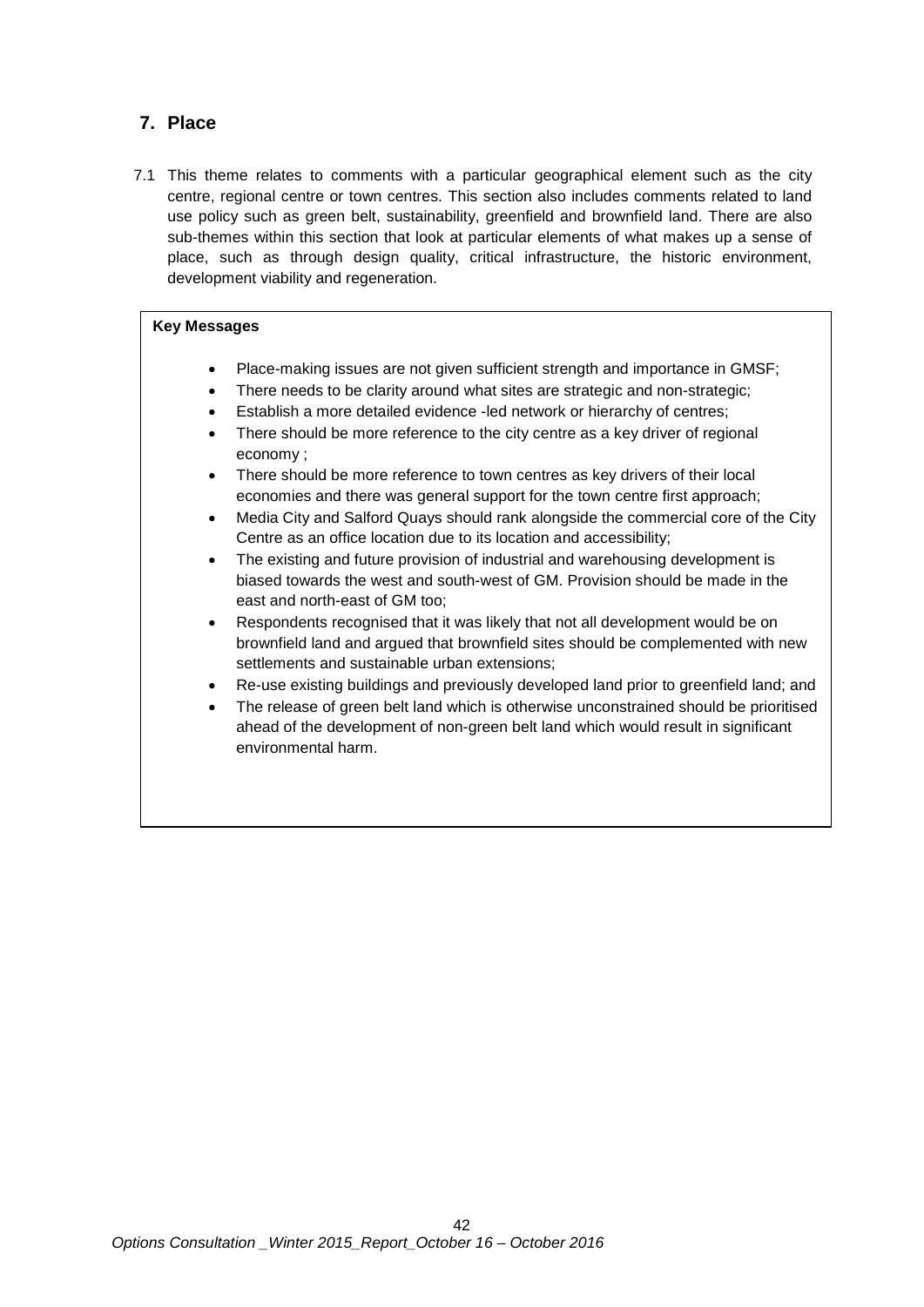## 7. Place

7.1 This theme relates to comments with a particular geographical element such as the city centre, regional centre or town centres. This section also includes comments related to land use policy such as green belt, sustainability, greenfield and brownfield land. There are also sub-themes within this section that look at particular elements of what makes up a sense of place, such as through design quality, critical infrastructure, the historic environment, development viability and regeneration.

**Key Messages**

- Place-making issues are not given sufficient strength and importance in GMSF;
- There needs to be clarity around what sites are strategic and non-strategic;
- Establish a more detailed evidence -led network or hierarchy of centres;
- There should be more reference to the city centre as a key driver of regional economy ;
- There should be more reference to town centres as key drivers of their local economies and there was general support for the town centre first approach;
- Media City and Salford Quays should rank alongside the commercial core of the City Centre as an office location due to its location and accessibility;
- The existing and future provision of industrial and warehousing development is biased towards the west and south-west of GM. Provision should be made in the east and north-east of GM too;
- Respondents recognised that it was likely that not all development would be on brownfield land and argued that brownfield sites should be complemented with new settlements and sustainable urban extensions;
- Re-use existing buildings and previously developed land prior to greenfield land; and
- The release of green belt land which is otherwise unconstrained should be prioritised ahead of the development of non-green belt land which would result in significant environmental harm.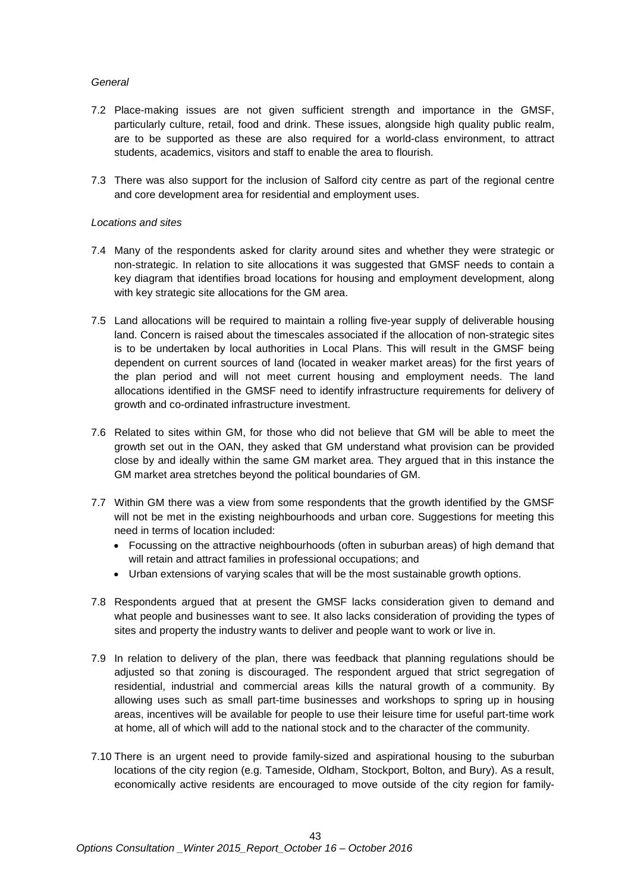*General*

7.2 Place-making issues are not given sufficient strength and importance in the GMSF, particularly culture, retail, food and drink. These issues, alongside high quality public realm, are to be supported as these are also required for a world-class environment, to attract students, academics, visitors and staff to enable the area to flourish.

7.3 There was also support for the inclusion of Salford city centre as part of the regional centre and core development area for residential and employment uses.

*Locations and sites*

7.4 Many of the respondents asked for clarity around sites and whether they were strategic or non-strategic. In relation to site allocations it was suggested that GMSF needs to contain a key diagram that identifies broad locations for housing and employment development, along with key strategic site allocations for the GM area.

7.5 Land allocations will be required to maintain a rolling five-year supply of deliverable housing land. Concern is raised about the timescales associated if the allocation of non-strategic sites is to be undertaken by local authorities in Local Plans. This will result in the GMSF being dependent on current sources of land (located in weaker market areas) for the first years of the plan period and will not meet current housing and employment needs. The land allocations identified in the GMSF need to identify infrastructure requirements for delivery of growth and co-ordinated infrastructure investment.

7.6 Related to sites within GM, for those who did not believe that GM will be able to meet the growth set out in the OAN, they asked that GM understand what provision can be provided close by and ideally within the same GM market area. They argued that in this instance the GM market area stretches beyond the political boundaries of GM.

7.7 Within GM there was a view from some respondents that the growth identified by the GMSF will not be met in the existing neighbourhoods and urban core. Suggestions for meeting this need in terms of location included:

- Focussing on the attractive neighbourhoods (often in suburban areas) of high demand that will retain and attract families in professional occupations; and
- Urban extensions of varying scales that will be the most sustainable growth options.

7.8 Respondents argued that at present the GMSF lacks consideration given to demand and what people and businesses want to see. It also lacks consideration of providing the types of sites and property the industry wants to deliver and people want to work or live in.

7.9 In relation to delivery of the plan, there was feedback that planning regulations should be adjusted so that zoning is discouraged. The respondent argued that strict segregation of residential, industrial and commercial areas kills the natural growth of a community. By allowing uses such as small part-time businesses and workshops to spring up in housing areas, incentives will be available for people to use their leisure time for useful part-time work at home, all of which will add to the national stock and to the character of the community.

7.10 There is an urgent need to provide family-sized and aspirational housing to the suburban locations of the city region (e.g. Tameside, Oldham, Stockport, Bolton, and Bury). As a result, economically active residents are encouraged to move outside of the city region for family-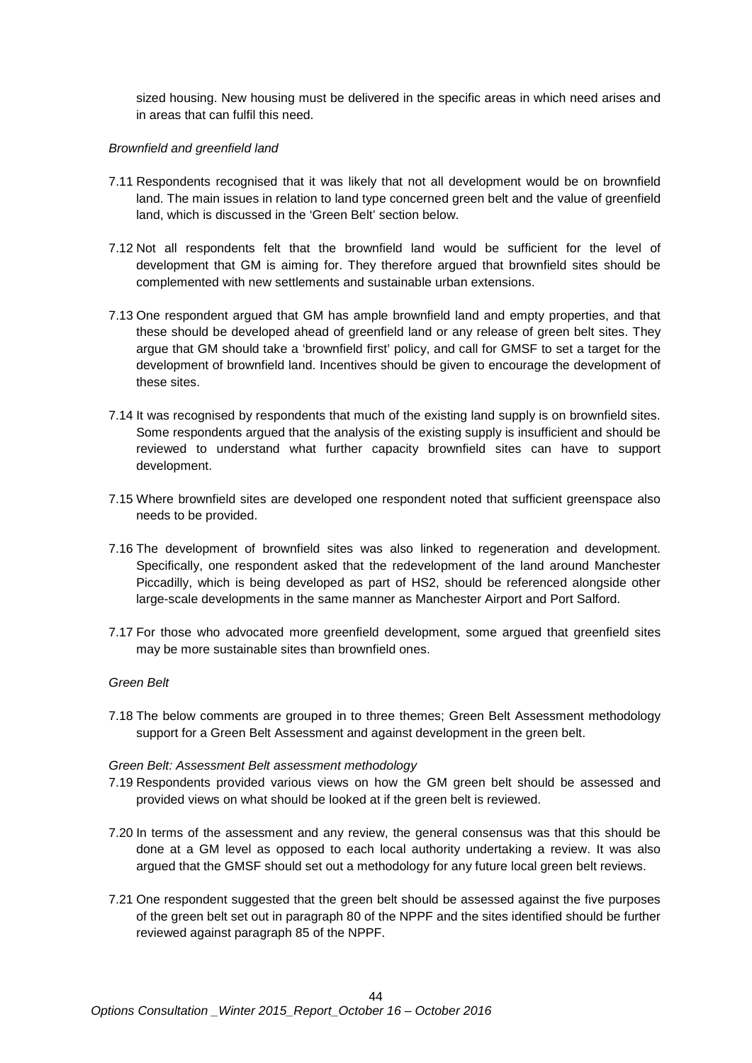sized housing. New housing must be delivered in the specific areas in which need arises and in areas that can fulfil this need.

*Brownfield and greenfield land*

7.11 Respondents recognised that it was likely that not all development would be on brownfield land. The main issues in relation to land type concerned green belt and the value of greenfield land, which is discussed in the 'Green Belt' section below.

7.12 Not all respondents felt that the brownfield land would be sufficient for the level of development that GM is aiming for. They therefore argued that brownfield sites should be complemented with new settlements and sustainable urban extensions.

7.13 One respondent argued that GM has ample brownfield land and empty properties, and that these should be developed ahead of greenfield land or any release of green belt sites. They argue that GM should take a 'brownfield first' policy, and call for GMSF to set a target for the development of brownfield land. Incentives should be given to encourage the development of these sites.

7.14 It was recognised by respondents that much of the existing land supply is on brownfield sites. Some respondents argued that the analysis of the existing supply is insufficient and should be reviewed to understand what further capacity brownfield sites can have to support development.

7.15 Where brownfield sites are developed one respondent noted that sufficient greenspace also needs to be provided.

7.16 The development of brownfield sites was also linked to regeneration and development. Specifically, one respondent asked that the redevelopment of the land around Manchester Piccadilly, which is being developed as part of HS2, should be referenced alongside other large-scale developments in the same manner as Manchester Airport and Port Salford.

7.17 For those who advocated more greenfield development, some argued that greenfield sites may be more sustainable sites than brownfield ones.

*Green Belt*

7.18 The below comments are grouped in to three themes; Green Belt Assessment methodology support for a Green Belt Assessment and against development in the green belt.

*Green Belt: Assessment Belt assessment methodology*

7.19 Respondents provided various views on how the GM green belt should be assessed and provided views on what should be looked at if the green belt is reviewed.

7.20 In terms of the assessment and any review, the general consensus was that this should be done at a GM level as opposed to each local authority undertaking a review. It was also argued that the GMSF should set out a methodology for any future local green belt reviews.

7.21 One respondent suggested that the green belt should be assessed against the five purposes of the green belt set out in paragraph 80 of the NPPF and the sites identified should be further reviewed against paragraph 85 of the NPPF.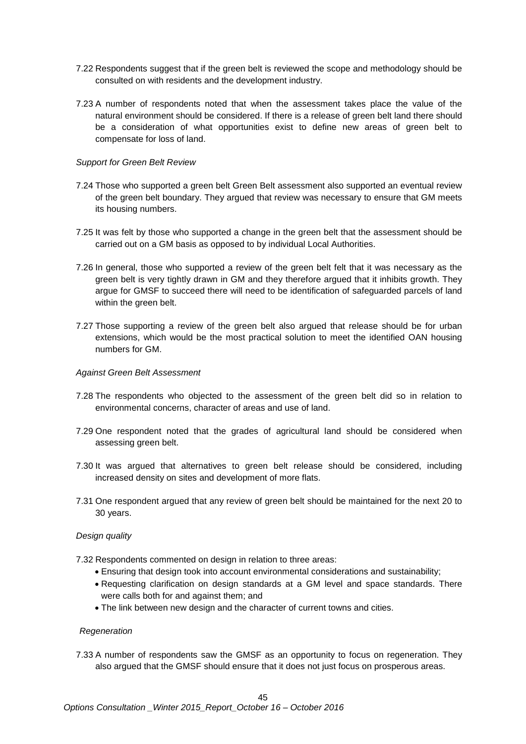7.22 Respondents suggest that if the green belt is reviewed the scope and methodology should be consulted on with residents and the development industry.

7.23 A number of respondents noted that when the assessment takes place the value of the natural environment should be considered. If there is a release of green belt land there should be a consideration of what opportunities exist to define new areas of green belt to compensate for loss of land.

*Support for Green Belt Review*

7.24 Those who supported a green belt Green Belt assessment also supported an eventual review of the green belt boundary. They argued that review was necessary to ensure that GM meets its housing numbers.

7.25 It was felt by those who supported a change in the green belt that the assessment should be carried out on a GM basis as opposed to by individual Local Authorities.

7.26 In general, those who supported a review of the green belt felt that it was necessary as the green belt is very tightly drawn in GM and they therefore argued that it inhibits growth. They argue for GMSF to succeed there will need to be identification of safeguarded parcels of land within the green belt.

7.27 Those supporting a review of the green belt also argued that release should be for urban extensions, which would be the most practical solution to meet the identified OAN housing numbers for GM.

*Against Green Belt Assessment*

7.28 The respondents who objected to the assessment of the green belt did so in relation to environmental concerns, character of areas and use of land.

7.29 One respondent noted that the grades of agricultural land should be considered when assessing green belt.

7.30 It was argued that alternatives to green belt release should be considered, including increased density on sites and development of more flats.

7.31 One respondent argued that any review of green belt should be maintained for the next 20 to 30 years.

*Design quality*

7.32 Respondents commented on design in relation to three areas:

- Ensuring that design took into account environmental considerations and sustainability;
- Requesting clarification on design standards at a GM level and space standards. There were calls both for and against them; and
- The link between new design and the character of current towns and cities.

*Regeneration*

7.33 A number of respondents saw the GMSF as an opportunity to focus on regeneration. They also argued that the GMSF should ensure that it does not just focus on prosperous areas.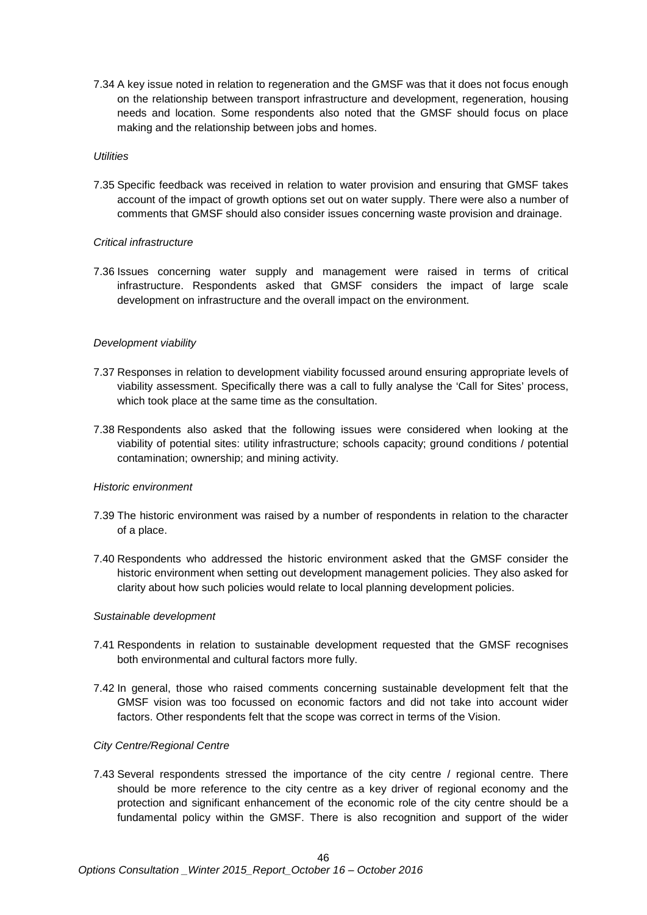7.34 A key issue noted in relation to regeneration and the GMSF was that it does not focus enough on the relationship between transport infrastructure and development, regeneration, housing needs and location. Some respondents also noted that the GMSF should focus on place making and the relationship between jobs and homes.

*Utilities*

7.35 Specific feedback was received in relation to water provision and ensuring that GMSF takes account of the impact of growth options set out on water supply. There were also a number of comments that GMSF should also consider issues concerning waste provision and drainage.

*Critical infrastructure*

7.36 Issues concerning water supply and management were raised in terms of critical infrastructure. Respondents asked that GMSF considers the impact of large scale development on infrastructure and the overall impact on the environment.

*Development viability*

7.37 Responses in relation to development viability focussed around ensuring appropriate levels of viability assessment. Specifically there was a call to fully analyse the 'Call for Sites' process, which took place at the same time as the consultation.

7.38 Respondents also asked that the following issues were considered when looking at the viability of potential sites: utility infrastructure; schools capacity; ground conditions / potential contamination; ownership; and mining activity.

*Historic environment*

7.39 The historic environment was raised by a number of respondents in relation to the character of a place.

7.40 Respondents who addressed the historic environment asked that the GMSF consider the historic environment when setting out development management policies. They also asked for clarity about how such policies would relate to local planning development policies.

*Sustainable development*

7.41 Respondents in relation to sustainable development requested that the GMSF recognises both environmental and cultural factors more fully.

7.42 In general, those who raised comments concerning sustainable development felt that the GMSF vision was too focussed on economic factors and did not take into account wider factors. Other respondents felt that the scope was correct in terms of the Vision.

*City Centre/Regional Centre*

7.43 Several respondents stressed the importance of the city centre / regional centre. There should be more reference to the city centre as a key driver of regional economy and the protection and significant enhancement of the economic role of the city centre should be a fundamental policy within the GMSF. There is also recognition and support of the wider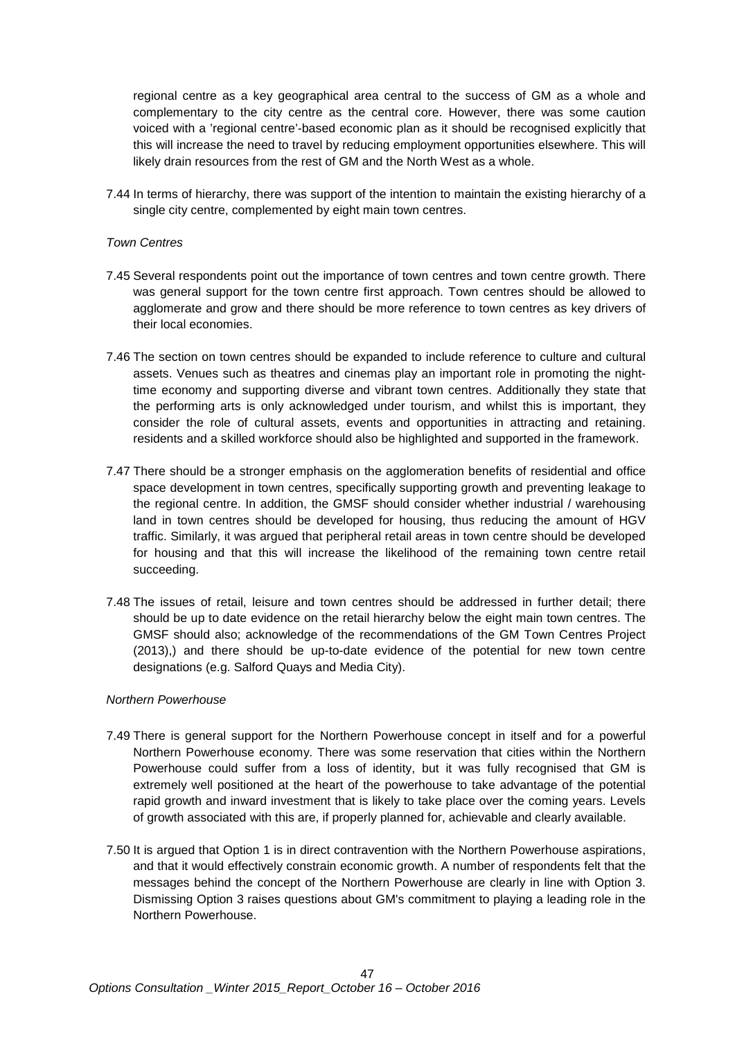regional centre as a key geographical area central to the success of GM as a whole and complementary to the city centre as the central core. However, there was some caution voiced with a 'regional centre'-based economic plan as it should be recognised explicitly that this will increase the need to travel by reducing employment opportunities elsewhere. This will likely drain resources from the rest of GM and the North West as a whole.

7.44 In terms of hierarchy, there was support of the intention to maintain the existing hierarchy of a single city centre, complemented by eight main town centres.

*Town Centres*

7.45 Several respondents point out the importance of town centres and town centre growth. There was general support for the town centre first approach. Town centres should be allowed to agglomerate and grow and there should be more reference to town centres as key drivers of their local economies.

7.46 The section on town centres should be expanded to include reference to culture and cultural assets. Venues such as theatres and cinemas play an important role in promoting the night-time economy and supporting diverse and vibrant town centres. Additionally they state that the performing arts is only acknowledged under tourism, and whilst this is important, they consider the role of cultural assets, events and opportunities in attracting and retaining. residents and a skilled workforce should also be highlighted and supported in the framework.

7.47 There should be a stronger emphasis on the agglomeration benefits of residential and office space development in town centres, specifically supporting growth and preventing leakage to the regional centre. In addition, the GMSF should consider whether industrial / warehousing land in town centres should be developed for housing, thus reducing the amount of HGV traffic. Similarly, it was argued that peripheral retail areas in town centre should be developed for housing and that this will increase the likelihood of the remaining town centre retail succeeding.

7.48 The issues of retail, leisure and town centres should be addressed in further detail; there should be up to date evidence on the retail hierarchy below the eight main town centres. The GMSF should also; acknowledge of the recommendations of the GM Town Centres Project (2013),) and there should be up-to-date evidence of the potential for new town centre designations (e.g. Salford Quays and Media City).

*Northern Powerhouse*

7.49 There is general support for the Northern Powerhouse concept in itself and for a powerful Northern Powerhouse economy. There was some reservation that cities within the Northern Powerhouse could suffer from a loss of identity, but it was fully recognised that GM is extremely well positioned at the heart of the powerhouse to take advantage of the potential rapid growth and inward investment that is likely to take place over the coming years. Levels of growth associated with this are, if properly planned for, achievable and clearly available.

7.50 It is argued that Option 1 is in direct contravention with the Northern Powerhouse aspirations, and that it would effectively constrain economic growth. A number of respondents felt that the messages behind the concept of the Northern Powerhouse are clearly in line with Option 3. Dismissing Option 3 raises questions about GM's commitment to playing a leading role in the Northern Powerhouse.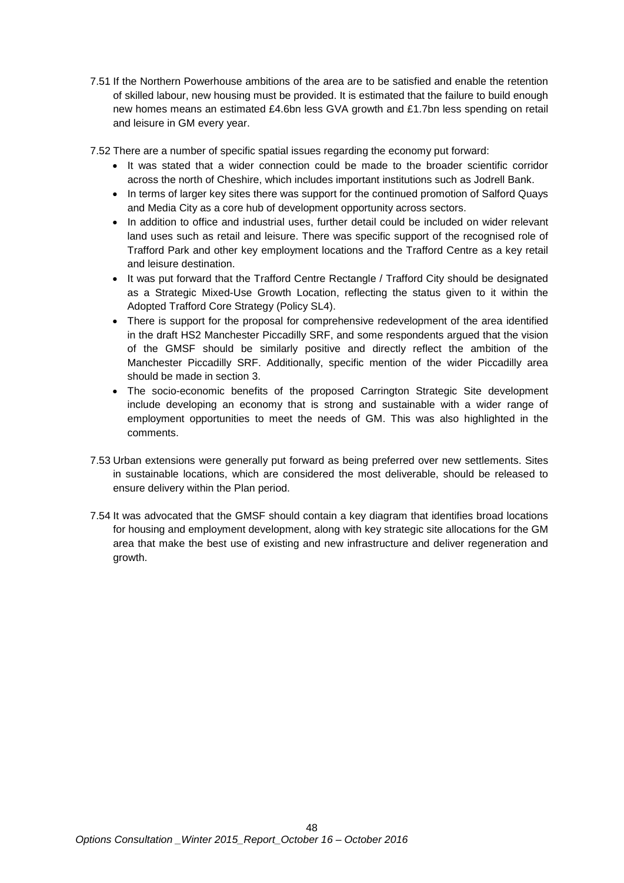7.51 If the Northern Powerhouse ambitions of the area are to be satisfied and enable the retention of skilled labour, new housing must be provided. It is estimated that the failure to build enough new homes means an estimated £4.6bn less GVA growth and £1.7bn less spending on retail and leisure in GM every year.

7.52 There are a number of specific spatial issues regarding the economy put forward:

- It was stated that a wider connection could be made to the broader scientific corridor across the north of Cheshire, which includes important institutions such as Jodrell Bank.
- In terms of larger key sites there was support for the continued promotion of Salford Quays and Media City as a core hub of development opportunity across sectors.
- In addition to office and industrial uses, further detail could be included on wider relevant land uses such as retail and leisure. There was specific support of the recognised role of Trafford Park and other key employment locations and the Trafford Centre as a key retail and leisure destination.
- It was put forward that the Trafford Centre Rectangle / Trafford City should be designated as a Strategic Mixed-Use Growth Location, reflecting the status given to it within the Adopted Trafford Core Strategy (Policy SL4).
- There is support for the proposal for comprehensive redevelopment of the area identified in the draft HS2 Manchester Piccadilly SRF, and some respondents argued that the vision of the GMSF should be similarly positive and directly reflect the ambition of the Manchester Piccadilly SRF. Additionally, specific mention of the wider Piccadilly area should be made in section 3.
- The socio-economic benefits of the proposed Carrington Strategic Site development include developing an economy that is strong and sustainable with a wider range of employment opportunities to meet the needs of GM. This was also highlighted in the comments.

7.53 Urban extensions were generally put forward as being preferred over new settlements. Sites in sustainable locations, which are considered the most deliverable, should be released to ensure delivery within the Plan period.

7.54 It was advocated that the GMSF should contain a key diagram that identifies broad locations for housing and employment development, along with key strategic site allocations for the GM area that make the best use of existing and new infrastructure and deliver regeneration and growth.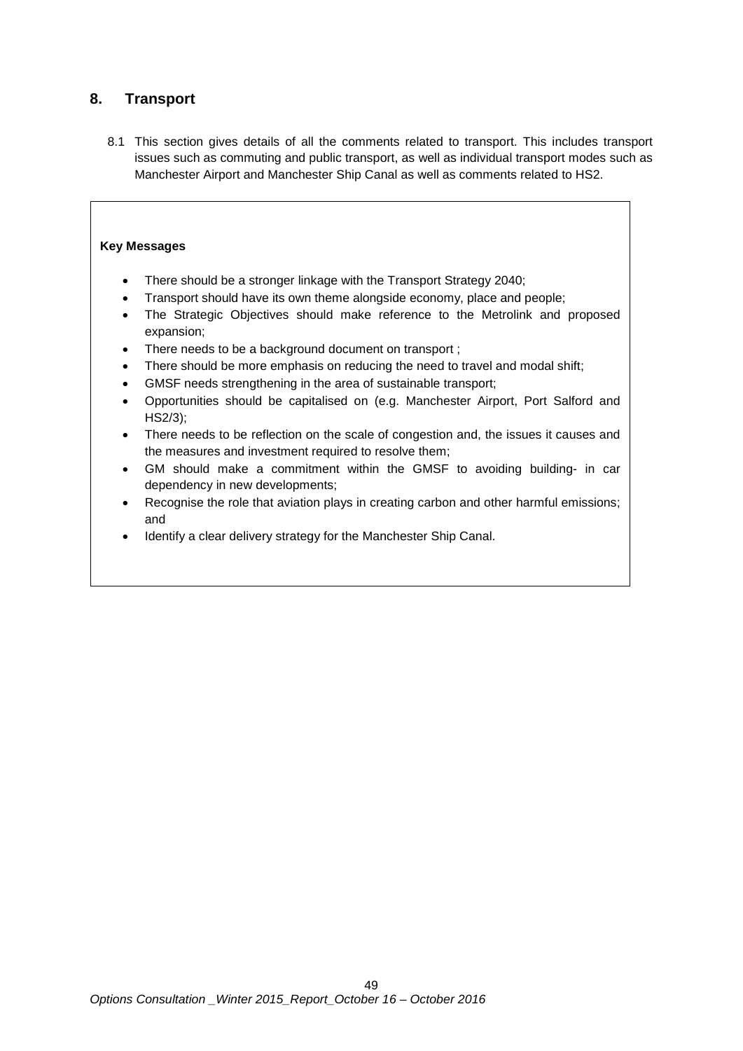## 8. Transport

8.1 This section gives details of all the comments related to transport. This includes transport issues such as commuting and public transport, as well as individual transport modes such as Manchester Airport and Manchester Ship Canal as well as comments related to HS2.

**Key Messages**

- There should be a stronger linkage with the Transport Strategy 2040;
- Transport should have its own theme alongside economy, place and people;
- The Strategic Objectives should make reference to the Metrolink and proposed expansion;
- There needs to be a background document on transport ;
- There should be more emphasis on reducing the need to travel and modal shift;
- GMSF needs strengthening in the area of sustainable transport;
- Opportunities should be capitalised on (e.g. Manchester Airport, Port Salford and HS2/3);
- There needs to be reflection on the scale of congestion and, the issues it causes and the measures and investment required to resolve them;
- GM should make a commitment within the GMSF to avoiding building- in car dependency in new developments;
- Recognise the role that aviation plays in creating carbon and other harmful emissions; and
- Identify a clear delivery strategy for the Manchester Ship Canal.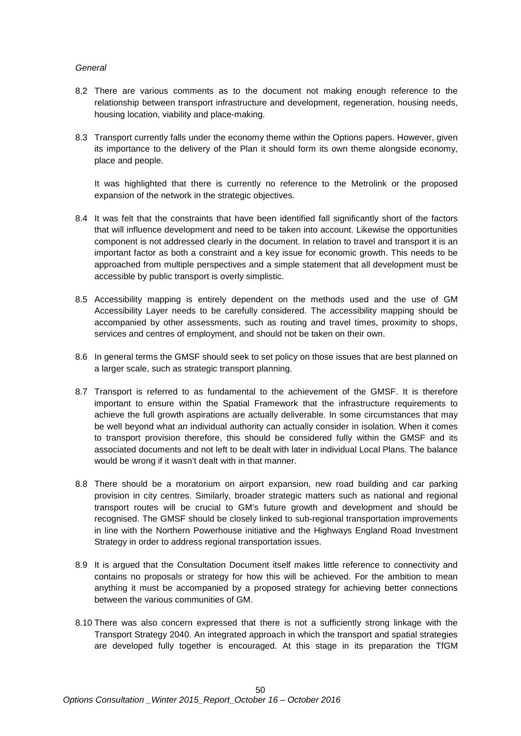*General*

8.2 There are various comments as to the document not making enough reference to the relationship between transport infrastructure and development, regeneration, housing needs, housing location, viability and place-making.

8.3 Transport currently falls under the economy theme within the Options papers. However, given its importance to the delivery of the Plan it should form its own theme alongside economy, place and people.

It was highlighted that there is currently no reference to the Metrolink or the proposed expansion of the network in the strategic objectives.

8.4 It was felt that the constraints that have been identified fall significantly short of the factors that will influence development and need to be taken into account. Likewise the opportunities component is not addressed clearly in the document. In relation to travel and transport it is an important factor as both a constraint and a key issue for economic growth. This needs to be approached from multiple perspectives and a simple statement that all development must be accessible by public transport is overly simplistic.

8.5 Accessibility mapping is entirely dependent on the methods used and the use of GM Accessibility Layer needs to be carefully considered. The accessibility mapping should be accompanied by other assessments, such as routing and travel times, proximity to shops, services and centres of employment, and should not be taken on their own.

8.6 In general terms the GMSF should seek to set policy on those issues that are best planned on a larger scale, such as strategic transport planning.

8.7 Transport is referred to as fundamental to the achievement of the GMSF. It is therefore important to ensure within the Spatial Framework that the infrastructure requirements to achieve the full growth aspirations are actually deliverable. In some circumstances that may be well beyond what an individual authority can actually consider in isolation. When it comes to transport provision therefore, this should be considered fully within the GMSF and its associated documents and not left to be dealt with later in individual Local Plans. The balance would be wrong if it wasn't dealt with in that manner.

8.8 There should be a moratorium on airport expansion, new road building and car parking provision in city centres. Similarly, broader strategic matters such as national and regional transport routes will be crucial to GM's future growth and development and should be recognised. The GMSF should be closely linked to sub-regional transportation improvements in line with the Northern Powerhouse initiative and the Highways England Road Investment Strategy in order to address regional transportation issues.

8.9 It is argued that the Consultation Document itself makes little reference to connectivity and contains no proposals or strategy for how this will be achieved. For the ambition to mean anything it must be accompanied by a proposed strategy for achieving better connections between the various communities of GM.

8.10 There was also concern expressed that there is not a sufficiently strong linkage with the Transport Strategy 2040. An integrated approach in which the transport and spatial strategies are developed fully together is encouraged. At this stage in its preparation the TfGM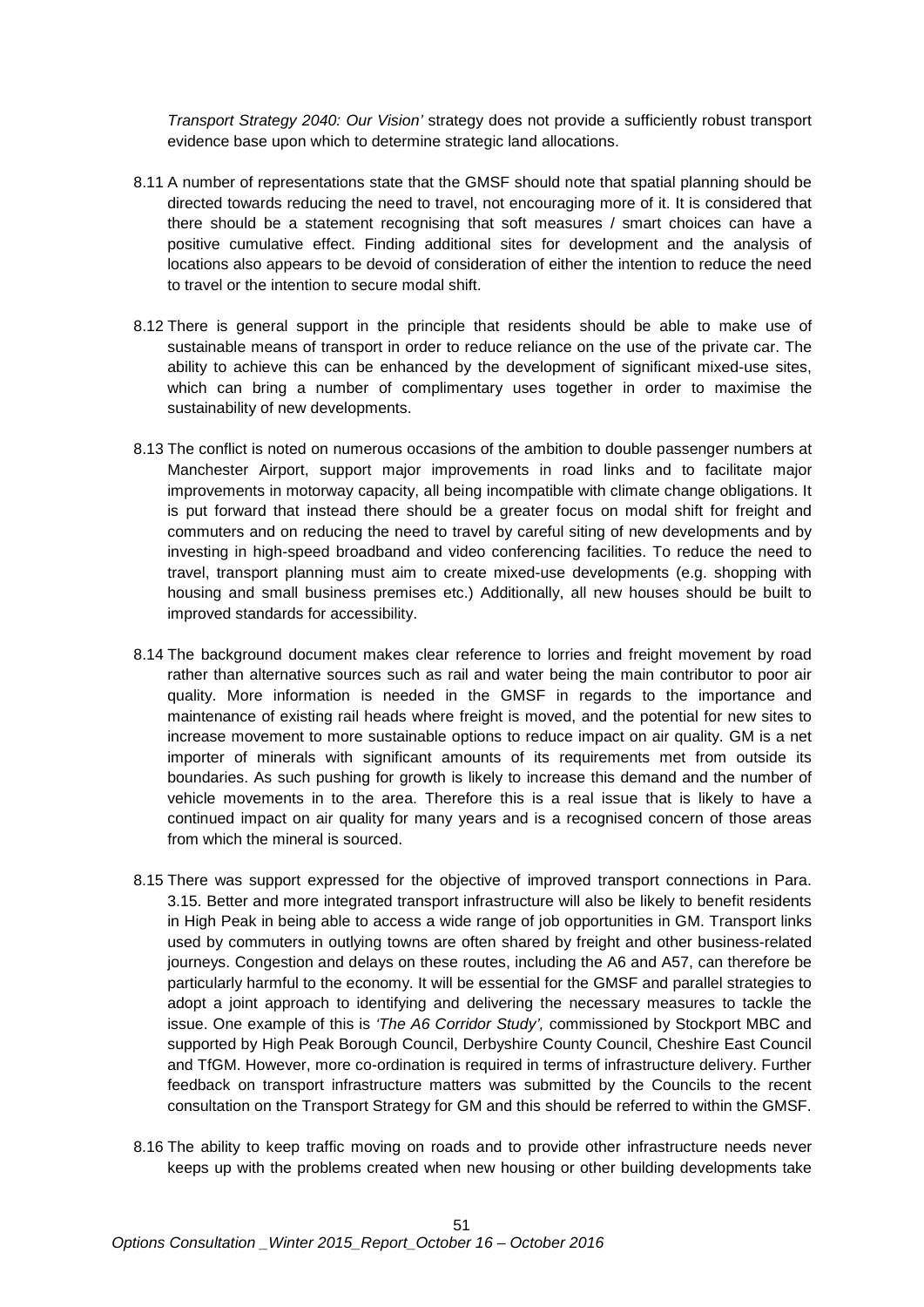*Transport Strategy 2040: Our Vision'* strategy does not provide a sufficiently robust transport evidence base upon which to determine strategic land allocations.

8.11 A number of representations state that the GMSF should note that spatial planning should be directed towards reducing the need to travel, not encouraging more of it. It is considered that there should be a statement recognising that soft measures / smart choices can have a positive cumulative effect. Finding additional sites for development and the analysis of locations also appears to be devoid of consideration of either the intention to reduce the need to travel or the intention to secure modal shift.

8.12 There is general support in the principle that residents should be able to make use of sustainable means of transport in order to reduce reliance on the use of the private car. The ability to achieve this can be enhanced by the development of significant mixed-use sites, which can bring a number of complimentary uses together in order to maximise the sustainability of new developments.

8.13 The conflict is noted on numerous occasions of the ambition to double passenger numbers at Manchester Airport, support major improvements in road links and to facilitate major improvements in motorway capacity, all being incompatible with climate change obligations. It is put forward that instead there should be a greater focus on modal shift for freight and commuters and on reducing the need to travel by careful siting of new developments and by investing in high-speed broadband and video conferencing facilities. To reduce the need to travel, transport planning must aim to create mixed-use developments (e.g. shopping with housing and small business premises etc.) Additionally, all new houses should be built to improved standards for accessibility.

8.14 The background document makes clear reference to lorries and freight movement by road rather than alternative sources such as rail and water being the main contributor to poor air quality. More information is needed in the GMSF in regards to the importance and maintenance of existing rail heads where freight is moved, and the potential for new sites to increase movement to more sustainable options to reduce impact on air quality. GM is a net importer of minerals with significant amounts of its requirements met from outside its boundaries. As such pushing for growth is likely to increase this demand and the number of vehicle movements in to the area. Therefore this is a real issue that is likely to have a continued impact on air quality for many years and is a recognised concern of those areas from which the mineral is sourced.

8.15 There was support expressed for the objective of improved transport connections in Para. 3.15. Better and more integrated transport infrastructure will also be likely to benefit residents in High Peak in being able to access a wide range of job opportunities in GM. Transport links used by commuters in outlying towns are often shared by freight and other business-related journeys. Congestion and delays on these routes, including the A6 and A57, can therefore be particularly harmful to the economy. It will be essential for the GMSF and parallel strategies to adopt a joint approach to identifying and delivering the necessary measures to tackle the issue. One example of this is *'The A6 Corridor Study',* commissioned by Stockport MBC and supported by High Peak Borough Council, Derbyshire County Council, Cheshire East Council and TfGM. However, more co-ordination is required in terms of infrastructure delivery. Further feedback on transport infrastructure matters was submitted by the Councils to the recent consultation on the Transport Strategy for GM and this should be referred to within the GMSF.

8.16 The ability to keep traffic moving on roads and to provide other infrastructure needs never keeps up with the problems created when new housing or other building developments take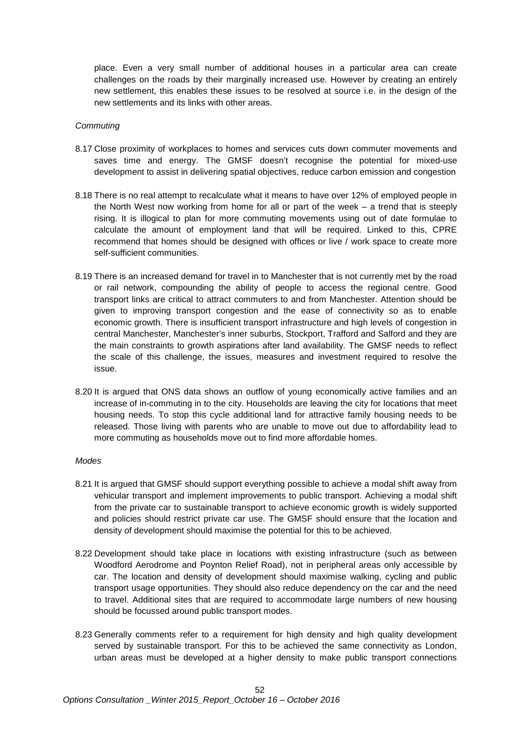place. Even a very small number of additional houses in a particular area can create challenges on the roads by their marginally increased use. However by creating an entirely new settlement, this enables these issues to be resolved at source i.e. in the design of the new settlements and its links with other areas.

*Commuting*

8.17 Close proximity of workplaces to homes and services cuts down commuter movements and saves time and energy. The GMSF doesn't recognise the potential for mixed-use development to assist in delivering spatial objectives, reduce carbon emission and congestion

8.18 There is no real attempt to recalculate what it means to have over 12% of employed people in the North West now working from home for all or part of the week – a trend that is steeply rising. It is illogical to plan for more commuting movements using out of date formulae to calculate the amount of employment land that will be required. Linked to this, CPRE recommend that homes should be designed with offices or live / work space to create more self-sufficient communities.

8.19 There is an increased demand for travel in to Manchester that is not currently met by the road or rail network, compounding the ability of people to access the regional centre. Good transport links are critical to attract commuters to and from Manchester. Attention should be given to improving transport congestion and the ease of connectivity so as to enable economic growth. There is insufficient transport infrastructure and high levels of congestion in central Manchester, Manchester's inner suburbs, Stockport, Trafford and Salford and they are the main constraints to growth aspirations after land availability. The GMSF needs to reflect the scale of this challenge, the issues, measures and investment required to resolve the issue.

8.20 It is argued that ONS data shows an outflow of young economically active families and an increase of in-commuting in to the city. Households are leaving the city for locations that meet housing needs. To stop this cycle additional land for attractive family housing needs to be released. Those living with parents who are unable to move out due to affordability lead to more commuting as households move out to find more affordable homes.

*Modes*

8.21 It is argued that GMSF should support everything possible to achieve a modal shift away from vehicular transport and implement improvements to public transport. Achieving a modal shift from the private car to sustainable transport to achieve economic growth is widely supported and policies should restrict private car use. The GMSF should ensure that the location and density of development should maximise the potential for this to be achieved.

8.22 Development should take place in locations with existing infrastructure (such as between Woodford Aerodrome and Poynton Relief Road), not in peripheral areas only accessible by car. The location and density of development should maximise walking, cycling and public transport usage opportunities. They should also reduce dependency on the car and the need to travel. Additional sites that are required to accommodate large numbers of new housing should be focussed around public transport modes.

8.23 Generally comments refer to a requirement for high density and high quality development served by sustainable transport. For this to be achieved the same connectivity as London, urban areas must be developed at a higher density to make public transport connections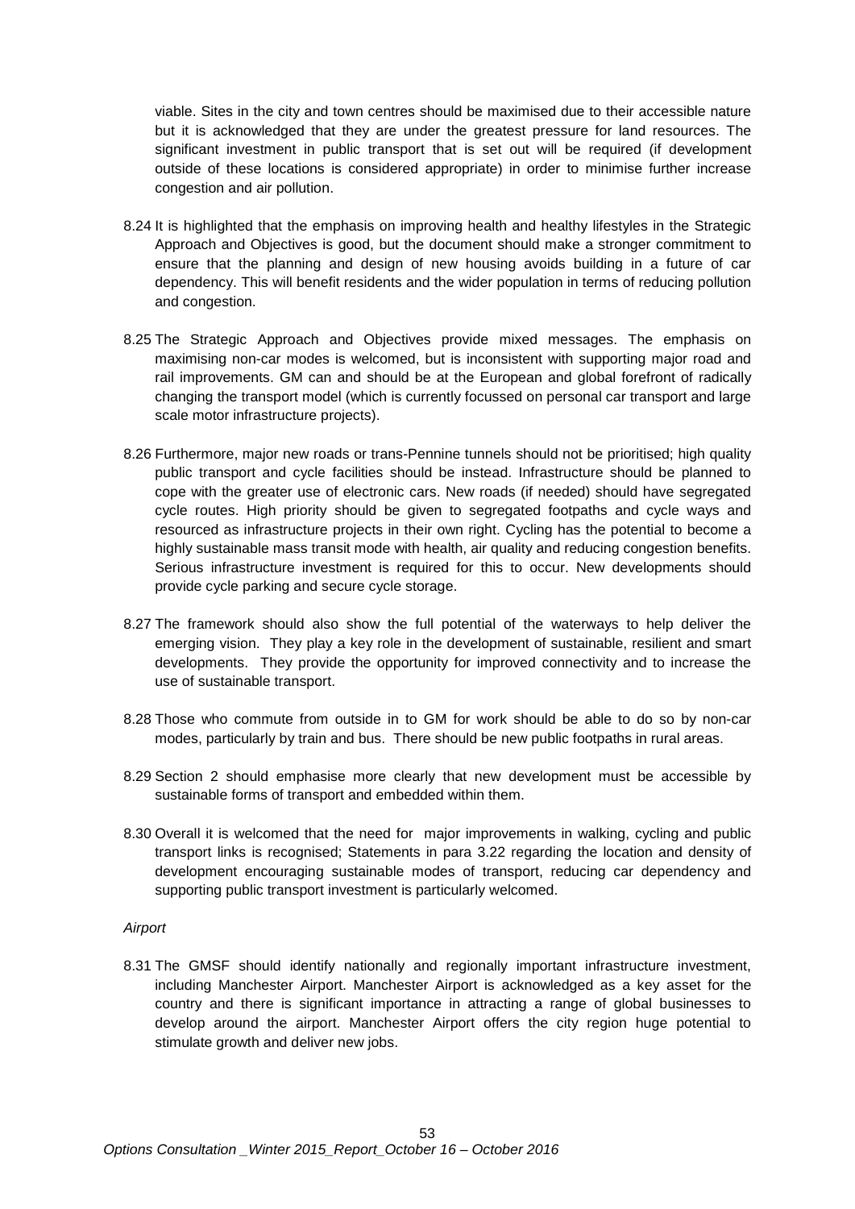viable. Sites in the city and town centres should be maximised due to their accessible nature but it is acknowledged that they are under the greatest pressure for land resources. The significant investment in public transport that is set out will be required (if development outside of these locations is considered appropriate) in order to minimise further increase congestion and air pollution.

8.24 It is highlighted that the emphasis on improving health and healthy lifestyles in the Strategic Approach and Objectives is good, but the document should make a stronger commitment to ensure that the planning and design of new housing avoids building in a future of car dependency. This will benefit residents and the wider population in terms of reducing pollution and congestion.

8.25 The Strategic Approach and Objectives provide mixed messages. The emphasis on maximising non-car modes is welcomed, but is inconsistent with supporting major road and rail improvements. GM can and should be at the European and global forefront of radically changing the transport model (which is currently focussed on personal car transport and large scale motor infrastructure projects).

8.26 Furthermore, major new roads or trans-Pennine tunnels should not be prioritised; high quality public transport and cycle facilities should be instead. Infrastructure should be planned to cope with the greater use of electronic cars. New roads (if needed) should have segregated cycle routes. High priority should be given to segregated footpaths and cycle ways and resourced as infrastructure projects in their own right. Cycling has the potential to become a highly sustainable mass transit mode with health, air quality and reducing congestion benefits. Serious infrastructure investment is required for this to occur. New developments should provide cycle parking and secure cycle storage.

8.27 The framework should also show the full potential of the waterways to help deliver the emerging vision. They play a key role in the development of sustainable, resilient and smart developments. They provide the opportunity for improved connectivity and to increase the use of sustainable transport.

8.28 Those who commute from outside in to GM for work should be able to do so by non-car modes, particularly by train and bus. There should be new public footpaths in rural areas.

8.29 Section 2 should emphasise more clearly that new development must be accessible by sustainable forms of transport and embedded within them.

8.30 Overall it is welcomed that the need for major improvements in walking, cycling and public transport links is recognised; Statements in para 3.22 regarding the location and density of development encouraging sustainable modes of transport, reducing car dependency and supporting public transport investment is particularly welcomed.

*Airport*

8.31 The GMSF should identify nationally and regionally important infrastructure investment, including Manchester Airport. Manchester Airport is acknowledged as a key asset for the country and there is significant importance in attracting a range of global businesses to develop around the airport. Manchester Airport offers the city region huge potential to stimulate growth and deliver new jobs.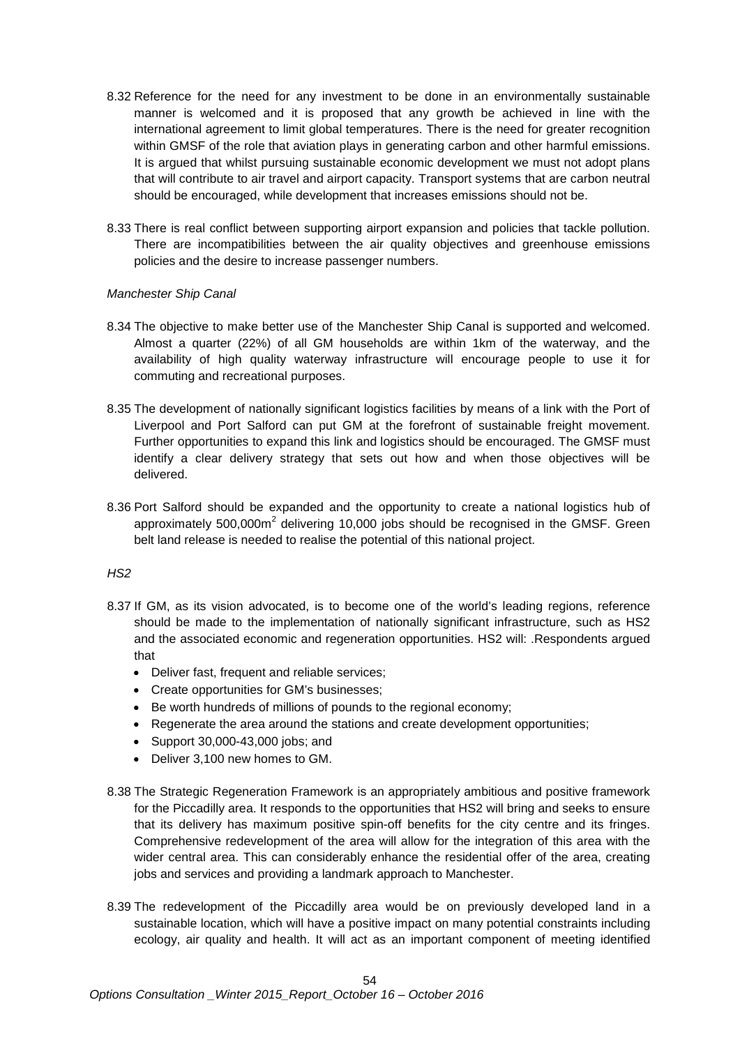8.32 Reference for the need for any investment to be done in an environmentally sustainable manner is welcomed and it is proposed that any growth be achieved in line with the international agreement to limit global temperatures. There is the need for greater recognition within GMSF of the role that aviation plays in generating carbon and other harmful emissions. It is argued that whilst pursuing sustainable economic development we must not adopt plans that will contribute to air travel and airport capacity. Transport systems that are carbon neutral should be encouraged, while development that increases emissions should not be.

8.33 There is real conflict between supporting airport expansion and policies that tackle pollution. There are incompatibilities between the air quality objectives and greenhouse emissions policies and the desire to increase passenger numbers.

*Manchester Ship Canal*

8.34 The objective to make better use of the Manchester Ship Canal is supported and welcomed. Almost a quarter (22%) of all GM households are within 1km of the waterway, and the availability of high quality waterway infrastructure will encourage people to use it for commuting and recreational purposes.

8.35 The development of nationally significant logistics facilities by means of a link with the Port of Liverpool and Port Salford can put GM at the forefront of sustainable freight movement. Further opportunities to expand this link and logistics should be encouraged. The GMSF must identify a clear delivery strategy that sets out how and when those objectives will be delivered.

8.36 Port Salford should be expanded and the opportunity to create a national logistics hub of approximately 500,000m$^2$ delivering 10,000 jobs should be recognised in the GMSF. Green belt land release is needed to realise the potential of this national project.

*HS2*

8.37 If GM, as its vision advocated, is to become one of the world's leading regions, reference should be made to the implementation of nationally significant infrastructure, such as HS2 and the associated economic and regeneration opportunities. HS2 will: .Respondents argued that

- Deliver fast, frequent and reliable services;
- Create opportunities for GM's businesses;
- Be worth hundreds of millions of pounds to the regional economy;
- Regenerate the area around the stations and create development opportunities;
- Support 30,000-43,000 jobs; and
- Deliver 3,100 new homes to GM.

8.38 The Strategic Regeneration Framework is an appropriately ambitious and positive framework for the Piccadilly area. It responds to the opportunities that HS2 will bring and seeks to ensure that its delivery has maximum positive spin-off benefits for the city centre and its fringes. Comprehensive redevelopment of the area will allow for the integration of this area with the wider central area. This can considerably enhance the residential offer of the area, creating jobs and services and providing a landmark approach to Manchester.

8.39 The redevelopment of the Piccadilly area would be on previously developed land in a sustainable location, which will have a positive impact on many potential constraints including ecology, air quality and health. It will act as an important component of meeting identified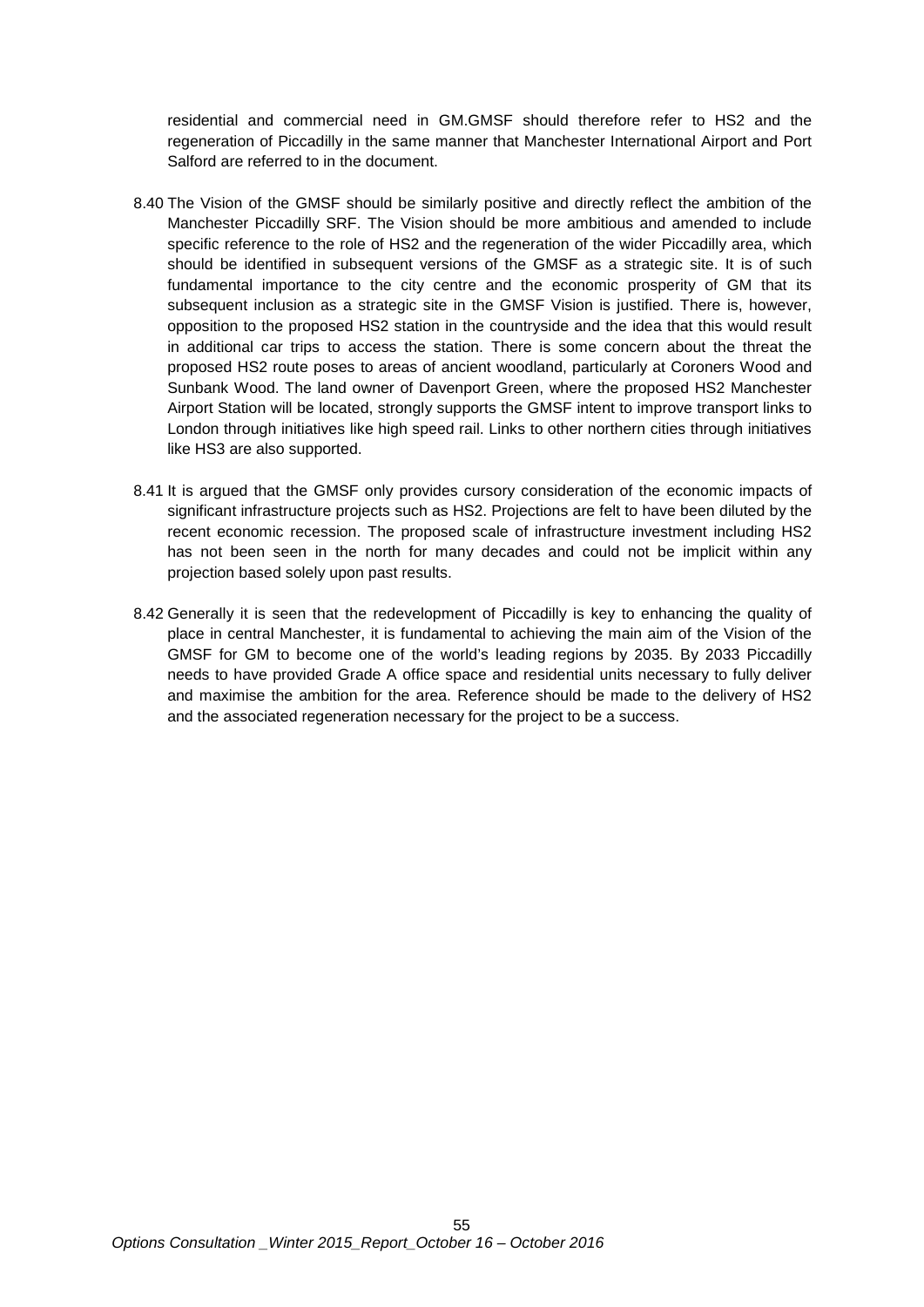residential and commercial need in GM.GMSF should therefore refer to HS2 and the regeneration of Piccadilly in the same manner that Manchester International Airport and Port Salford are referred to in the document.

8.40 The Vision of the GMSF should be similarly positive and directly reflect the ambition of the Manchester Piccadilly SRF. The Vision should be more ambitious and amended to include specific reference to the role of HS2 and the regeneration of the wider Piccadilly area, which should be identified in subsequent versions of the GMSF as a strategic site. It is of such fundamental importance to the city centre and the economic prosperity of GM that its subsequent inclusion as a strategic site in the GMSF Vision is justified. There is, however, opposition to the proposed HS2 station in the countryside and the idea that this would result in additional car trips to access the station. There is some concern about the threat the proposed HS2 route poses to areas of ancient woodland, particularly at Coroners Wood and Sunbank Wood. The land owner of Davenport Green, where the proposed HS2 Manchester Airport Station will be located, strongly supports the GMSF intent to improve transport links to London through initiatives like high speed rail. Links to other northern cities through initiatives like HS3 are also supported.

8.41 It is argued that the GMSF only provides cursory consideration of the economic impacts of significant infrastructure projects such as HS2. Projections are felt to have been diluted by the recent economic recession. The proposed scale of infrastructure investment including HS2 has not been seen in the north for many decades and could not be implicit within any projection based solely upon past results.

8.42 Generally it is seen that the redevelopment of Piccadilly is key to enhancing the quality of place in central Manchester, it is fundamental to achieving the main aim of the Vision of the GMSF for GM to become one of the world's leading regions by 2035. By 2033 Piccadilly needs to have provided Grade A office space and residential units necessary to fully deliver and maximise the ambition for the area. Reference should be made to the delivery of HS2 and the associated regeneration necessary for the project to be a success.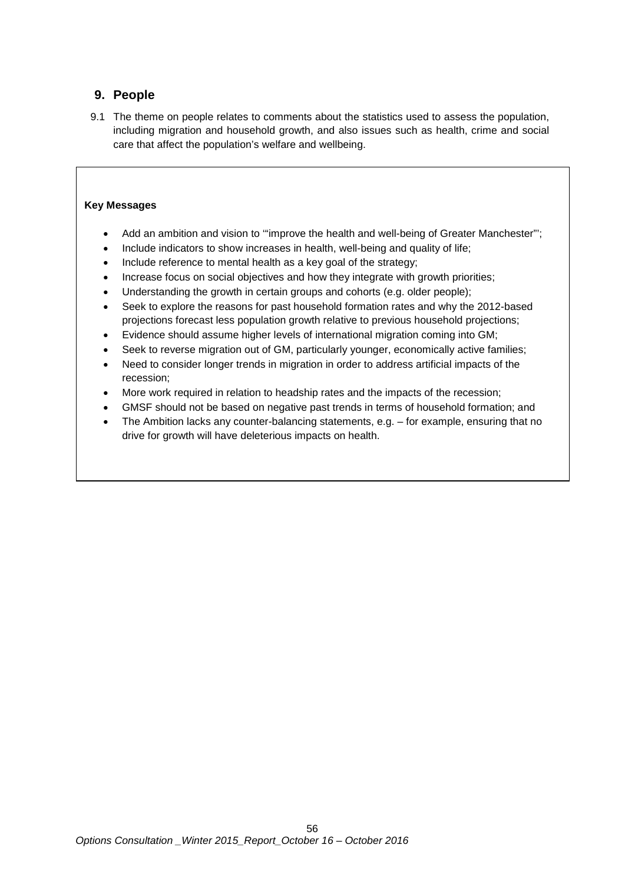## 9. People

9.1 The theme on people relates to comments about the statistics used to assess the population, including migration and household growth, and also issues such as health, crime and social care that affect the population's welfare and wellbeing.

**Key Messages**

- Add an ambition and vision to '"improve the health and well-being of Greater Manchester"';
- Include indicators to show increases in health, well-being and quality of life;
- Include reference to mental health as a key goal of the strategy;
- Increase focus on social objectives and how they integrate with growth priorities;
- Understanding the growth in certain groups and cohorts (e.g. older people);
- Seek to explore the reasons for past household formation rates and why the 2012-based projections forecast less population growth relative to previous household projections;
- Evidence should assume higher levels of international migration coming into GM;
- Seek to reverse migration out of GM, particularly younger, economically active families;
- Need to consider longer trends in migration in order to address artificial impacts of the recession;
- More work required in relation to headship rates and the impacts of the recession;
- GMSF should not be based on negative past trends in terms of household formation; and
- The Ambition lacks any counter-balancing statements, e.g. – for example, ensuring that no drive for growth will have deleterious impacts on health.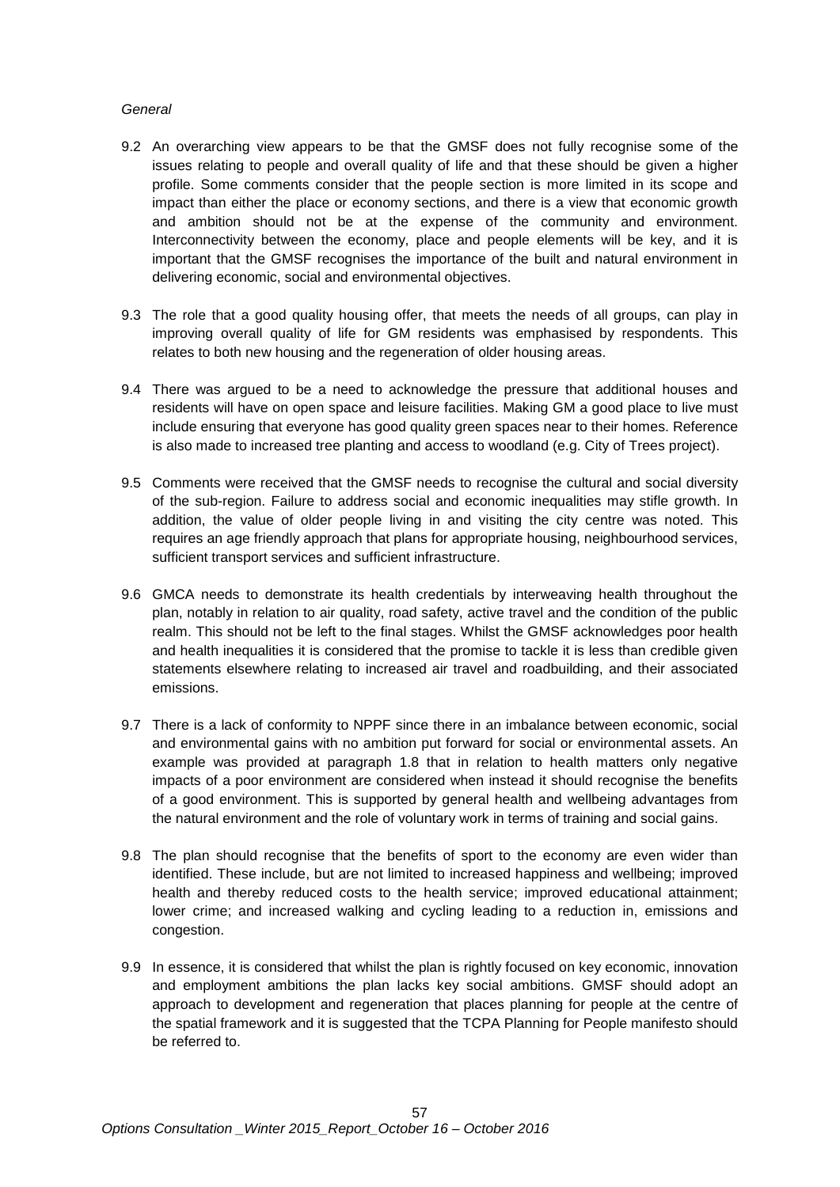*General*

9.2 An overarching view appears to be that the GMSF does not fully recognise some of the issues relating to people and overall quality of life and that these should be given a higher profile. Some comments consider that the people section is more limited in its scope and impact than either the place or economy sections, and there is a view that economic growth and ambition should not be at the expense of the community and environment. Interconnectivity between the economy, place and people elements will be key, and it is important that the GMSF recognises the importance of the built and natural environment in delivering economic, social and environmental objectives.

9.3 The role that a good quality housing offer, that meets the needs of all groups, can play in improving overall quality of life for GM residents was emphasised by respondents. This relates to both new housing and the regeneration of older housing areas.

9.4 There was argued to be a need to acknowledge the pressure that additional houses and residents will have on open space and leisure facilities. Making GM a good place to live must include ensuring that everyone has good quality green spaces near to their homes. Reference is also made to increased tree planting and access to woodland (e.g. City of Trees project).

9.5 Comments were received that the GMSF needs to recognise the cultural and social diversity of the sub-region. Failure to address social and economic inequalities may stifle growth. In addition, the value of older people living in and visiting the city centre was noted. This requires an age friendly approach that plans for appropriate housing, neighbourhood services, sufficient transport services and sufficient infrastructure.

9.6 GMCA needs to demonstrate its health credentials by interweaving health throughout the plan, notably in relation to air quality, road safety, active travel and the condition of the public realm. This should not be left to the final stages. Whilst the GMSF acknowledges poor health and health inequalities it is considered that the promise to tackle it is less than credible given statements elsewhere relating to increased air travel and roadbuilding, and their associated emissions.

9.7 There is a lack of conformity to NPPF since there in an imbalance between economic, social and environmental gains with no ambition put forward for social or environmental assets. An example was provided at paragraph 1.8 that in relation to health matters only negative impacts of a poor environment are considered when instead it should recognise the benefits of a good environment. This is supported by general health and wellbeing advantages from the natural environment and the role of voluntary work in terms of training and social gains.

9.8 The plan should recognise that the benefits of sport to the economy are even wider than identified. These include, but are not limited to increased happiness and wellbeing; improved health and thereby reduced costs to the health service; improved educational attainment; lower crime; and increased walking and cycling leading to a reduction in, emissions and congestion.

9.9 In essence, it is considered that whilst the plan is rightly focused on key economic, innovation and employment ambitions the plan lacks key social ambitions. GMSF should adopt an approach to development and regeneration that places planning for people at the centre of the spatial framework and it is suggested that the TCPA Planning for People manifesto should be referred to.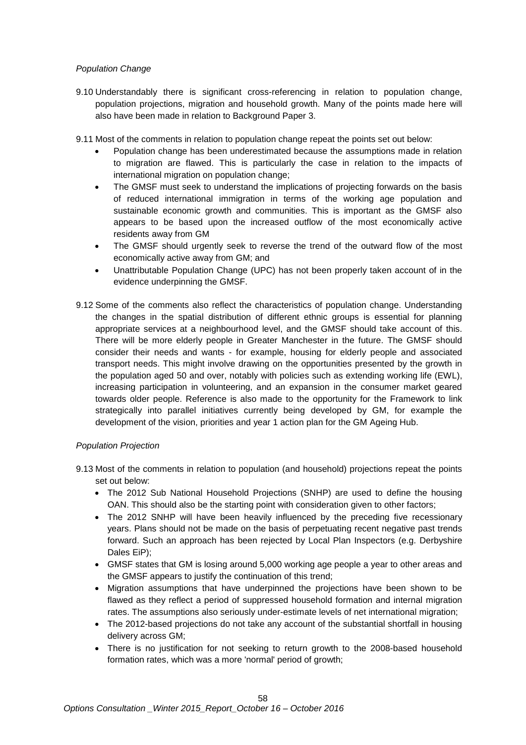*Population Change*

9.10 Understandably there is significant cross-referencing in relation to population change, population projections, migration and household growth. Many of the points made here will also have been made in relation to Background Paper 3.

9.11 Most of the comments in relation to population change repeat the points set out below:

- Population change has been underestimated because the assumptions made in relation to migration are flawed. This is particularly the case in relation to the impacts of international migration on population change;
- The GMSF must seek to understand the implications of projecting forwards on the basis of reduced international immigration in terms of the working age population and sustainable economic growth and communities. This is important as the GMSF also appears to be based upon the increased outflow of the most economically active residents away from GM
- The GMSF should urgently seek to reverse the trend of the outward flow of the most economically active away from GM; and
- Unattributable Population Change (UPC) has not been properly taken account of in the evidence underpinning the GMSF.

9.12 Some of the comments also reflect the characteristics of population change. Understanding the changes in the spatial distribution of different ethnic groups is essential for planning appropriate services at a neighbourhood level, and the GMSF should take account of this. There will be more elderly people in Greater Manchester in the future. The GMSF should consider their needs and wants - for example, housing for elderly people and associated transport needs. This might involve drawing on the opportunities presented by the growth in the population aged 50 and over, notably with policies such as extending working life (EWL), increasing participation in volunteering, and an expansion in the consumer market geared towards older people. Reference is also made to the opportunity for the Framework to link strategically into parallel initiatives currently being developed by GM, for example the development of the vision, priorities and year 1 action plan for the GM Ageing Hub.

*Population Projection*

9.13 Most of the comments in relation to population (and household) projections repeat the points set out below:

- The 2012 Sub National Household Projections (SNHP) are used to define the housing OAN. This should also be the starting point with consideration given to other factors;
- The 2012 SNHP will have been heavily influenced by the preceding five recessionary years. Plans should not be made on the basis of perpetuating recent negative past trends forward. Such an approach has been rejected by Local Plan Inspectors (e.g. Derbyshire Dales EiP);
- GMSF states that GM is losing around 5,000 working age people a year to other areas and the GMSF appears to justify the continuation of this trend;
- Migration assumptions that have underpinned the projections have been shown to be flawed as they reflect a period of suppressed household formation and internal migration rates. The assumptions also seriously under-estimate levels of net international migration;
- The 2012-based projections do not take any account of the substantial shortfall in housing delivery across GM;
- There is no justification for not seeking to return growth to the 2008-based household formation rates, which was a more 'normal' period of growth;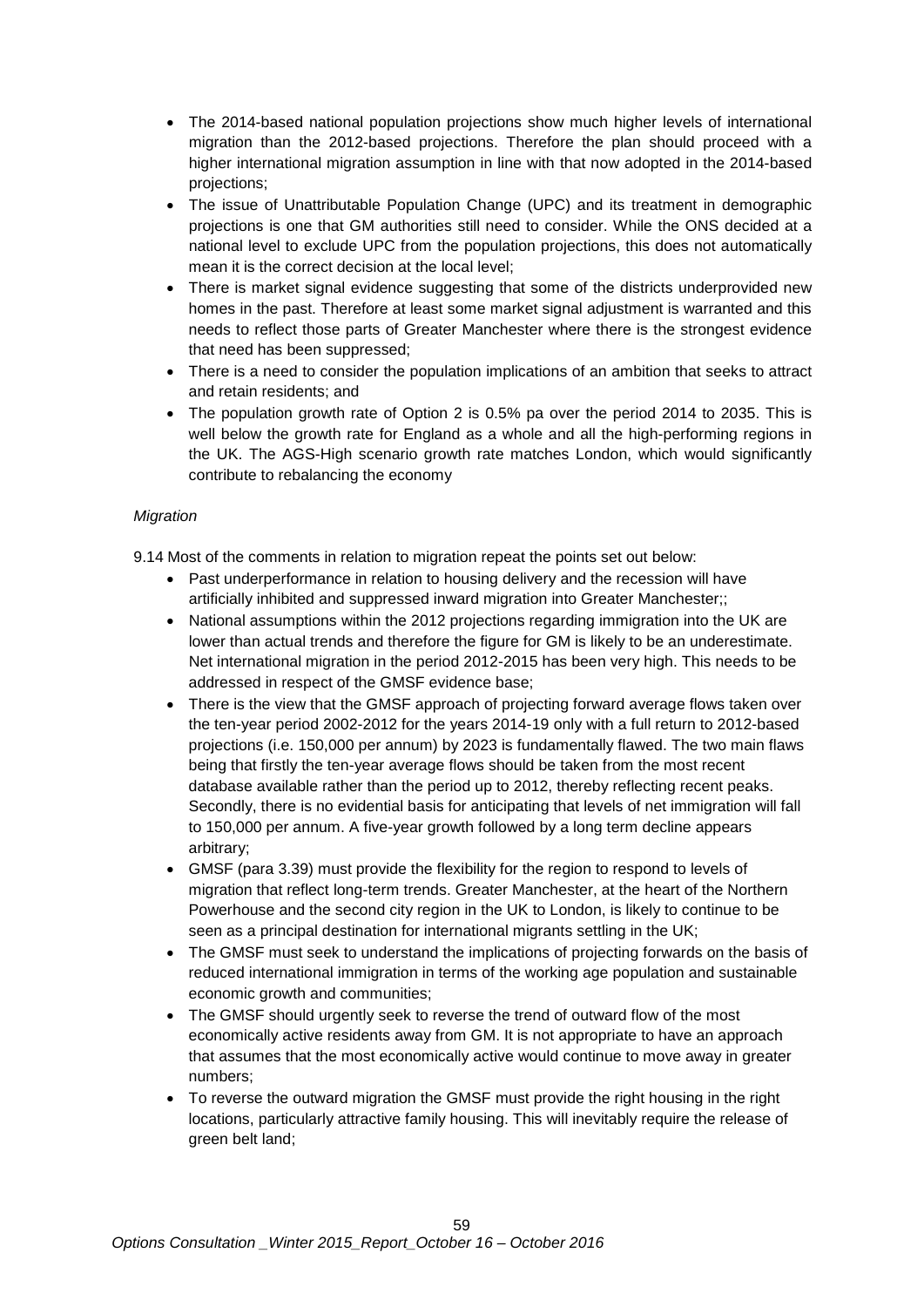- The 2014-based national population projections show much higher levels of international migration than the 2012-based projections. Therefore the plan should proceed with a higher international migration assumption in line with that now adopted in the 2014-based projections;
- The issue of Unattributable Population Change (UPC) and its treatment in demographic projections is one that GM authorities still need to consider. While the ONS decided at a national level to exclude UPC from the population projections, this does not automatically mean it is the correct decision at the local level;
- There is market signal evidence suggesting that some of the districts underprovided new homes in the past. Therefore at least some market signal adjustment is warranted and this needs to reflect those parts of Greater Manchester where there is the strongest evidence that need has been suppressed;
- There is a need to consider the population implications of an ambition that seeks to attract and retain residents; and
- The population growth rate of Option 2 is 0.5% pa over the period 2014 to 2035. This is well below the growth rate for England as a whole and all the high-performing regions in the UK. The AGS-High scenario growth rate matches London, which would significantly contribute to rebalancing the economy

*Migration*

9.14 Most of the comments in relation to migration repeat the points set out below:

- Past underperformance in relation to housing delivery and the recession will have artificially inhibited and suppressed inward migration into Greater Manchester;;
- National assumptions within the 2012 projections regarding immigration into the UK are lower than actual trends and therefore the figure for GM is likely to be an underestimate. Net international migration in the period 2012-2015 has been very high. This needs to be addressed in respect of the GMSF evidence base;
- There is the view that the GMSF approach of projecting forward average flows taken over the ten-year period 2002-2012 for the years 2014-19 only with a full return to 2012-based projections (i.e. 150,000 per annum) by 2023 is fundamentally flawed. The two main flaws being that firstly the ten-year average flows should be taken from the most recent database available rather than the period up to 2012, thereby reflecting recent peaks. Secondly, there is no evidential basis for anticipating that levels of net immigration will fall to 150,000 per annum. A five-year growth followed by a long term decline appears arbitrary;
- GMSF (para 3.39) must provide the flexibility for the region to respond to levels of migration that reflect long-term trends. Greater Manchester, at the heart of the Northern Powerhouse and the second city region in the UK to London, is likely to continue to be seen as a principal destination for international migrants settling in the UK;
- The GMSF must seek to understand the implications of projecting forwards on the basis of reduced international immigration in terms of the working age population and sustainable economic growth and communities;
- The GMSF should urgently seek to reverse the trend of outward flow of the most economically active residents away from GM. It is not appropriate to have an approach that assumes that the most economically active would continue to move away in greater numbers;
- To reverse the outward migration the GMSF must provide the right housing in the right locations, particularly attractive family housing. This will inevitably require the release of green belt land;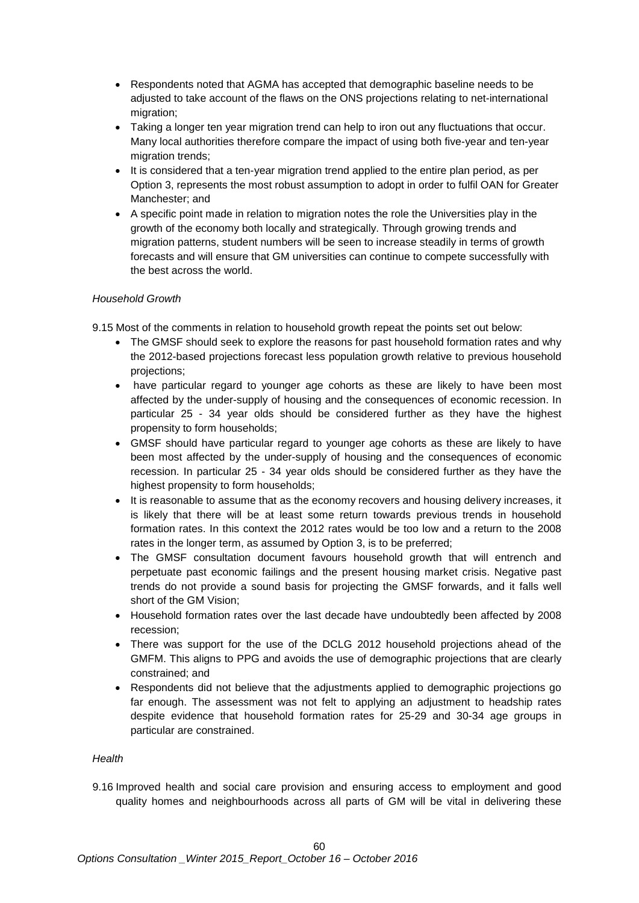- Respondents noted that AGMA has accepted that demographic baseline needs to be adjusted to take account of the flaws on the ONS projections relating to net-international migration;
- Taking a longer ten year migration trend can help to iron out any fluctuations that occur. Many local authorities therefore compare the impact of using both five-year and ten-year migration trends;
- It is considered that a ten-year migration trend applied to the entire plan period, as per Option 3, represents the most robust assumption to adopt in order to fulfil OAN for Greater Manchester; and
- A specific point made in relation to migration notes the role the Universities play in the growth of the economy both locally and strategically. Through growing trends and migration patterns, student numbers will be seen to increase steadily in terms of growth forecasts and will ensure that GM universities can continue to compete successfully with the best across the world.

*Household Growth*

9.15 Most of the comments in relation to household growth repeat the points set out below:

- The GMSF should seek to explore the reasons for past household formation rates and why the 2012-based projections forecast less population growth relative to previous household projections;
- have particular regard to younger age cohorts as these are likely to have been most affected by the under-supply of housing and the consequences of economic recession. In particular 25 - 34 year olds should be considered further as they have the highest propensity to form households;
- GMSF should have particular regard to younger age cohorts as these are likely to have been most affected by the under-supply of housing and the consequences of economic recession. In particular 25 - 34 year olds should be considered further as they have the highest propensity to form households;
- It is reasonable to assume that as the economy recovers and housing delivery increases, it is likely that there will be at least some return towards previous trends in household formation rates. In this context the 2012 rates would be too low and a return to the 2008 rates in the longer term, as assumed by Option 3, is to be preferred;
- The GMSF consultation document favours household growth that will entrench and perpetuate past economic failings and the present housing market crisis. Negative past trends do not provide a sound basis for projecting the GMSF forwards, and it falls well short of the GM Vision;
- Household formation rates over the last decade have undoubtedly been affected by 2008 recession;
- There was support for the use of the DCLG 2012 household projections ahead of the GMFM. This aligns to PPG and avoids the use of demographic projections that are clearly constrained; and
- Respondents did not believe that the adjustments applied to demographic projections go far enough. The assessment was not felt to applying an adjustment to headship rates despite evidence that household formation rates for 25-29 and 30-34 age groups in particular are constrained.

*Health*

9.16 Improved health and social care provision and ensuring access to employment and good quality homes and neighbourhoods across all parts of GM will be vital in delivering these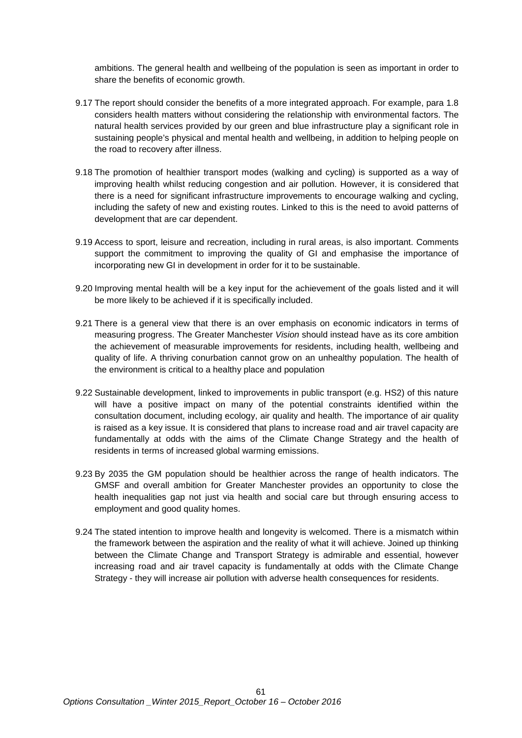ambitions. The general health and wellbeing of the population is seen as important in order to share the benefits of economic growth.

9.17 The report should consider the benefits of a more integrated approach. For example, para 1.8 considers health matters without considering the relationship with environmental factors. The natural health services provided by our green and blue infrastructure play a significant role in sustaining people's physical and mental health and wellbeing, in addition to helping people on the road to recovery after illness.

9.18 The promotion of healthier transport modes (walking and cycling) is supported as a way of improving health whilst reducing congestion and air pollution. However, it is considered that there is a need for significant infrastructure improvements to encourage walking and cycling, including the safety of new and existing routes. Linked to this is the need to avoid patterns of development that are car dependent.

9.19 Access to sport, leisure and recreation, including in rural areas, is also important. Comments support the commitment to improving the quality of GI and emphasise the importance of incorporating new GI in development in order for it to be sustainable.

9.20 Improving mental health will be a key input for the achievement of the goals listed and it will be more likely to be achieved if it is specifically included.

9.21 There is a general view that there is an over emphasis on economic indicators in terms of measuring progress. The Greater Manchester *Vision* should instead have as its core ambition the achievement of measurable improvements for residents, including health, wellbeing and quality of life. A thriving conurbation cannot grow on an unhealthy population. The health of the environment is critical to a healthy place and population

9.22 Sustainable development, linked to improvements in public transport (e.g. HS2) of this nature will have a positive impact on many of the potential constraints identified within the consultation document, including ecology, air quality and health. The importance of air quality is raised as a key issue. It is considered that plans to increase road and air travel capacity are fundamentally at odds with the aims of the Climate Change Strategy and the health of residents in terms of increased global warming emissions.

9.23 By 2035 the GM population should be healthier across the range of health indicators. The GMSF and overall ambition for Greater Manchester provides an opportunity to close the health inequalities gap not just via health and social care but through ensuring access to employment and good quality homes.

9.24 The stated intention to improve health and longevity is welcomed. There is a mismatch within the framework between the aspiration and the reality of what it will achieve. Joined up thinking between the Climate Change and Transport Strategy is admirable and essential, however increasing road and air travel capacity is fundamentally at odds with the Climate Change Strategy - they will increase air pollution with adverse health consequences for residents.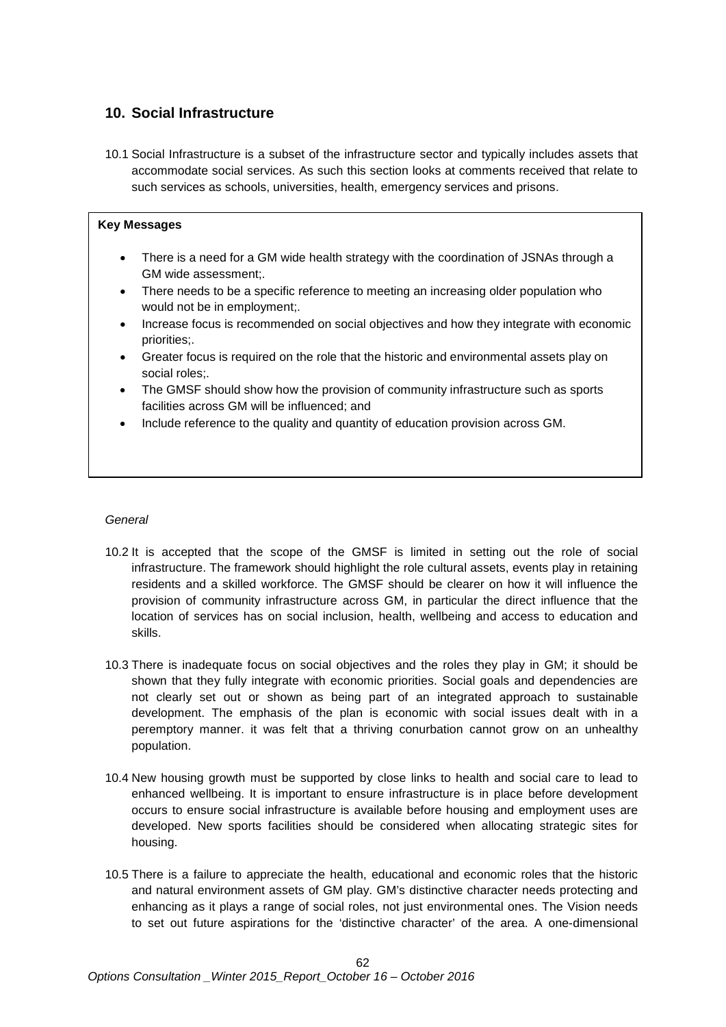## 10. Social Infrastructure

10.1 Social Infrastructure is a subset of the infrastructure sector and typically includes assets that accommodate social services. As such this section looks at comments received that relate to such services as schools, universities, health, emergency services and prisons.

> **Key Messages**
>
> - There is a need for a GM wide health strategy with the coordination of JSNAs through a GM wide assessment;.
> - There needs to be a specific reference to meeting an increasing older population who would not be in employment;.
> - Increase focus is recommended on social objectives and how they integrate with economic priorities;.
> - Greater focus is required on the role that the historic and environmental assets play on social roles;.
> - The GMSF should show how the provision of community infrastructure such as sports facilities across GM will be influenced; and
> - Include reference to the quality and quantity of education provision across GM.

*General*

10.2 It is accepted that the scope of the GMSF is limited in setting out the role of social infrastructure. The framework should highlight the role cultural assets, events play in retaining residents and a skilled workforce. The GMSF should be clearer on how it will influence the provision of community infrastructure across GM, in particular the direct influence that the location of services has on social inclusion, health, wellbeing and access to education and skills.

10.3 There is inadequate focus on social objectives and the roles they play in GM; it should be shown that they fully integrate with economic priorities. Social goals and dependencies are not clearly set out or shown as being part of an integrated approach to sustainable development. The emphasis of the plan is economic with social issues dealt with in a peremptory manner. it was felt that a thriving conurbation cannot grow on an unhealthy population.

10.4 New housing growth must be supported by close links to health and social care to lead to enhanced wellbeing. It is important to ensure infrastructure is in place before development occurs to ensure social infrastructure is available before housing and employment uses are developed. New sports facilities should be considered when allocating strategic sites for housing.

10.5 There is a failure to appreciate the health, educational and economic roles that the historic and natural environment assets of GM play. GM's distinctive character needs protecting and enhancing as it plays a range of social roles, not just environmental ones. The Vision needs to set out future aspirations for the 'distinctive character' of the area. A one-dimensional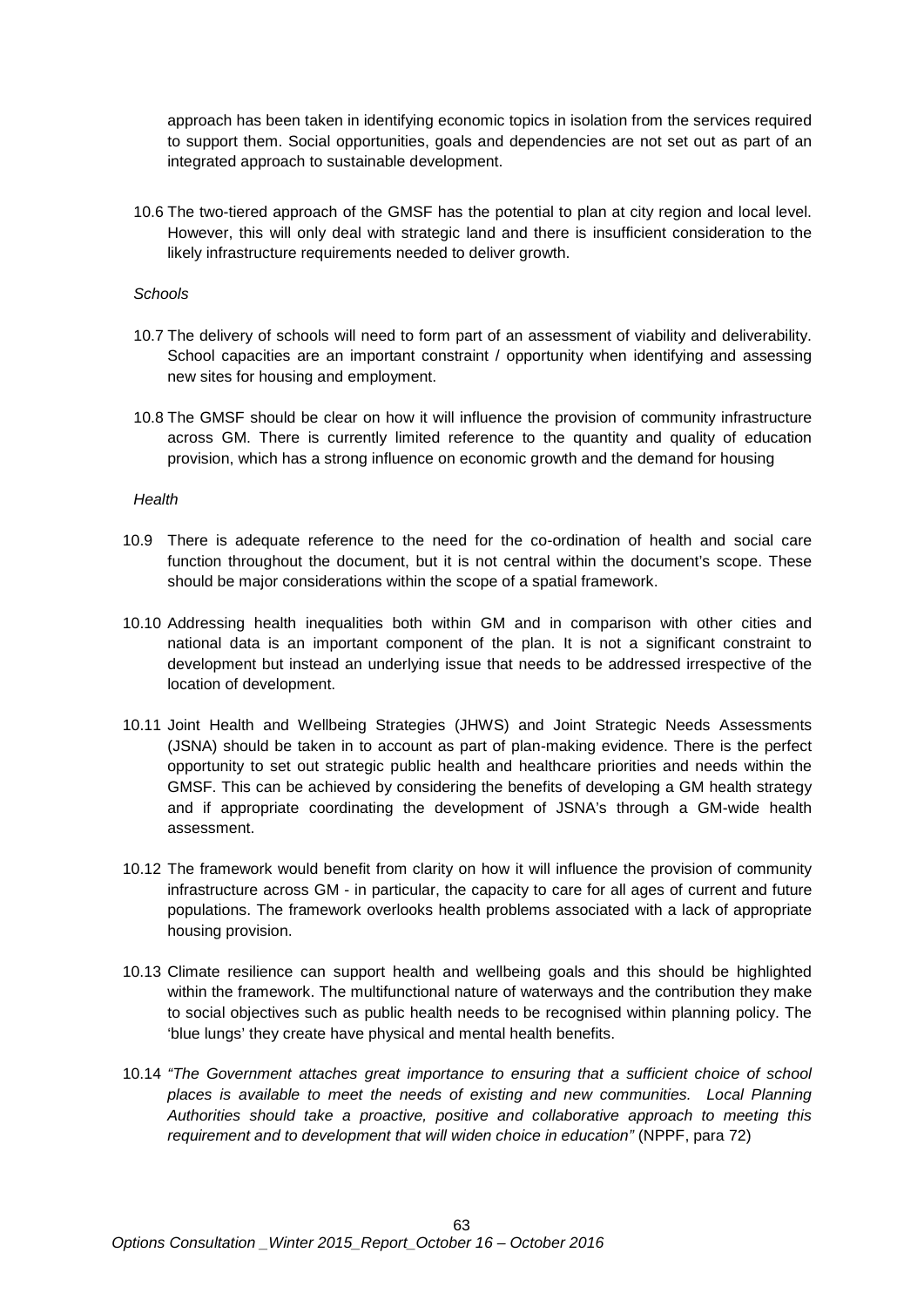approach has been taken in identifying economic topics in isolation from the services required to support them. Social opportunities, goals and dependencies are not set out as part of an integrated approach to sustainable development.

10.6 The two-tiered approach of the GMSF has the potential to plan at city region and local level. However, this will only deal with strategic land and there is insufficient consideration to the likely infrastructure requirements needed to deliver growth.

*Schools*

10.7 The delivery of schools will need to form part of an assessment of viability and deliverability. School capacities are an important constraint / opportunity when identifying and assessing new sites for housing and employment.

10.8 The GMSF should be clear on how it will influence the provision of community infrastructure across GM. There is currently limited reference to the quantity and quality of education provision, which has a strong influence on economic growth and the demand for housing

*Health*

10.9 There is adequate reference to the need for the co-ordination of health and social care function throughout the document, but it is not central within the document's scope. These should be major considerations within the scope of a spatial framework.

10.10 Addressing health inequalities both within GM and in comparison with other cities and national data is an important component of the plan. It is not a significant constraint to development but instead an underlying issue that needs to be addressed irrespective of the location of development.

10.11 Joint Health and Wellbeing Strategies (JHWS) and Joint Strategic Needs Assessments (JSNA) should be taken in to account as part of plan-making evidence. There is the perfect opportunity to set out strategic public health and healthcare priorities and needs within the GMSF. This can be achieved by considering the benefits of developing a GM health strategy and if appropriate coordinating the development of JSNA's through a GM-wide health assessment.

10.12 The framework would benefit from clarity on how it will influence the provision of community infrastructure across GM - in particular, the capacity to care for all ages of current and future populations. The framework overlooks health problems associated with a lack of appropriate housing provision.

10.13 Climate resilience can support health and wellbeing goals and this should be highlighted within the framework. The multifunctional nature of waterways and the contribution they make to social objectives such as public health needs to be recognised within planning policy. The 'blue lungs' they create have physical and mental health benefits.

10.14 *"The Government attaches great importance to ensuring that a sufficient choice of school places is available to meet the needs of existing and new communities. Local Planning Authorities should take a proactive, positive and collaborative approach to meeting this requirement and to development that will widen choice in education"* (NPPF, para 72)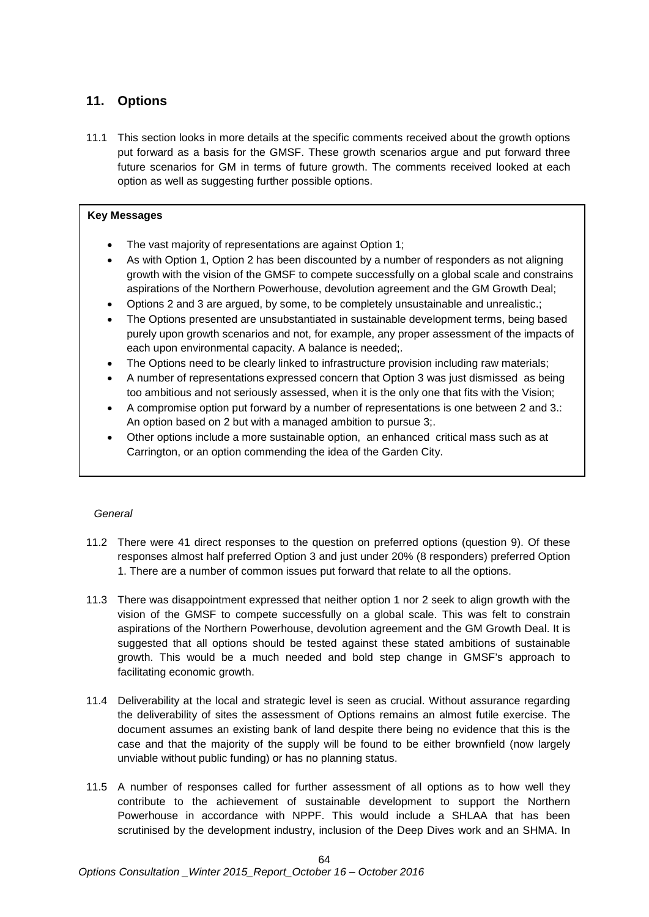## 11. Options

11.1 This section looks in more details at the specific comments received about the growth options put forward as a basis for the GMSF. These growth scenarios argue and put forward three future scenarios for GM in terms of future growth. The comments received looked at each option as well as suggesting further possible options.

**Key Messages**

- The vast majority of representations are against Option 1;
- As with Option 1, Option 2 has been discounted by a number of responders as not aligning growth with the vision of the GMSF to compete successfully on a global scale and constrains aspirations of the Northern Powerhouse, devolution agreement and the GM Growth Deal;
- Options 2 and 3 are argued, by some, to be completely unsustainable and unrealistic.;
- The Options presented are unsubstantiated in sustainable development terms, being based purely upon growth scenarios and not, for example, any proper assessment of the impacts of each upon environmental capacity. A balance is needed;.
- The Options need to be clearly linked to infrastructure provision including raw materials;
- A number of representations expressed concern that Option 3 was just dismissed as being too ambitious and not seriously assessed, when it is the only one that fits with the Vision;
- A compromise option put forward by a number of representations is one between 2 and 3.: An option based on 2 but with a managed ambition to pursue 3;.
- Other options include a more sustainable option, an enhanced critical mass such as at Carrington, or an option commending the idea of the Garden City.

*General*

11.2 There were 41 direct responses to the question on preferred options (question 9). Of these responses almost half preferred Option 3 and just under 20% (8 responders) preferred Option 1. There are a number of common issues put forward that relate to all the options.

11.3 There was disappointment expressed that neither option 1 nor 2 seek to align growth with the vision of the GMSF to compete successfully on a global scale. This was felt to constrain aspirations of the Northern Powerhouse, devolution agreement and the GM Growth Deal. It is suggested that all options should be tested against these stated ambitions of sustainable growth. This would be a much needed and bold step change in GMSF's approach to facilitating economic growth.

11.4 Deliverability at the local and strategic level is seen as crucial. Without assurance regarding the deliverability of sites the assessment of Options remains an almost futile exercise. The document assumes an existing bank of land despite there being no evidence that this is the case and that the majority of the supply will be found to be either brownfield (now largely unviable without public funding) or has no planning status.

11.5 A number of responses called for further assessment of all options as to how well they contribute to the achievement of sustainable development to support the Northern Powerhouse in accordance with NPPF. This would include a SHLAA that has been scrutinised by the development industry, inclusion of the Deep Dives work and an SHMA. In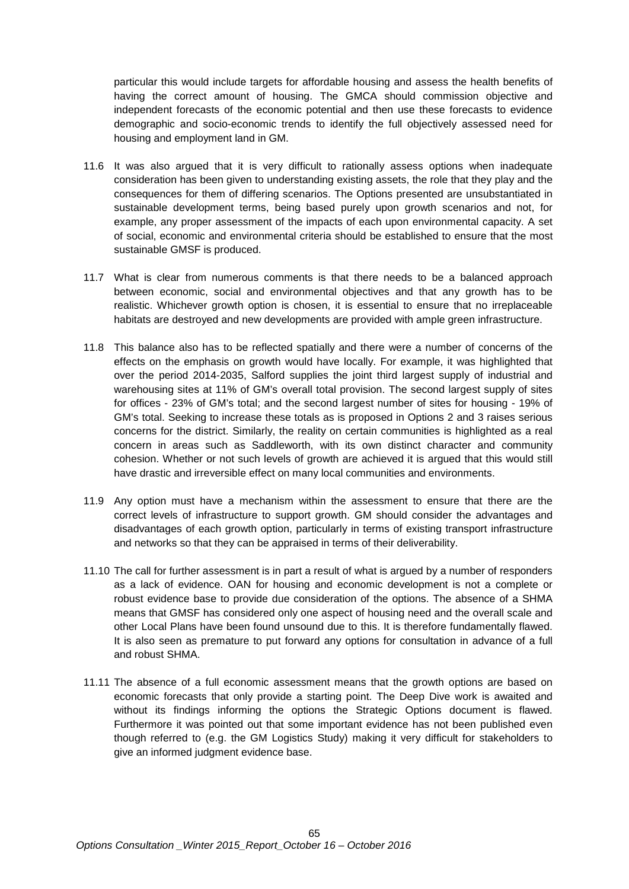particular this would include targets for affordable housing and assess the health benefits of having the correct amount of housing. The GMCA should commission objective and independent forecasts of the economic potential and then use these forecasts to evidence demographic and socio-economic trends to identify the full objectively assessed need for housing and employment land in GM.

11.6 It was also argued that it is very difficult to rationally assess options when inadequate consideration has been given to understanding existing assets, the role that they play and the consequences for them of differing scenarios. The Options presented are unsubstantiated in sustainable development terms, being based purely upon growth scenarios and not, for example, any proper assessment of the impacts of each upon environmental capacity. A set of social, economic and environmental criteria should be established to ensure that the most sustainable GMSF is produced.

11.7 What is clear from numerous comments is that there needs to be a balanced approach between economic, social and environmental objectives and that any growth has to be realistic. Whichever growth option is chosen, it is essential to ensure that no irreplaceable habitats are destroyed and new developments are provided with ample green infrastructure.

11.8 This balance also has to be reflected spatially and there were a number of concerns of the effects on the emphasis on growth would have locally. For example, it was highlighted that over the period 2014-2035, Salford supplies the joint third largest supply of industrial and warehousing sites at 11% of GM's overall total provision. The second largest supply of sites for offices - 23% of GM's total; and the second largest number of sites for housing - 19% of GM's total. Seeking to increase these totals as is proposed in Options 2 and 3 raises serious concerns for the district. Similarly, the reality on certain communities is highlighted as a real concern in areas such as Saddleworth, with its own distinct character and community cohesion. Whether or not such levels of growth are achieved it is argued that this would still have drastic and irreversible effect on many local communities and environments.

11.9 Any option must have a mechanism within the assessment to ensure that there are the correct levels of infrastructure to support growth. GM should consider the advantages and disadvantages of each growth option, particularly in terms of existing transport infrastructure and networks so that they can be appraised in terms of their deliverability.

11.10 The call for further assessment is in part a result of what is argued by a number of responders as a lack of evidence. OAN for housing and economic development is not a complete or robust evidence base to provide due consideration of the options. The absence of a SHMA means that GMSF has considered only one aspect of housing need and the overall scale and other Local Plans have been found unsound due to this. It is therefore fundamentally flawed. It is also seen as premature to put forward any options for consultation in advance of a full and robust SHMA.

11.11 The absence of a full economic assessment means that the growth options are based on economic forecasts that only provide a starting point. The Deep Dive work is awaited and without its findings informing the options the Strategic Options document is flawed. Furthermore it was pointed out that some important evidence has not been published even though referred to (e.g. the GM Logistics Study) making it very difficult for stakeholders to give an informed judgment evidence base.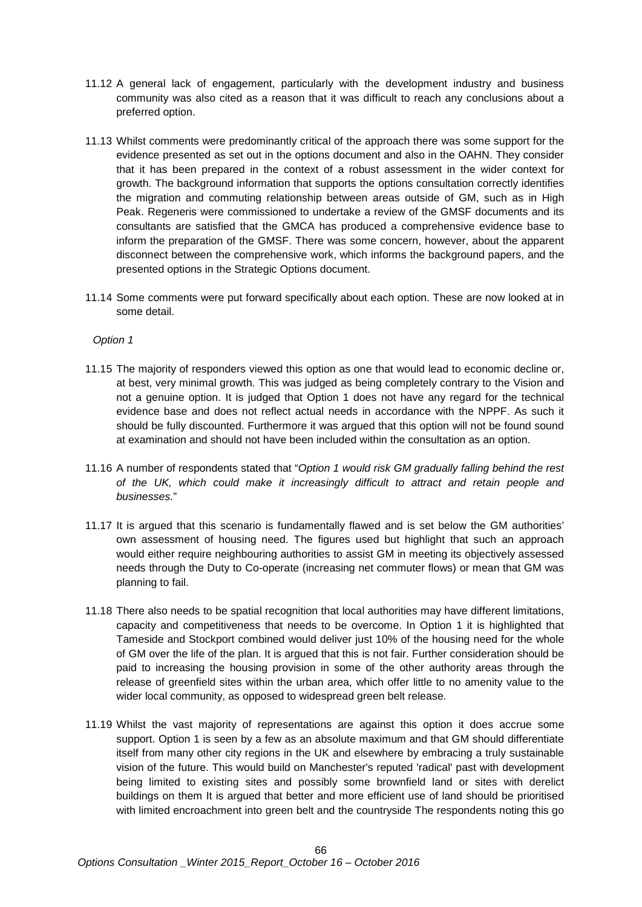11.12 A general lack of engagement, particularly with the development industry and business community was also cited as a reason that it was difficult to reach any conclusions about a preferred option.

11.13 Whilst comments were predominantly critical of the approach there was some support for the evidence presented as set out in the options document and also in the OAHN. They consider that it has been prepared in the context of a robust assessment in the wider context for growth. The background information that supports the options consultation correctly identifies the migration and commuting relationship between areas outside of GM, such as in High Peak. Regeneris were commissioned to undertake a review of the GMSF documents and its consultants are satisfied that the GMCA has produced a comprehensive evidence base to inform the preparation of the GMSF. There was some concern, however, about the apparent disconnect between the comprehensive work, which informs the background papers, and the presented options in the Strategic Options document.

11.14 Some comments were put forward specifically about each option. These are now looked at in some detail.

*Option 1*

11.15 The majority of responders viewed this option as one that would lead to economic decline or, at best, very minimal growth. This was judged as being completely contrary to the Vision and not a genuine option. It is judged that Option 1 does not have any regard for the technical evidence base and does not reflect actual needs in accordance with the NPPF. As such it should be fully discounted. Furthermore it was argued that this option will not be found sound at examination and should not have been included within the consultation as an option.

11.16 A number of respondents stated that "*Option 1 would risk GM gradually falling behind the rest of the UK, which could make it increasingly difficult to attract and retain people and businesses.*"

11.17 It is argued that this scenario is fundamentally flawed and is set below the GM authorities' own assessment of housing need. The figures used but highlight that such an approach would either require neighbouring authorities to assist GM in meeting its objectively assessed needs through the Duty to Co-operate (increasing net commuter flows) or mean that GM was planning to fail.

11.18 There also needs to be spatial recognition that local authorities may have different limitations, capacity and competitiveness that needs to be overcome. In Option 1 it is highlighted that Tameside and Stockport combined would deliver just 10% of the housing need for the whole of GM over the life of the plan. It is argued that this is not fair. Further consideration should be paid to increasing the housing provision in some of the other authority areas through the release of greenfield sites within the urban area, which offer little to no amenity value to the wider local community, as opposed to widespread green belt release.

11.19 Whilst the vast majority of representations are against this option it does accrue some support. Option 1 is seen by a few as an absolute maximum and that GM should differentiate itself from many other city regions in the UK and elsewhere by embracing a truly sustainable vision of the future. This would build on Manchester's reputed 'radical' past with development being limited to existing sites and possibly some brownfield land or sites with derelict buildings on them It is argued that better and more efficient use of land should be prioritised with limited encroachment into green belt and the countryside The respondents noting this go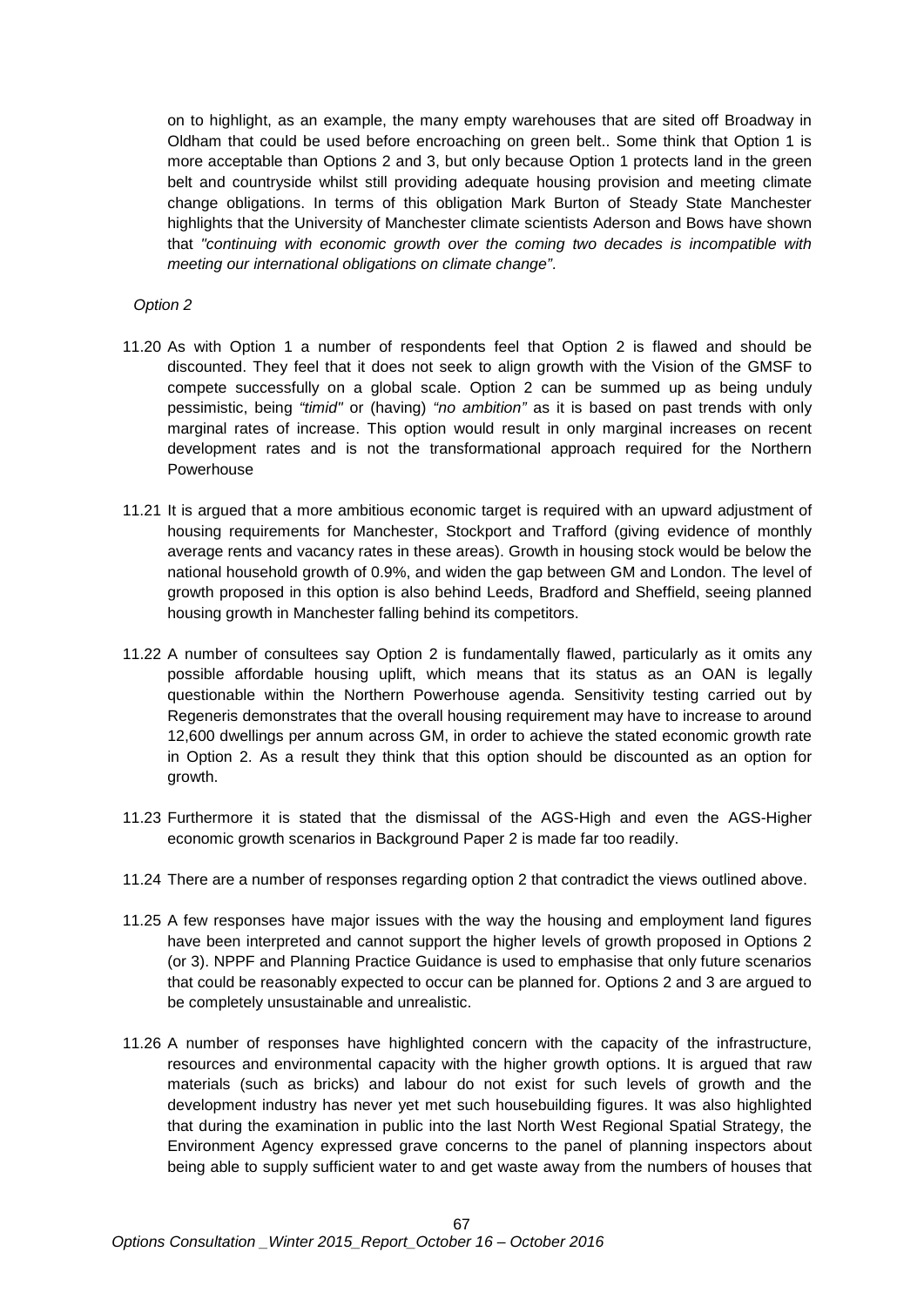on to highlight, as an example, the many empty warehouses that are sited off Broadway in Oldham that could be used before encroaching on green belt.. Some think that Option 1 is more acceptable than Options 2 and 3, but only because Option 1 protects land in the green belt and countryside whilst still providing adequate housing provision and meeting climate change obligations. In terms of this obligation Mark Burton of Steady State Manchester highlights that the University of Manchester climate scientists Aderson and Bows have shown that *"continuing with economic growth over the coming two decades is incompatible with meeting our international obligations on climate change"*.

*Option 2*

11.20 As with Option 1 a number of respondents feel that Option 2 is flawed and should be discounted. They feel that it does not seek to align growth with the Vision of the GMSF to compete successfully on a global scale. Option 2 can be summed up as being unduly pessimistic, being *"timid"* or (having) *"no ambition"* as it is based on past trends with only marginal rates of increase. This option would result in only marginal increases on recent development rates and is not the transformational approach required for the Northern Powerhouse

11.21 It is argued that a more ambitious economic target is required with an upward adjustment of housing requirements for Manchester, Stockport and Trafford (giving evidence of monthly average rents and vacancy rates in these areas). Growth in housing stock would be below the national household growth of 0.9%, and widen the gap between GM and London. The level of growth proposed in this option is also behind Leeds, Bradford and Sheffield, seeing planned housing growth in Manchester falling behind its competitors.

11.22 A number of consultees say Option 2 is fundamentally flawed, particularly as it omits any possible affordable housing uplift, which means that its status as an OAN is legally questionable within the Northern Powerhouse agenda. Sensitivity testing carried out by Regeneris demonstrates that the overall housing requirement may have to increase to around 12,600 dwellings per annum across GM, in order to achieve the stated economic growth rate in Option 2. As a result they think that this option should be discounted as an option for growth.

11.23 Furthermore it is stated that the dismissal of the AGS-High and even the AGS-Higher economic growth scenarios in Background Paper 2 is made far too readily.

11.24 There are a number of responses regarding option 2 that contradict the views outlined above.

11.25 A few responses have major issues with the way the housing and employment land figures have been interpreted and cannot support the higher levels of growth proposed in Options 2 (or 3). NPPF and Planning Practice Guidance is used to emphasise that only future scenarios that could be reasonably expected to occur can be planned for. Options 2 and 3 are argued to be completely unsustainable and unrealistic.

11.26 A number of responses have highlighted concern with the capacity of the infrastructure, resources and environmental capacity with the higher growth options. It is argued that raw materials (such as bricks) and labour do not exist for such levels of growth and the development industry has never yet met such housebuilding figures. It was also highlighted that during the examination in public into the last North West Regional Spatial Strategy, the Environment Agency expressed grave concerns to the panel of planning inspectors about being able to supply sufficient water to and get waste away from the numbers of houses that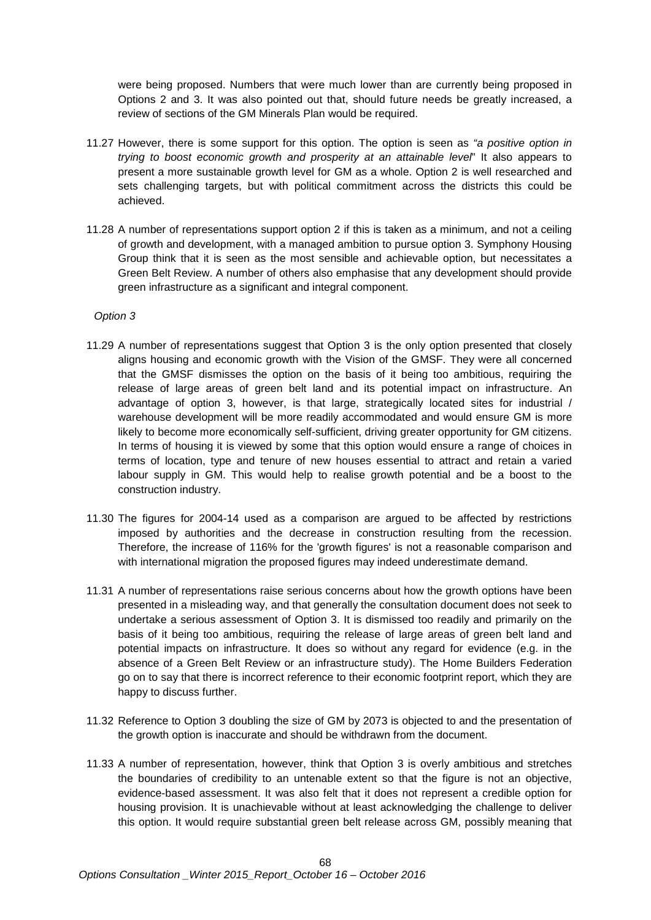were being proposed. Numbers that were much lower than are currently being proposed in Options 2 and 3. It was also pointed out that, should future needs be greatly increased, a review of sections of the GM Minerals Plan would be required.

11.27 However, there is some support for this option. The option is seen as *"a positive option in trying to boost economic growth and prosperity at an attainable level*" It also appears to present a more sustainable growth level for GM as a whole. Option 2 is well researched and sets challenging targets, but with political commitment across the districts this could be achieved.

11.28 A number of representations support option 2 if this is taken as a minimum, and not a ceiling of growth and development, with a managed ambition to pursue option 3. Symphony Housing Group think that it is seen as the most sensible and achievable option, but necessitates a Green Belt Review. A number of others also emphasise that any development should provide green infrastructure as a significant and integral component.

*Option 3*

11.29 A number of representations suggest that Option 3 is the only option presented that closely aligns housing and economic growth with the Vision of the GMSF. They were all concerned that the GMSF dismisses the option on the basis of it being too ambitious, requiring the release of large areas of green belt land and its potential impact on infrastructure. An advantage of option 3, however, is that large, strategically located sites for industrial / warehouse development will be more readily accommodated and would ensure GM is more likely to become more economically self-sufficient, driving greater opportunity for GM citizens. In terms of housing it is viewed by some that this option would ensure a range of choices in terms of location, type and tenure of new houses essential to attract and retain a varied labour supply in GM. This would help to realise growth potential and be a boost to the construction industry.

11.30 The figures for 2004-14 used as a comparison are argued to be affected by restrictions imposed by authorities and the decrease in construction resulting from the recession. Therefore, the increase of 116% for the 'growth figures' is not a reasonable comparison and with international migration the proposed figures may indeed underestimate demand.

11.31 A number of representations raise serious concerns about how the growth options have been presented in a misleading way, and that generally the consultation document does not seek to undertake a serious assessment of Option 3. It is dismissed too readily and primarily on the basis of it being too ambitious, requiring the release of large areas of green belt land and potential impacts on infrastructure. It does so without any regard for evidence (e.g. in the absence of a Green Belt Review or an infrastructure study). The Home Builders Federation go on to say that there is incorrect reference to their economic footprint report, which they are happy to discuss further.

11.32 Reference to Option 3 doubling the size of GM by 2073 is objected to and the presentation of the growth option is inaccurate and should be withdrawn from the document.

11.33 A number of representation, however, think that Option 3 is overly ambitious and stretches the boundaries of credibility to an untenable extent so that the figure is not an objective, evidence-based assessment. It was also felt that it does not represent a credible option for housing provision. It is unachievable without at least acknowledging the challenge to deliver this option. It would require substantial green belt release across GM, possibly meaning that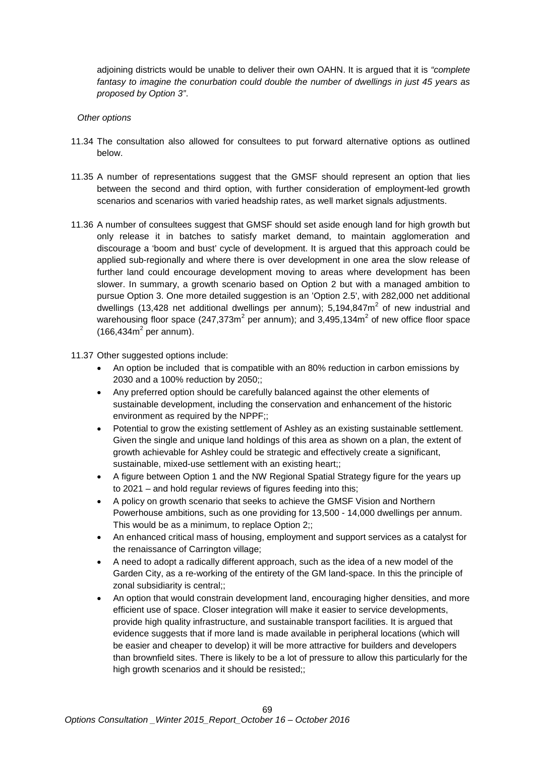adjoining districts would be unable to deliver their own OAHN. It is argued that it is *"complete fantasy to imagine the conurbation could double the number of dwellings in just 45 years as proposed by Option 3"*.

*Other options*

11.34 The consultation also allowed for consultees to put forward alternative options as outlined below.

11.35 A number of representations suggest that the GMSF should represent an option that lies between the second and third option, with further consideration of employment-led growth scenarios and scenarios with varied headship rates, as well market signals adjustments.

11.36 A number of consultees suggest that GMSF should set aside enough land for high growth but only release it in batches to satisfy market demand, to maintain agglomeration and discourage a 'boom and bust' cycle of development. It is argued that this approach could be applied sub-regionally and where there is over development in one area the slow release of further land could encourage development moving to areas where development has been slower. In summary, a growth scenario based on Option 2 but with a managed ambition to pursue Option 3. One more detailed suggestion is an 'Option 2.5', with 282,000 net additional dwellings (13,428 net additional dwellings per annum); 5,194,847m$^2$ of new industrial and warehousing floor space (247,373m$^2$ per annum); and 3,495,134m$^2$ of new office floor space (166,434m$^2$ per annum).

11.37 Other suggested options include:

- An option be included that is compatible with an 80% reduction in carbon emissions by 2030 and a 100% reduction by 2050;;
- Any preferred option should be carefully balanced against the other elements of sustainable development, including the conservation and enhancement of the historic environment as required by the NPPF;;
- Potential to grow the existing settlement of Ashley as an existing sustainable settlement. Given the single and unique land holdings of this area as shown on a plan, the extent of growth achievable for Ashley could be strategic and effectively create a significant, sustainable, mixed-use settlement with an existing heart;;
- A figure between Option 1 and the NW Regional Spatial Strategy figure for the years up to 2021 – and hold regular reviews of figures feeding into this;
- A policy on growth scenario that seeks to achieve the GMSF Vision and Northern Powerhouse ambitions, such as one providing for 13,500 - 14,000 dwellings per annum. This would be as a minimum, to replace Option 2;;
- An enhanced critical mass of housing, employment and support services as a catalyst for the renaissance of Carrington village;
- A need to adopt a radically different approach, such as the idea of a new model of the Garden City, as a re-working of the entirety of the GM land-space. In this the principle of zonal subsidiarity is central;;
- An option that would constrain development land, encouraging higher densities, and more efficient use of space. Closer integration will make it easier to service developments, provide high quality infrastructure, and sustainable transport facilities. It is argued that evidence suggests that if more land is made available in peripheral locations (which will be easier and cheaper to develop) it will be more attractive for builders and developers than brownfield sites. There is likely to be a lot of pressure to allow this particularly for the high growth scenarios and it should be resisted;;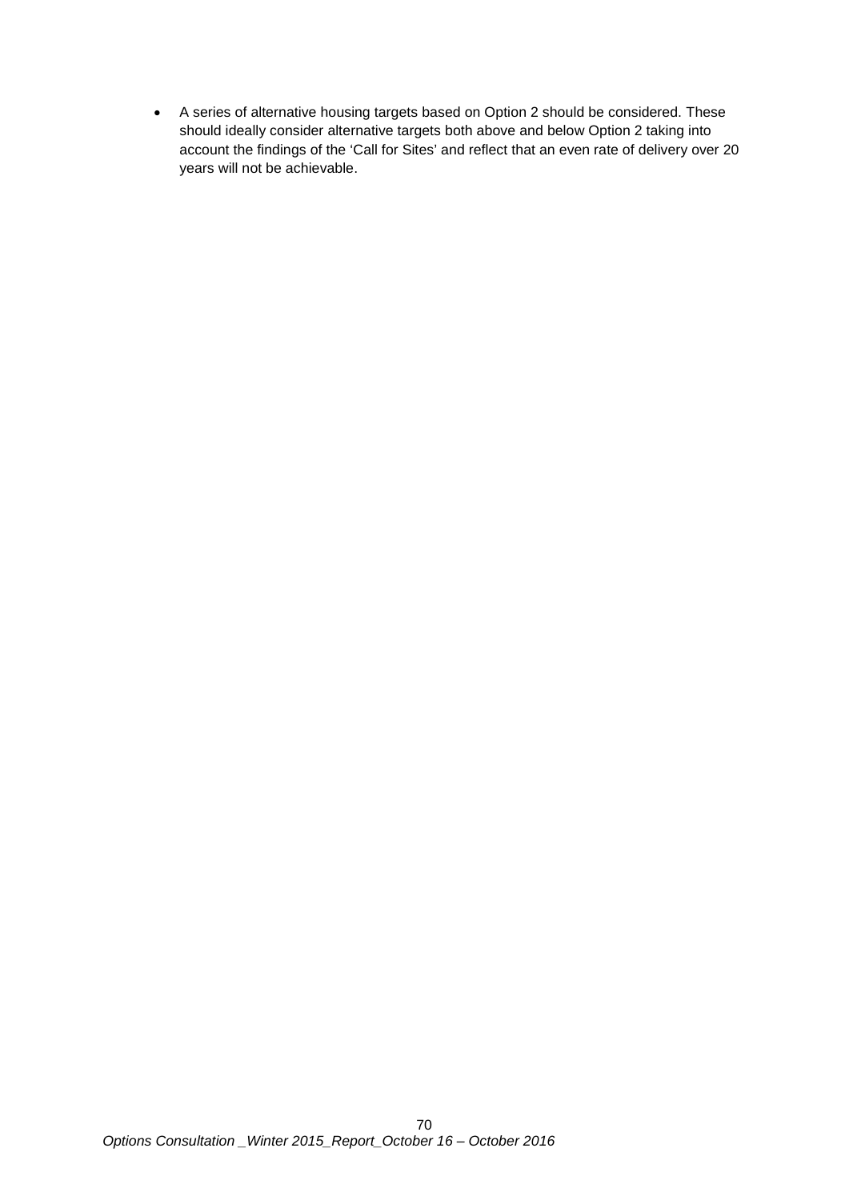- A series of alternative housing targets based on Option 2 should be considered. These should ideally consider alternative targets both above and below Option 2 taking into account the findings of the 'Call for Sites' and reflect that an even rate of delivery over 20 years will not be achievable.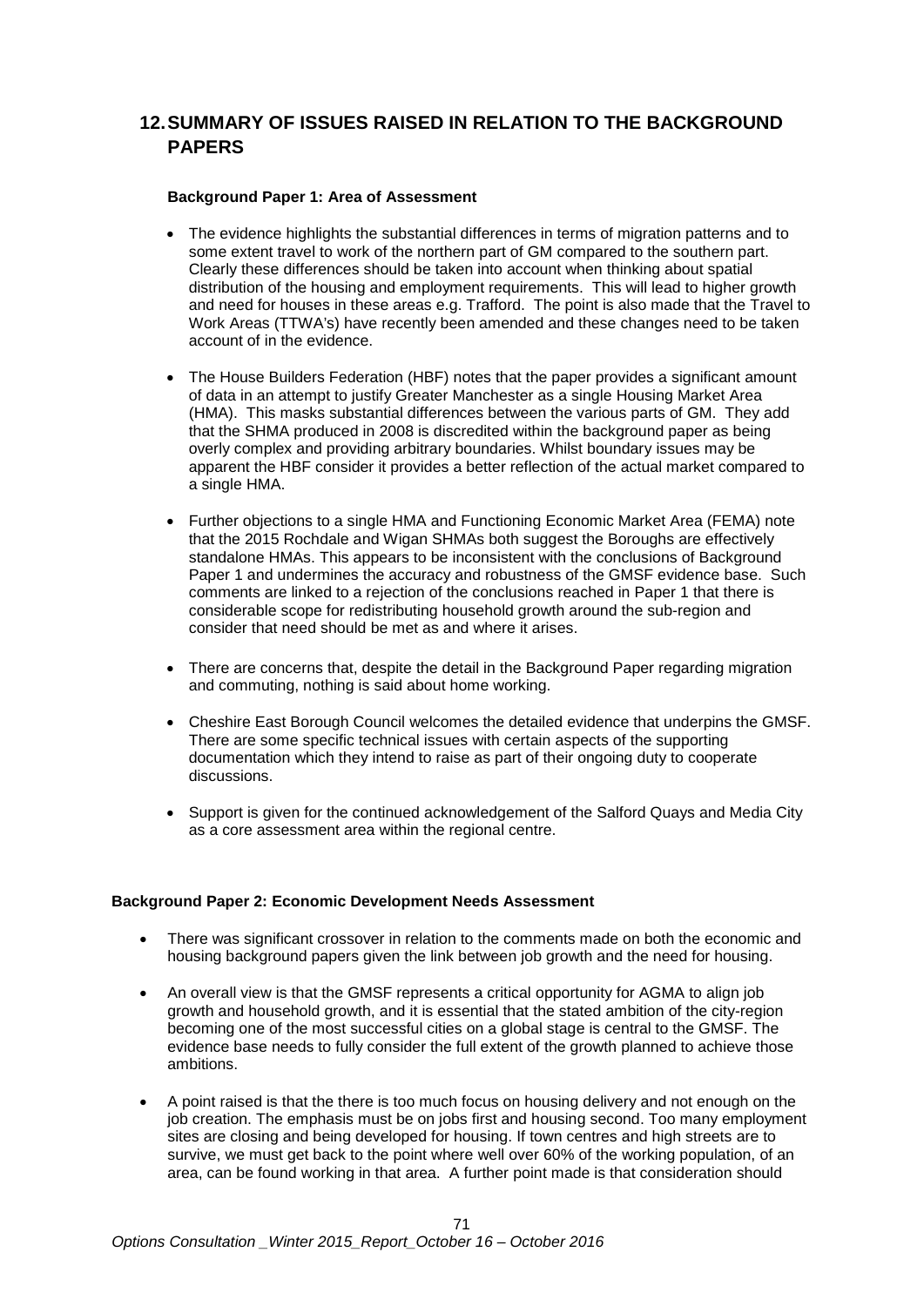## 12. SUMMARY OF ISSUES RAISED IN RELATION TO THE BACKGROUND PAPERS

### Background Paper 1: Area of Assessment

- The evidence highlights the substantial differences in terms of migration patterns and to some extent travel to work of the northern part of GM compared to the southern part. Clearly these differences should be taken into account when thinking about spatial distribution of the housing and employment requirements. This will lead to higher growth and need for houses in these areas e.g. Trafford. The point is also made that the Travel to Work Areas (TTWA's) have recently been amended and these changes need to be taken account of in the evidence.

- The House Builders Federation (HBF) notes that the paper provides a significant amount of data in an attempt to justify Greater Manchester as a single Housing Market Area (HMA). This masks substantial differences between the various parts of GM. They add that the SHMA produced in 2008 is discredited within the background paper as being overly complex and providing arbitrary boundaries. Whilst boundary issues may be apparent the HBF consider it provides a better reflection of the actual market compared to a single HMA.

- Further objections to a single HMA and Functioning Economic Market Area (FEMA) note that the 2015 Rochdale and Wigan SHMAs both suggest the Boroughs are effectively standalone HMAs. This appears to be inconsistent with the conclusions of Background Paper 1 and undermines the accuracy and robustness of the GMSF evidence base. Such comments are linked to a rejection of the conclusions reached in Paper 1 that there is considerable scope for redistributing household growth around the sub-region and consider that need should be met as and where it arises.

- There are concerns that, despite the detail in the Background Paper regarding migration and commuting, nothing is said about home working.

- Cheshire East Borough Council welcomes the detailed evidence that underpins the GMSF. There are some specific technical issues with certain aspects of the supporting documentation which they intend to raise as part of their ongoing duty to cooperate discussions.

- Support is given for the continued acknowledgement of the Salford Quays and Media City as a core assessment area within the regional centre.

### Background Paper 2: Economic Development Needs Assessment

- There was significant crossover in relation to the comments made on both the economic and housing background papers given the link between job growth and the need for housing.

- An overall view is that the GMSF represents a critical opportunity for AGMA to align job growth and household growth, and it is essential that the stated ambition of the city-region becoming one of the most successful cities on a global stage is central to the GMSF. The evidence base needs to fully consider the full extent of the growth planned to achieve those ambitions.

- A point raised is that the there is too much focus on housing delivery and not enough on the job creation. The emphasis must be on jobs first and housing second. Too many employment sites are closing and being developed for housing. If town centres and high streets are to survive, we must get back to the point where well over 60% of the working population, of an area, can be found working in that area. A further point made is that consideration should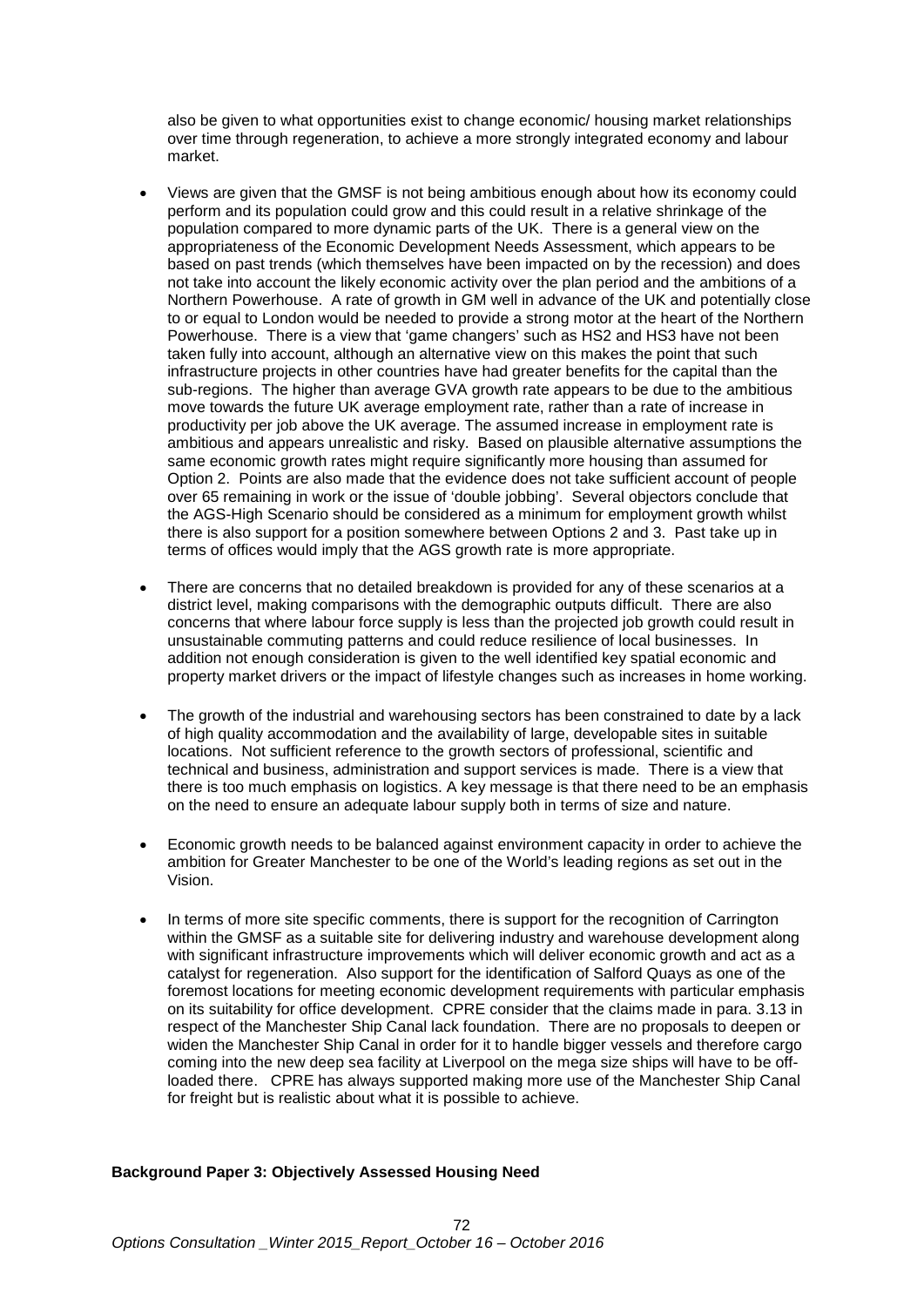also be given to what opportunities exist to change economic/ housing market relationships over time through regeneration, to achieve a more strongly integrated economy and labour market.

- Views are given that the GMSF is not being ambitious enough about how its economy could perform and its population could grow and this could result in a relative shrinkage of the population compared to more dynamic parts of the UK. There is a general view on the appropriateness of the Economic Development Needs Assessment, which appears to be based on past trends (which themselves have been impacted on by the recession) and does not take into account the likely economic activity over the plan period and the ambitions of a Northern Powerhouse. A rate of growth in GM well in advance of the UK and potentially close to or equal to London would be needed to provide a strong motor at the heart of the Northern Powerhouse. There is a view that 'game changers' such as HS2 and HS3 have not been taken fully into account, although an alternative view on this makes the point that such infrastructure projects in other countries have had greater benefits for the capital than the sub-regions. The higher than average GVA growth rate appears to be due to the ambitious move towards the future UK average employment rate, rather than a rate of increase in productivity per job above the UK average. The assumed increase in employment rate is ambitious and appears unrealistic and risky. Based on plausible alternative assumptions the same economic growth rates might require significantly more housing than assumed for Option 2. Points are also made that the evidence does not take sufficient account of people over 65 remaining in work or the issue of 'double jobbing'. Several objectors conclude that the AGS-High Scenario should be considered as a minimum for employment growth whilst there is also support for a position somewhere between Options 2 and 3. Past take up in terms of offices would imply that the AGS growth rate is more appropriate.

- There are concerns that no detailed breakdown is provided for any of these scenarios at a district level, making comparisons with the demographic outputs difficult. There are also concerns that where labour force supply is less than the projected job growth could result in unsustainable commuting patterns and could reduce resilience of local businesses. In addition not enough consideration is given to the well identified key spatial economic and property market drivers or the impact of lifestyle changes such as increases in home working.

- The growth of the industrial and warehousing sectors has been constrained to date by a lack of high quality accommodation and the availability of large, developable sites in suitable locations. Not sufficient reference to the growth sectors of professional, scientific and technical and business, administration and support services is made. There is a view that there is too much emphasis on logistics. A key message is that there need to be an emphasis on the need to ensure an adequate labour supply both in terms of size and nature.

- Economic growth needs to be balanced against environment capacity in order to achieve the ambition for Greater Manchester to be one of the World's leading regions as set out in the Vision.

- In terms of more site specific comments, there is support for the recognition of Carrington within the GMSF as a suitable site for delivering industry and warehouse development along with significant infrastructure improvements which will deliver economic growth and act as a catalyst for regeneration. Also support for the identification of Salford Quays as one of the foremost locations for meeting economic development requirements with particular emphasis on its suitability for office development. CPRE consider that the claims made in para. 3.13 in respect of the Manchester Ship Canal lack foundation. There are no proposals to deepen or widen the Manchester Ship Canal in order for it to handle bigger vessels and therefore cargo coming into the new deep sea facility at Liverpool on the mega size ships will have to be off-loaded there. CPRE has always supported making more use of the Manchester Ship Canal for freight but is realistic about what it is possible to achieve.

**Background Paper 3: Objectively Assessed Housing Need**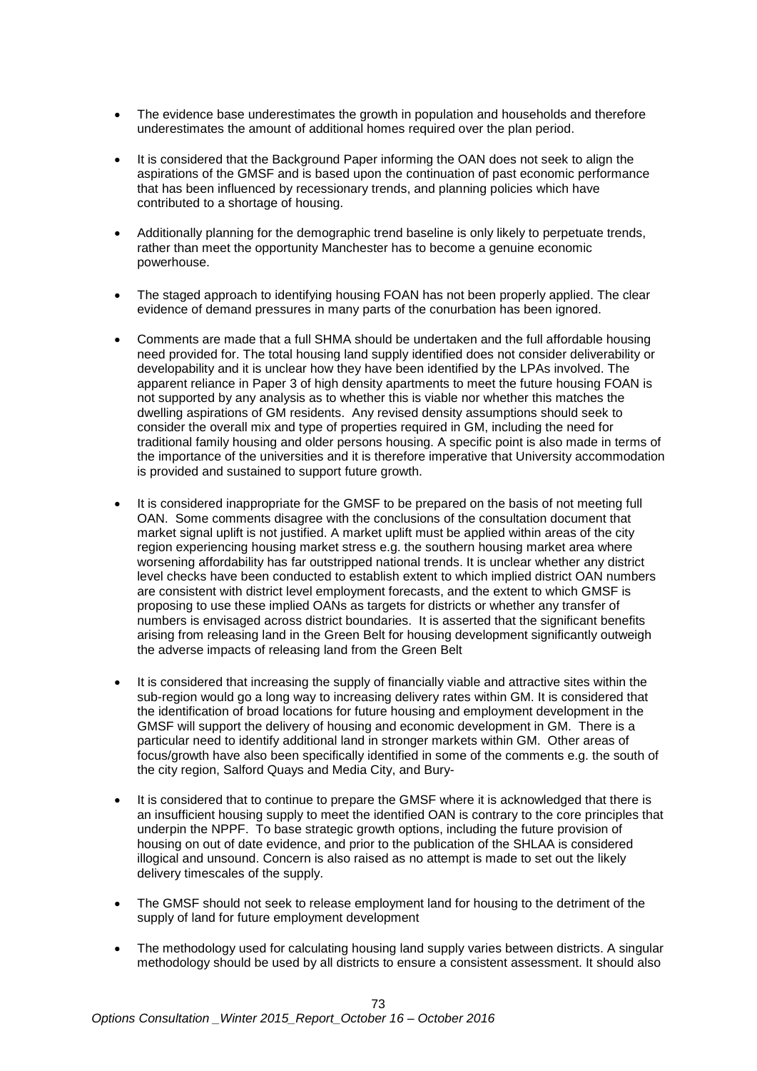- The evidence base underestimates the growth in population and households and therefore underestimates the amount of additional homes required over the plan period.

- It is considered that the Background Paper informing the OAN does not seek to align the aspirations of the GMSF and is based upon the continuation of past economic performance that has been influenced by recessionary trends, and planning policies which have contributed to a shortage of housing.

- Additionally planning for the demographic trend baseline is only likely to perpetuate trends, rather than meet the opportunity Manchester has to become a genuine economic powerhouse.

- The staged approach to identifying housing FOAN has not been properly applied. The clear evidence of demand pressures in many parts of the conurbation has been ignored.

- Comments are made that a full SHMA should be undertaken and the full affordable housing need provided for. The total housing land supply identified does not consider deliverability or developability and it is unclear how they have been identified by the LPAs involved. The apparent reliance in Paper 3 of high density apartments to meet the future housing FOAN is not supported by any analysis as to whether this is viable nor whether this matches the dwelling aspirations of GM residents. Any revised density assumptions should seek to consider the overall mix and type of properties required in GM, including the need for traditional family housing and older persons housing. A specific point is also made in terms of the importance of the universities and it is therefore imperative that University accommodation is provided and sustained to support future growth.

- It is considered inappropriate for the GMSF to be prepared on the basis of not meeting full OAN. Some comments disagree with the conclusions of the consultation document that market signal uplift is not justified. A market uplift must be applied within areas of the city region experiencing housing market stress e.g. the southern housing market area where worsening affordability has far outstripped national trends. It is unclear whether any district level checks have been conducted to establish extent to which implied district OAN numbers are consistent with district level employment forecasts, and the extent to which GMSF is proposing to use these implied OANs as targets for districts or whether any transfer of numbers is envisaged across district boundaries. It is asserted that the significant benefits arising from releasing land in the Green Belt for housing development significantly outweigh the adverse impacts of releasing land from the Green Belt

- It is considered that increasing the supply of financially viable and attractive sites within the sub-region would go a long way to increasing delivery rates within GM. It is considered that the identification of broad locations for future housing and employment development in the GMSF will support the delivery of housing and economic development in GM. There is a particular need to identify additional land in stronger markets within GM. Other areas of focus/growth have also been specifically identified in some of the comments e.g. the south of the city region, Salford Quays and Media City, and Bury-

- It is considered that to continue to prepare the GMSF where it is acknowledged that there is an insufficient housing supply to meet the identified OAN is contrary to the core principles that underpin the NPPF. To base strategic growth options, including the future provision of housing on out of date evidence, and prior to the publication of the SHLAA is considered illogical and unsound. Concern is also raised as no attempt is made to set out the likely delivery timescales of the supply.

- The GMSF should not seek to release employment land for housing to the detriment of the supply of land for future employment development

- The methodology used for calculating housing land supply varies between districts. A singular methodology should be used by all districts to ensure a consistent assessment. It should also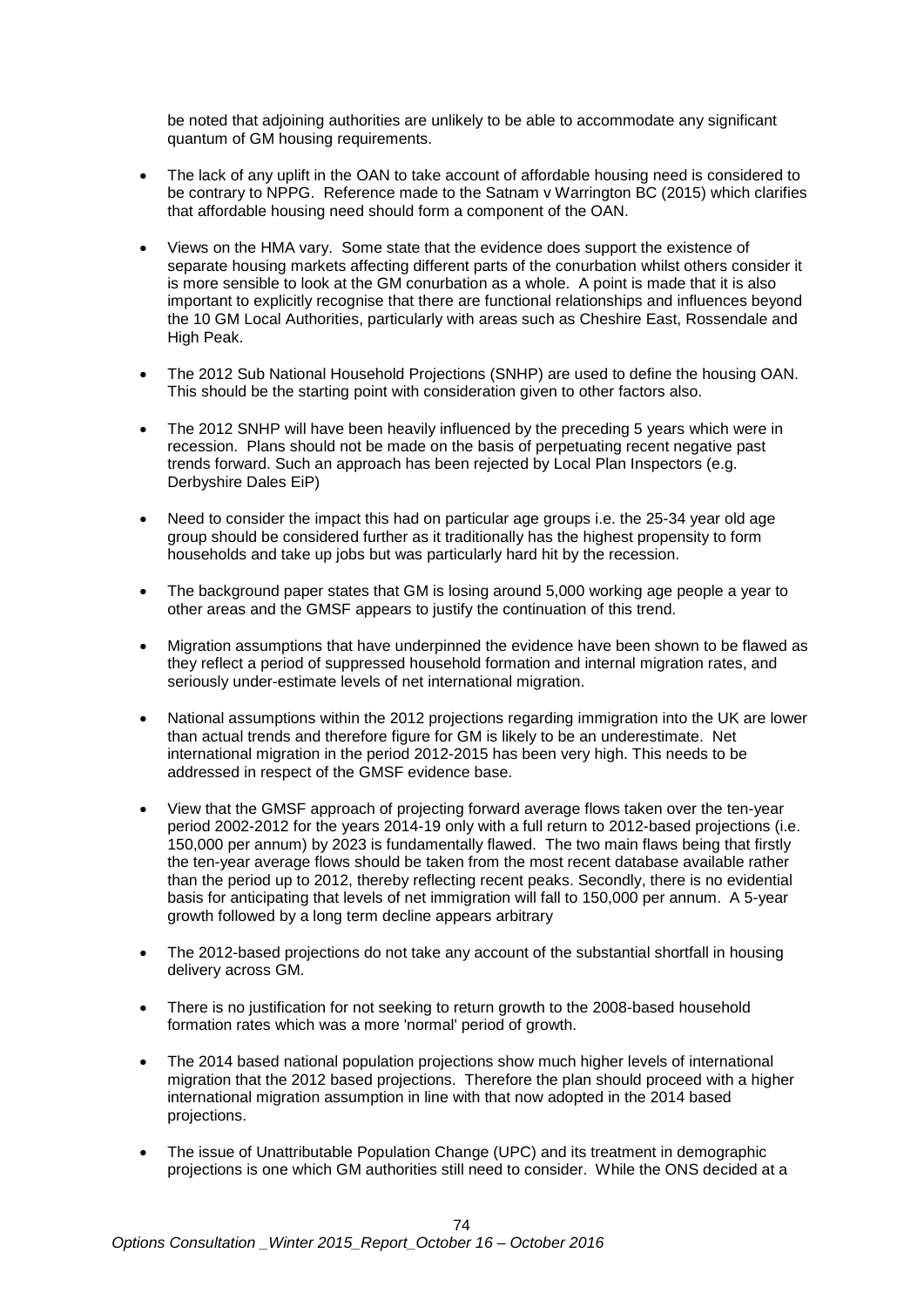be noted that adjoining authorities are unlikely to be able to accommodate any significant quantum of GM housing requirements.

- The lack of any uplift in the OAN to take account of affordable housing need is considered to be contrary to NPPG. Reference made to the Satnam v Warrington BC (2015) which clarifies that affordable housing need should form a component of the OAN.
- Views on the HMA vary. Some state that the evidence does support the existence of separate housing markets affecting different parts of the conurbation whilst others consider it is more sensible to look at the GM conurbation as a whole. A point is made that it is also important to explicitly recognise that there are functional relationships and influences beyond the 10 GM Local Authorities, particularly with areas such as Cheshire East, Rossendale and High Peak.
- The 2012 Sub National Household Projections (SNHP) are used to define the housing OAN. This should be the starting point with consideration given to other factors also.
- The 2012 SNHP will have been heavily influenced by the preceding 5 years which were in recession. Plans should not be made on the basis of perpetuating recent negative past trends forward. Such an approach has been rejected by Local Plan Inspectors (e.g. Derbyshire Dales EiP)
- Need to consider the impact this had on particular age groups i.e. the 25-34 year old age group should be considered further as it traditionally has the highest propensity to form households and take up jobs but was particularly hard hit by the recession.
- The background paper states that GM is losing around 5,000 working age people a year to other areas and the GMSF appears to justify the continuation of this trend.
- Migration assumptions that have underpinned the evidence have been shown to be flawed as they reflect a period of suppressed household formation and internal migration rates, and seriously under-estimate levels of net international migration.
- National assumptions within the 2012 projections regarding immigration into the UK are lower than actual trends and therefore figure for GM is likely to be an underestimate. Net international migration in the period 2012-2015 has been very high. This needs to be addressed in respect of the GMSF evidence base.
- View that the GMSF approach of projecting forward average flows taken over the ten-year period 2002-2012 for the years 2014-19 only with a full return to 2012-based projections (i.e. 150,000 per annum) by 2023 is fundamentally flawed. The two main flaws being that firstly the ten-year average flows should be taken from the most recent database available rather than the period up to 2012, thereby reflecting recent peaks. Secondly, there is no evidential basis for anticipating that levels of net immigration will fall to 150,000 per annum. A 5-year growth followed by a long term decline appears arbitrary
- The 2012-based projections do not take any account of the substantial shortfall in housing delivery across GM.
- There is no justification for not seeking to return growth to the 2008-based household formation rates which was a more 'normal' period of growth.
- The 2014 based national population projections show much higher levels of international migration that the 2012 based projections. Therefore the plan should proceed with a higher international migration assumption in line with that now adopted in the 2014 based projections.
- The issue of Unattributable Population Change (UPC) and its treatment in demographic projections is one which GM authorities still need to consider. While the ONS decided at a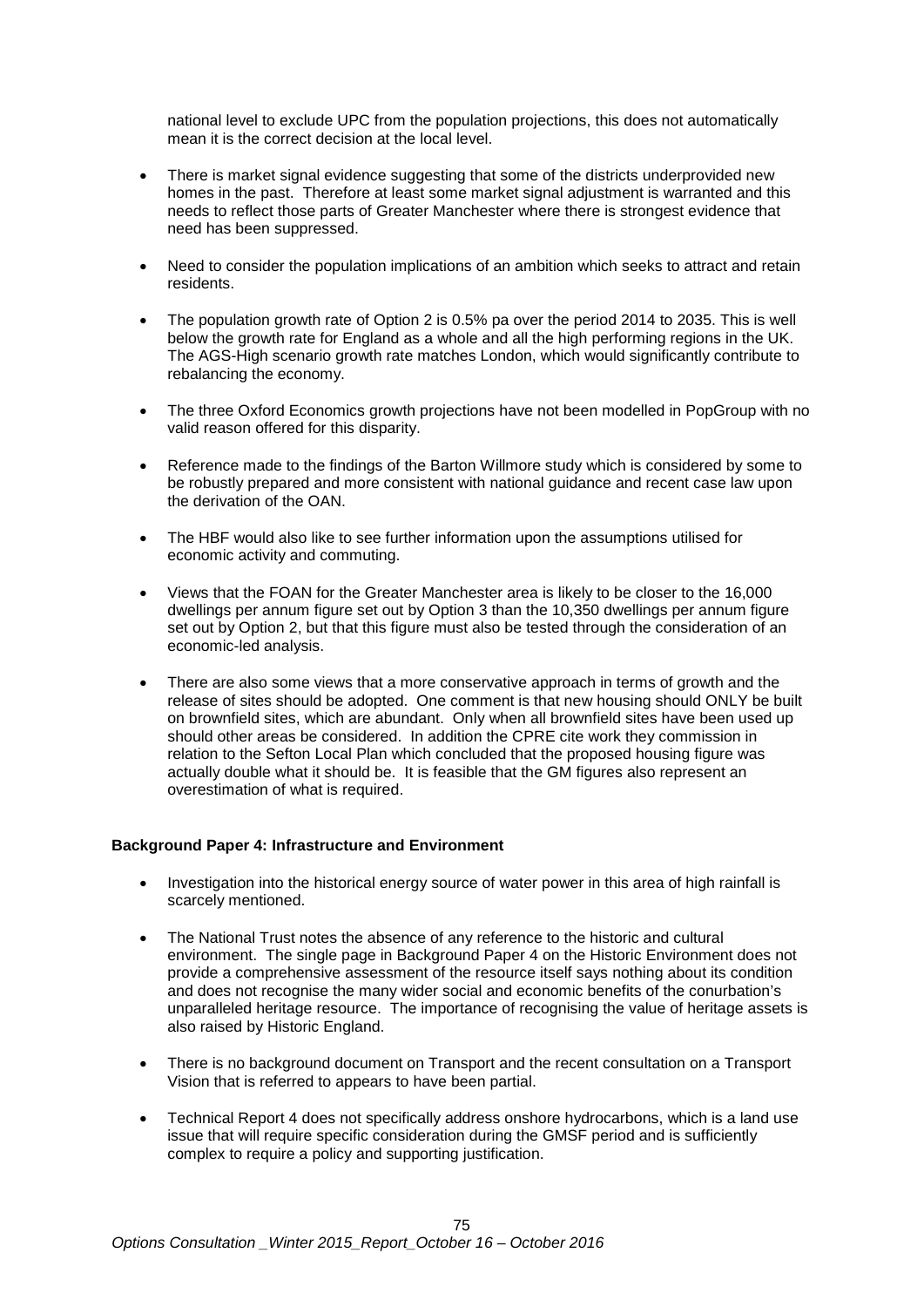national level to exclude UPC from the population projections, this does not automatically mean it is the correct decision at the local level.

- There is market signal evidence suggesting that some of the districts underprovided new homes in the past. Therefore at least some market signal adjustment is warranted and this needs to reflect those parts of Greater Manchester where there is strongest evidence that need has been suppressed.

- Need to consider the population implications of an ambition which seeks to attract and retain residents.

- The population growth rate of Option 2 is 0.5% pa over the period 2014 to 2035. This is well below the growth rate for England as a whole and all the high performing regions in the UK. The AGS-High scenario growth rate matches London, which would significantly contribute to rebalancing the economy.

- The three Oxford Economics growth projections have not been modelled in PopGroup with no valid reason offered for this disparity.

- Reference made to the findings of the Barton Willmore study which is considered by some to be robustly prepared and more consistent with national guidance and recent case law upon the derivation of the OAN.

- The HBF would also like to see further information upon the assumptions utilised for economic activity and commuting.

- Views that the FOAN for the Greater Manchester area is likely to be closer to the 16,000 dwellings per annum figure set out by Option 3 than the 10,350 dwellings per annum figure set out by Option 2, but that this figure must also be tested through the consideration of an economic-led analysis.

- There are also some views that a more conservative approach in terms of growth and the release of sites should be adopted. One comment is that new housing should ONLY be built on brownfield sites, which are abundant. Only when all brownfield sites have been used up should other areas be considered. In addition the CPRE cite work they commission in relation to the Sefton Local Plan which concluded that the proposed housing figure was actually double what it should be. It is feasible that the GM figures also represent an overestimation of what is required.

**Background Paper 4: Infrastructure and Environment**

- Investigation into the historical energy source of water power in this area of high rainfall is scarcely mentioned.

- The National Trust notes the absence of any reference to the historic and cultural environment. The single page in Background Paper 4 on the Historic Environment does not provide a comprehensive assessment of the resource itself says nothing about its condition and does not recognise the many wider social and economic benefits of the conurbation's unparalleled heritage resource. The importance of recognising the value of heritage assets is also raised by Historic England.

- There is no background document on Transport and the recent consultation on a Transport Vision that is referred to appears to have been partial.

- Technical Report 4 does not specifically address onshore hydrocarbons, which is a land use issue that will require specific consideration during the GMSF period and is sufficiently complex to require a policy and supporting justification.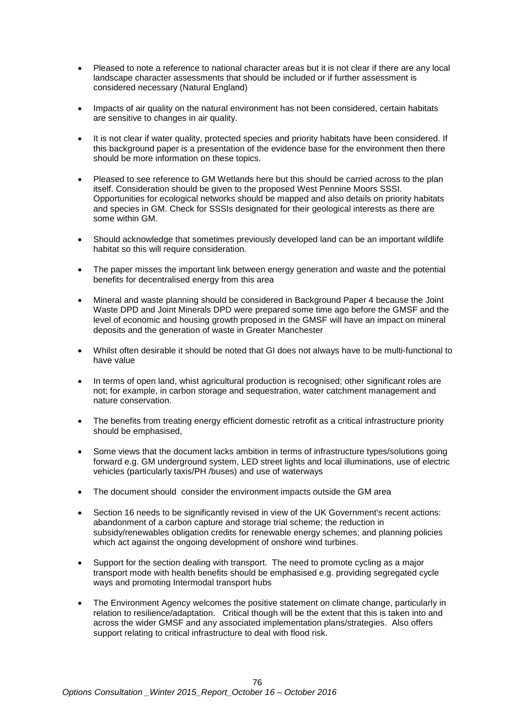- Pleased to note a reference to national character areas but it is not clear if there are any local landscape character assessments that should be included or if further assessment is considered necessary (Natural England)

- Impacts of air quality on the natural environment has not been considered, certain habitats are sensitive to changes in air quality.

- It is not clear if water quality, protected species and priority habitats have been considered. If this background paper is a presentation of the evidence base for the environment then there should be more information on these topics.

- Pleased to see reference to GM Wetlands here but this should be carried across to the plan itself. Consideration should be given to the proposed West Pennine Moors SSSI. Opportunities for ecological networks should be mapped and also details on priority habitats and species in GM. Check for SSSIs designated for their geological interests as there are some within GM.

- Should acknowledge that sometimes previously developed land can be an important wildlife habitat so this will require consideration.

- The paper misses the important link between energy generation and waste and the potential benefits for decentralised energy from this area

- Mineral and waste planning should be considered in Background Paper 4 because the Joint Waste DPD and Joint Minerals DPD were prepared some time ago before the GMSF and the level of economic and housing growth proposed in the GMSF will have an impact on mineral deposits and the generation of waste in Greater Manchester

- Whilst often desirable it should be noted that GI does not always have to be multi-functional to have value

- In terms of open land, whist agricultural production is recognised; other significant roles are not; for example, in carbon storage and sequestration, water catchment management and nature conservation.

- The benefits from treating energy efficient domestic retrofit as a critical infrastructure priority should be emphasised,

- Some views that the document lacks ambition in terms of infrastructure types/solutions going forward e.g. GM underground system, LED street lights and local illuminations, use of electric vehicles (particularly taxis/PH /buses) and use of waterways

- The document should consider the environment impacts outside the GM area

- Section 16 needs to be significantly revised in view of the UK Government's recent actions: abandonment of a carbon capture and storage trial scheme; the reduction in subsidy/renewables obligation credits for renewable energy schemes; and planning policies which act against the ongoing development of onshore wind turbines.

- Support for the section dealing with transport. The need to promote cycling as a major transport mode with health benefits should be emphasised e.g. providing segregated cycle ways and promoting Intermodal transport hubs

- The Environment Agency welcomes the positive statement on climate change, particularly in relation to resilience/adaptation. Critical though will be the extent that this is taken into and across the wider GMSF and any associated implementation plans/strategies. Also offers support relating to critical infrastructure to deal with flood risk.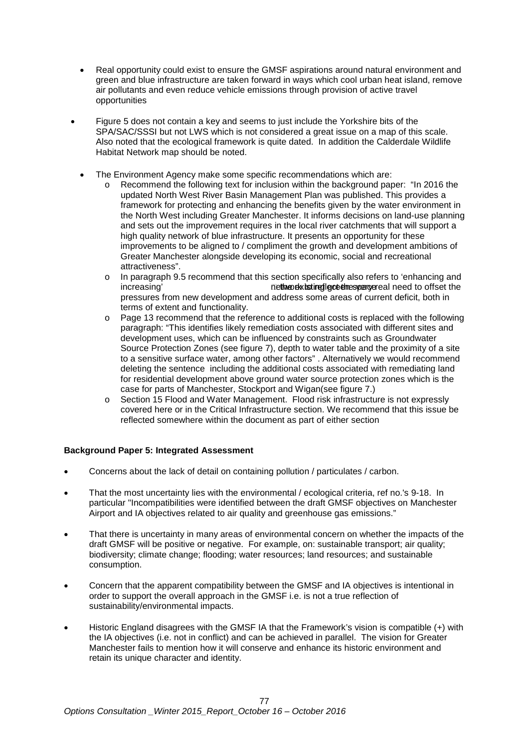- Real opportunity could exist to ensure the GMSF aspirations around natural environment and green and blue infrastructure are taken forward in ways which cool urban heat island, remove air pollutants and even reduce vehicle emissions through provision of active travel opportunities

- Figure 5 does not contain a key and seems to just include the Yorkshire bits of the SPA/SAC/SSSI but not LWS which is not considered a great issue on a map of this scale. Also noted that the ecological framework is quite dated. In addition the Calderdale Wildlife Habitat Network map should be noted.

- The Environment Agency make some specific recommendations which are:
  - Recommend the following text for inclusion within the background paper: "In 2016 the updated North West River Basin Management Plan was published. This provides a framework for protecting and enhancing the benefits given by the water environment in the North West including Greater Manchester. It informs decisions on land-use planning and sets out the improvement requires in the local river catchments that will support a high quality network of blue infrastructure. It presents an opportunity for these improvements to be aligned to / compliment the growth and development ambitions of Greater Manchester alongside developing its economic, social and recreational attractiveness".
  - In paragraph 9.5 recommend that this section specifically also refers to 'enhancing and increasing' the existing green space network to reflect the real need to offset the pressures from new development and address some areas of current deficit, both in terms of extent and functionality.
  - Page 13 recommend that the reference to additional costs is replaced with the following paragraph: "This identifies likely remediation costs associated with different sites and development uses, which can be influenced by constraints such as Groundwater Source Protection Zones (see figure 7), depth to water table and the proximity of a site to a sensitive surface water, among other factors" . Alternatively we would recommend deleting the sentence including the additional costs associated with remediating land for residential development above ground water source protection zones which is the case for parts of Manchester, Stockport and Wigan(see figure 7.)
  - Section 15 Flood and Water Management. Flood risk infrastructure is not expressly covered here or in the Critical Infrastructure section. We recommend that this issue be reflected somewhere within the document as part of either section

**Background Paper 5: Integrated Assessment**

- Concerns about the lack of detail on containing pollution / particulates / carbon.

- That the most uncertainty lies with the environmental / ecological criteria, ref no.'s 9-18. In particular "Incompatibilities were identified between the draft GMSF objectives on Manchester Airport and IA objectives related to air quality and greenhouse gas emissions."

- That there is uncertainty in many areas of environmental concern on whether the impacts of the draft GMSF will be positive or negative. For example, on: sustainable transport; air quality; biodiversity; climate change; flooding; water resources; land resources; and sustainable consumption.

- Concern that the apparent compatibility between the GMSF and IA objectives is intentional in order to support the overall approach in the GMSF i.e. is not a true reflection of sustainability/environmental impacts.

- Historic England disagrees with the GMSF IA that the Framework's vision is compatible (+) with the IA objectives (i.e. not in conflict) and can be achieved in parallel. The vision for Greater Manchester fails to mention how it will conserve and enhance its historic environment and retain its unique character and identity.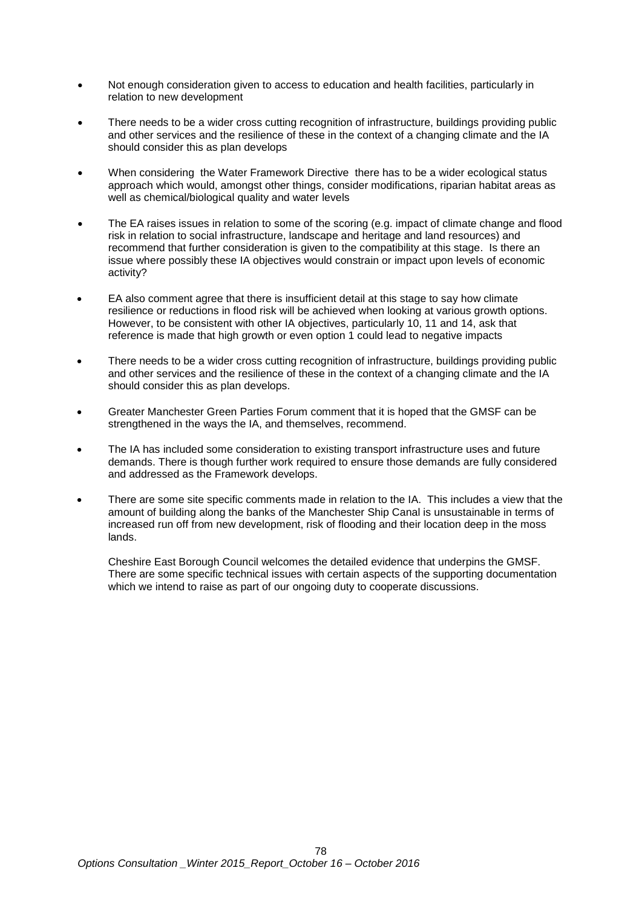- Not enough consideration given to access to education and health facilities, particularly in relation to new development

- There needs to be a wider cross cutting recognition of infrastructure, buildings providing public and other services and the resilience of these in the context of a changing climate and the IA should consider this as plan develops

- When considering the Water Framework Directive there has to be a wider ecological status approach which would, amongst other things, consider modifications, riparian habitat areas as well as chemical/biological quality and water levels

- The EA raises issues in relation to some of the scoring (e.g. impact of climate change and flood risk in relation to social infrastructure, landscape and heritage and land resources) and recommend that further consideration is given to the compatibility at this stage. Is there an issue where possibly these IA objectives would constrain or impact upon levels of economic activity?

- EA also comment agree that there is insufficient detail at this stage to say how climate resilience or reductions in flood risk will be achieved when looking at various growth options. However, to be consistent with other IA objectives, particularly 10, 11 and 14, ask that reference is made that high growth or even option 1 could lead to negative impacts

- There needs to be a wider cross cutting recognition of infrastructure, buildings providing public and other services and the resilience of these in the context of a changing climate and the IA should consider this as plan develops.

- Greater Manchester Green Parties Forum comment that it is hoped that the GMSF can be strengthened in the ways the IA, and themselves, recommend.

- The IA has included some consideration to existing transport infrastructure uses and future demands. There is though further work required to ensure those demands are fully considered and addressed as the Framework develops.

- There are some site specific comments made in relation to the IA. This includes a view that the amount of building along the banks of the Manchester Ship Canal is unsustainable in terms of increased run off from new development, risk of flooding and their location deep in the moss lands.

  Cheshire East Borough Council welcomes the detailed evidence that underpins the GMSF. There are some specific technical issues with certain aspects of the supporting documentation which we intend to raise as part of our ongoing duty to cooperate discussions.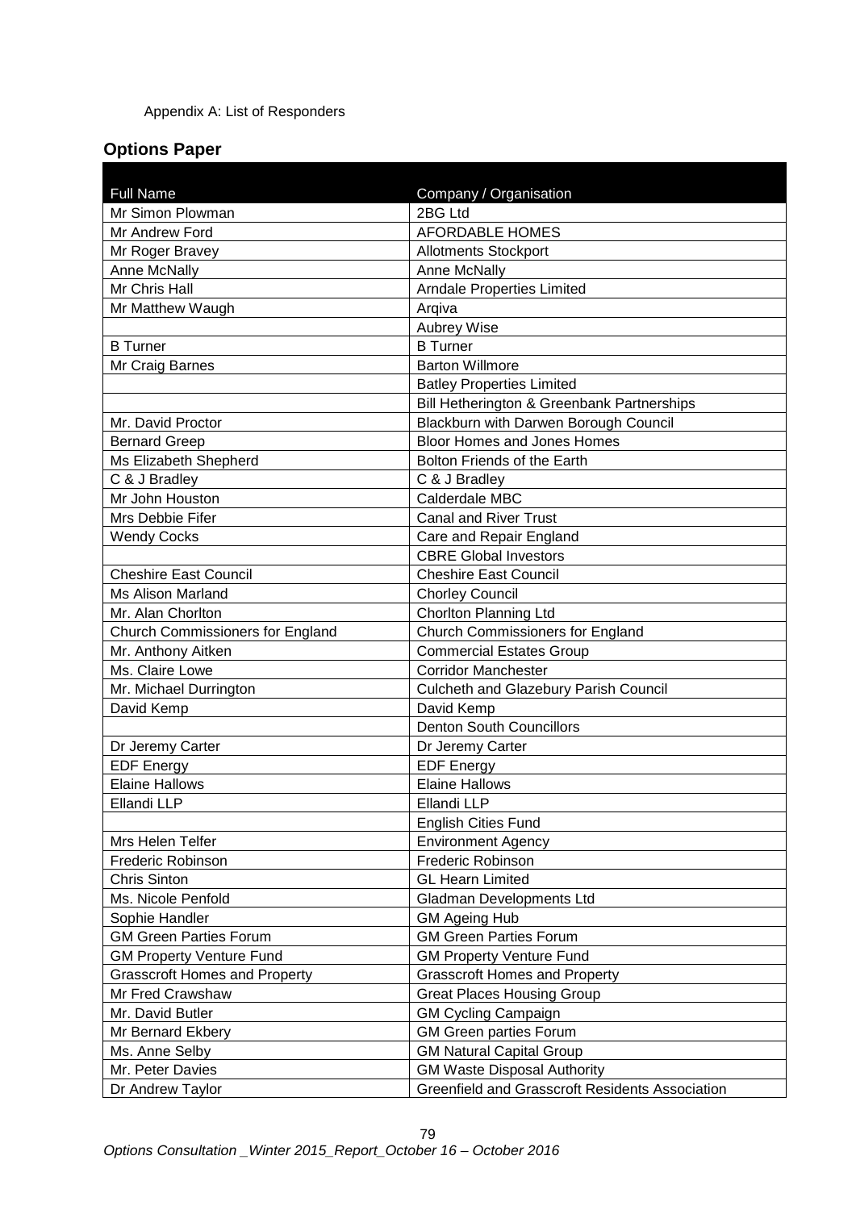Appendix A: List of Responders

## Options Paper

| Full Name | Company / Organisation |
|---|---|
| Mr Simon Plowman | 2BG Ltd |
| Mr Andrew Ford | AFORDABLE HOMES |
| Mr Roger Bravey | Allotments Stockport |
| Anne McNally | Anne McNally |
| Mr Chris Hall | Arndale Properties Limited |
| Mr Matthew Waugh | Arqiva |
| | Aubrey Wise |
| B Turner | B Turner |
| Mr Craig Barnes | Barton Willmore |
| | Batley Properties Limited |
| | Bill Hetherington & Greenbank Partnerships |
| Mr. David Proctor | Blackburn with Darwen Borough Council |
| Bernard Greep | Bloor Homes and Jones Homes |
| Ms Elizabeth Shepherd | Bolton Friends of the Earth |
| C & J Bradley | C & J Bradley |
| Mr John Houston | Calderdale MBC |
| Mrs Debbie Fifer | Canal and River Trust |
| Wendy Cocks | Care and Repair England |
| | CBRE Global Investors |
| Cheshire East Council | Cheshire East Council |
| Ms Alison Marland | Chorley Council |
| Mr. Alan Chorlton | Chorlton Planning Ltd |
| Church Commissioners for England | Church Commissioners for England |
| Mr. Anthony Aitken | Commercial Estates Group |
| Ms. Claire Lowe | Corridor Manchester |
| Mr. Michael Durrington | Culcheth and Glazebury Parish Council |
| David Kemp | David Kemp |
| | Denton South Councillors |
| Dr Jeremy Carter | Dr Jeremy Carter |
| EDF Energy | EDF Energy |
| Elaine Hallows | Elaine Hallows |
| Ellandi LLP | Ellandi LLP |
| | English Cities Fund |
| Mrs Helen Telfer | Environment Agency |
| Frederic Robinson | Frederic Robinson |
| Chris Sinton | GL Hearn Limited |
| Ms. Nicole Penfold | Gladman Developments Ltd |
| Sophie Handler | GM Ageing Hub |
| GM Green Parties Forum | GM Green Parties Forum |
| GM Property Venture Fund | GM Property Venture Fund |
| Grasscroft Homes and Property | Grasscroft Homes and Property |
| Mr Fred Crawshaw | Great Places Housing Group |
| Mr. David Butler | GM Cycling Campaign |
| Mr Bernard Ekbery | GM Green parties Forum |
| Ms. Anne Selby | GM Natural Capital Group |
| Mr. Peter Davies | GM Waste Disposal Authority |
| Dr Andrew Taylor | Greenfield and Grasscroft Residents Association |

*Options Consultation _Winter 2015_Report_October 16 – October 2016*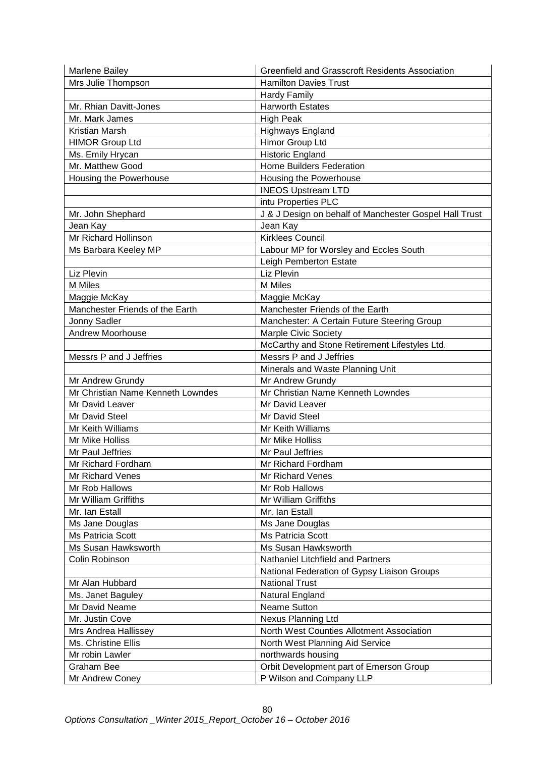| Marlene Bailey | Greenfield and Grasscroft Residents Association |
| --- | --- |
| Mrs Julie Thompson | Hamilton Davies Trust |
| | Hardy Family |
| Mr. Rhian Davitt-Jones | Harworth Estates |
| Mr. Mark James | High Peak |
| Kristian Marsh | Highways England |
| HIMOR Group Ltd | Himor Group Ltd |
| Ms. Emily Hrycan | Historic England |
| Mr. Matthew Good | Home Builders Federation |
| Housing the Powerhouse | Housing the Powerhouse |
| | INEOS Upstream LTD |
| | intu Properties PLC |
| Mr. John Shephard | J & J Design on behalf of Manchester Gospel Hall Trust |
| Jean Kay | Jean Kay |
| Mr Richard Hollinson | Kirklees Council |
| Ms Barbara Keeley MP | Labour MP for Worsley and Eccles South |
| | Leigh Pemberton Estate |
| Liz Plevin | Liz Plevin |
| M Miles | M Miles |
| Maggie McKay | Maggie McKay |
| Manchester Friends of the Earth | Manchester Friends of the Earth |
| Jonny Sadler | Manchester: A Certain Future Steering Group |
| Andrew Moorhouse | Marple Civic Society |
| | McCarthy and Stone Retirement Lifestyles Ltd. |
| Messrs P and J Jeffries | Messrs P and J Jeffries |
| | Minerals and Waste Planning Unit |
| Mr Andrew Grundy | Mr Andrew Grundy |
| Mr Christian Name Kenneth Lowndes | Mr Christian Name Kenneth Lowndes |
| Mr David Leaver | Mr David Leaver |
| Mr David Steel | Mr David Steel |
| Mr Keith Williams | Mr Keith Williams |
| Mr Mike Holliss | Mr Mike Holliss |
| Mr Paul Jeffries | Mr Paul Jeffries |
| Mr Richard Fordham | Mr Richard Fordham |
| Mr Richard Venes | Mr Richard Venes |
| Mr Rob Hallows | Mr Rob Hallows |
| Mr William Griffiths | Mr William Griffiths |
| Mr. Ian Estall | Mr. Ian Estall |
| Ms Jane Douglas | Ms Jane Douglas |
| Ms Patricia Scott | Ms Patricia Scott |
| Ms Susan Hawksworth | Ms Susan Hawksworth |
| Colin Robinson | Nathaniel Litchfield and Partners |
| | National Federation of Gypsy Liaison Groups |
| Mr Alan Hubbard | National Trust |
| Ms. Janet Baguley | Natural England |
| Mr David Neame | Neame Sutton |
| Mr. Justin Cove | Nexus Planning Ltd |
| Mrs Andrea Hallissey | North West Counties Allotment Association |
| Ms. Christine Ellis | North West Planning Aid Service |
| Mr robin Lawler | northwards housing |
| Graham Bee | Orbit Development part of Emerson Group |
| Mr Andrew Coney | P Wilson and Company LLP |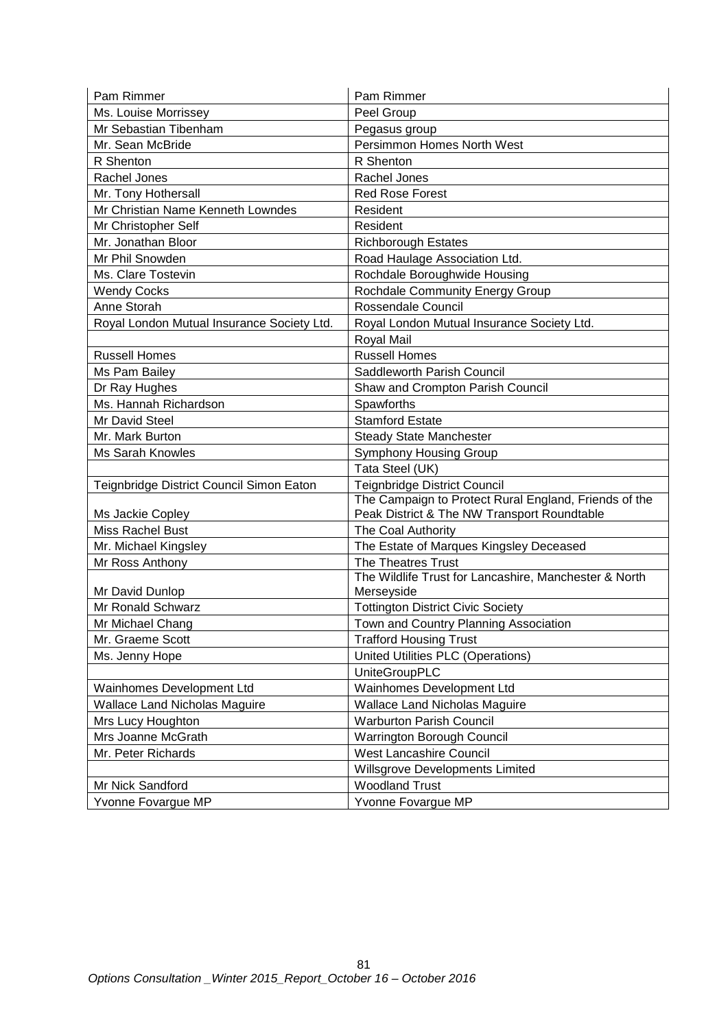| Pam Rimmer | Pam Rimmer |
|---|---|
| Ms. Louise Morrissey | Peel Group |
| Mr Sebastian Tibenham | Pegasus group |
| Mr. Sean McBride | Persimmon Homes North West |
| R Shenton | R Shenton |
| Rachel Jones | Rachel Jones |
| Mr. Tony Hothersall | Red Rose Forest |
| Mr Christian Name Kenneth Lowndes | Resident |
| Mr Christopher Self | Resident |
| Mr. Jonathan Bloor | Richborough Estates |
| Mr Phil Snowden | Road Haulage Association Ltd. |
| Ms. Clare Tostevin | Rochdale Boroughwide Housing |
| Wendy Cocks | Rochdale Community Energy Group |
| Anne Storah | Rossendale Council |
| Royal London Mutual Insurance Society Ltd. | Royal London Mutual Insurance Society Ltd. |
| | Royal Mail |
| Russell Homes | Russell Homes |
| Ms Pam Bailey | Saddleworth Parish Council |
| Dr Ray Hughes | Shaw and Crompton Parish Council |
| Ms. Hannah Richardson | Spawforths |
| Mr David Steel | Stamford Estate |
| Mr. Mark Burton | Steady State Manchester |
| Ms Sarah Knowles | Symphony Housing Group |
| | Tata Steel (UK) |
| Teignbridge District Council Simon Eaton | Teignbridge District Council |
| Ms Jackie Copley | The Campaign to Protect Rural England, Friends of the Peak District & The NW Transport Roundtable |
| Miss Rachel Bust | The Coal Authority |
| Mr. Michael Kingsley | The Estate of Marques Kingsley Deceased |
| Mr Ross Anthony | The Theatres Trust |
| Mr David Dunlop | The Wildlife Trust for Lancashire, Manchester & North Merseyside |
| Mr Ronald Schwarz | Tottington District Civic Society |
| Mr Michael Chang | Town and Country Planning Association |
| Mr. Graeme Scott | Trafford Housing Trust |
| Ms. Jenny Hope | United Utilities PLC (Operations) |
| | UniteGroupPLC |
| Wainhomes Development Ltd | Wainhomes Development Ltd |
| Wallace Land Nicholas Maguire | Wallace Land Nicholas Maguire |
| Mrs Lucy Houghton | Warburton Parish Council |
| Mrs Joanne McGrath | Warrington Borough Council |
| Mr. Peter Richards | West Lancashire Council |
| | Willsgrove Developments Limited |
| Mr Nick Sandford | Woodland Trust |
| Yvonne Fovargue MP | Yvonne Fovargue MP |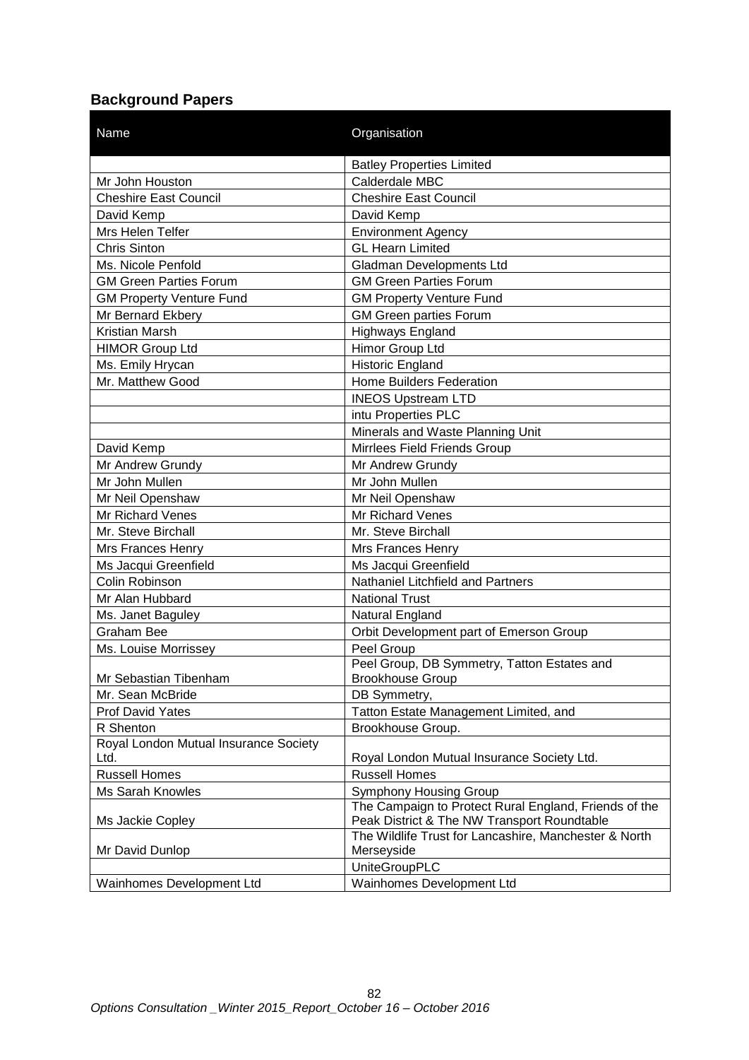## Background Papers

| Name | Organisation |
| --- | --- |
| | Batley Properties Limited |
| Mr John Houston | Calderdale MBC |
| Cheshire East Council | Cheshire East Council |
| David Kemp | David Kemp |
| Mrs Helen Telfer | Environment Agency |
| Chris Sinton | GL Hearn Limited |
| Ms. Nicole Penfold | Gladman Developments Ltd |
| GM Green Parties Forum | GM Green Parties Forum |
| GM Property Venture Fund | GM Property Venture Fund |
| Mr Bernard Ekbery | GM Green parties Forum |
| Kristian Marsh | Highways England |
| HIMOR Group Ltd | Himor Group Ltd |
| Ms. Emily Hrycan | Historic England |
| Mr. Matthew Good | Home Builders Federation |
| | INEOS Upstream LTD |
| | intu Properties PLC |
| | Minerals and Waste Planning Unit |
| David Kemp | Mirrlees Field Friends Group |
| Mr Andrew Grundy | Mr Andrew Grundy |
| Mr John Mullen | Mr John Mullen |
| Mr Neil Openshaw | Mr Neil Openshaw |
| Mr Richard Venes | Mr Richard Venes |
| Mr. Steve Birchall | Mr. Steve Birchall |
| Mrs Frances Henry | Mrs Frances Henry |
| Ms Jacqui Greenfield | Ms Jacqui Greenfield |
| Colin Robinson | Nathaniel Litchfield and Partners |
| Mr Alan Hubbard | National Trust |
| Ms. Janet Baguley | Natural England |
| Graham Bee | Orbit Development part of Emerson Group |
| Ms. Louise Morrissey | Peel Group |
| Mr Sebastian Tibenham | Peel Group, DB Symmetry, Tatton Estates and Brookhouse Group |
| Mr. Sean McBride | DB Symmetry, |
| Prof David Yates | Tatton Estate Management Limited, and |
| R Shenton | Brookhouse Group. |
| Royal London Mutual Insurance Society Ltd. | Royal London Mutual Insurance Society Ltd. |
| Russell Homes | Russell Homes |
| Ms Sarah Knowles | Symphony Housing Group |
| Ms Jackie Copley | The Campaign to Protect Rural England, Friends of the Peak District & The NW Transport Roundtable |
| Mr David Dunlop | The Wildlife Trust for Lancashire, Manchester & North Merseyside |
| | UniteGroupPLC |
| Wainhomes Development Ltd | Wainhomes Development Ltd |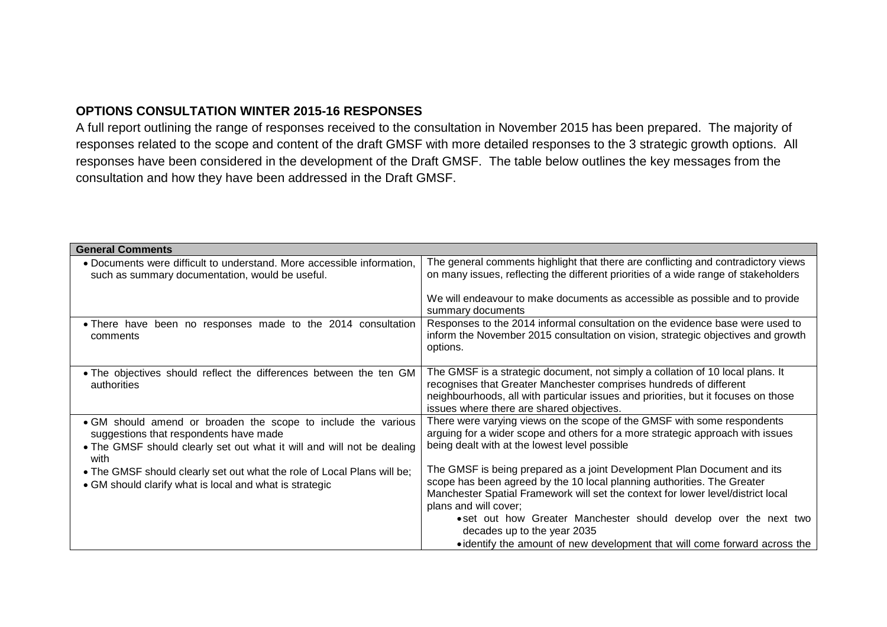**OPTIONS CONSULTATION WINTER 2015-16 RESPONSES**

A full report outlining the range of responses received to the consultation in November 2015 has been prepared. The majority of responses related to the scope and content of the draft GMSF with more detailed responses to the 3 strategic growth options. All responses have been considered in the development of the Draft GMSF. The table below outlines the key messages from the consultation and how they have been addressed in the Draft GMSF.

| **General Comments** | |
|---|---|
| • Documents were difficult to understand. More accessible information, such as summary documentation, would be useful. | The general comments highlight that there are conflicting and contradictory views on many issues, reflecting the different priorities of a wide range of stakeholders<br><br>We will endeavour to make documents as accessible as possible and to provide summary documents |
| • There have been no responses made to the 2014 consultation comments | Responses to the 2014 informal consultation on the evidence base were used to inform the November 2015 consultation on vision, strategic objectives and growth options. |
| • The objectives should reflect the differences between the ten GM authorities | The GMSF is a strategic document, not simply a collation of 10 local plans. It recognises that Greater Manchester comprises hundreds of different neighbourhoods, all with particular issues and priorities, but it focuses on those issues where there are shared objectives. |
| • GM should amend or broaden the scope to include the various suggestions that respondents have made<br>• The GMSF should clearly set out what it will and will not be dealing with<br>• The GMSF should clearly set out what the role of Local Plans will be;<br>• GM should clarify what is local and what is strategic | There were varying views on the scope of the GMSF with some respondents arguing for a wider scope and others for a more strategic approach with issues being dealt with at the lowest level possible<br><br>The GMSF is being prepared as a joint Development Plan Document and its scope has been agreed by the 10 local planning authorities. The Greater Manchester Spatial Framework will set the context for lower level/district local plans and will cover;<br>• set out how Greater Manchester should develop over the next two decades up to the year 2035<br>• identify the amount of new development that will come forward across the |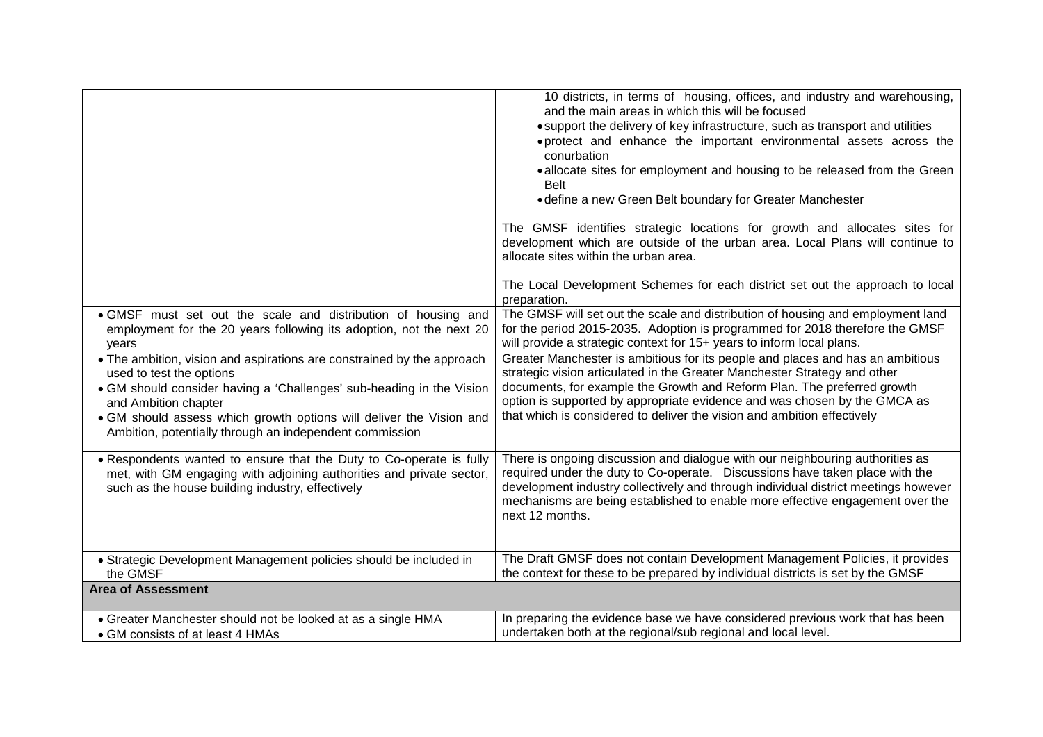| | |
|---|---|
| | 10 districts, in terms of housing, offices, and industry and warehousing, and the main areas in which this will be focused<br>• support the delivery of key infrastructure, such as transport and utilities<br>• protect and enhance the important environmental assets across the conurbation<br>• allocate sites for employment and housing to be released from the Green Belt<br>• define a new Green Belt boundary for Greater Manchester<br><br>The GMSF identifies strategic locations for growth and allocates sites for development which are outside of the urban area. Local Plans will continue to allocate sites within the urban area.<br><br>The Local Development Schemes for each district set out the approach to local preparation. |
| • GMSF must set out the scale and distribution of housing and employment for the 20 years following its adoption, not the next 20 years | The GMSF will set out the scale and distribution of housing and employment land for the period 2015-2035. Adoption is programmed for 2018 therefore the GMSF will provide a strategic context for 15+ years to inform local plans. |
| • The ambition, vision and aspirations are constrained by the approach used to test the options<br>• GM should consider having a 'Challenges' sub-heading in the Vision and Ambition chapter<br>• GM should assess which growth options will deliver the Vision and Ambition, potentially through an independent commission | Greater Manchester is ambitious for its people and places and has an ambitious strategic vision articulated in the Greater Manchester Strategy and other documents, for example the Growth and Reform Plan. The preferred growth option is supported by appropriate evidence and was chosen by the GMCA as that which is considered to deliver the vision and ambition effectively |
| • Respondents wanted to ensure that the Duty to Co-operate is fully met, with GM engaging with adjoining authorities and private sector, such as the house building industry, effectively | There is ongoing discussion and dialogue with our neighbouring authorities as required under the duty to Co-operate. Discussions have taken place with the development industry collectively and through individual district meetings however mechanisms are being established to enable more effective engagement over the next 12 months. |
| • Strategic Development Management policies should be included in the GMSF | The Draft GMSF does not contain Development Management Policies, it provides the context for these to be prepared by individual districts is set by the GMSF |
| **Area of Assessment** | |
| • Greater Manchester should not be looked at as a single HMA<br>• GM consists of at least 4 HMAs | In preparing the evidence base we have considered previous work that has been undertaken both at the regional/sub regional and local level. |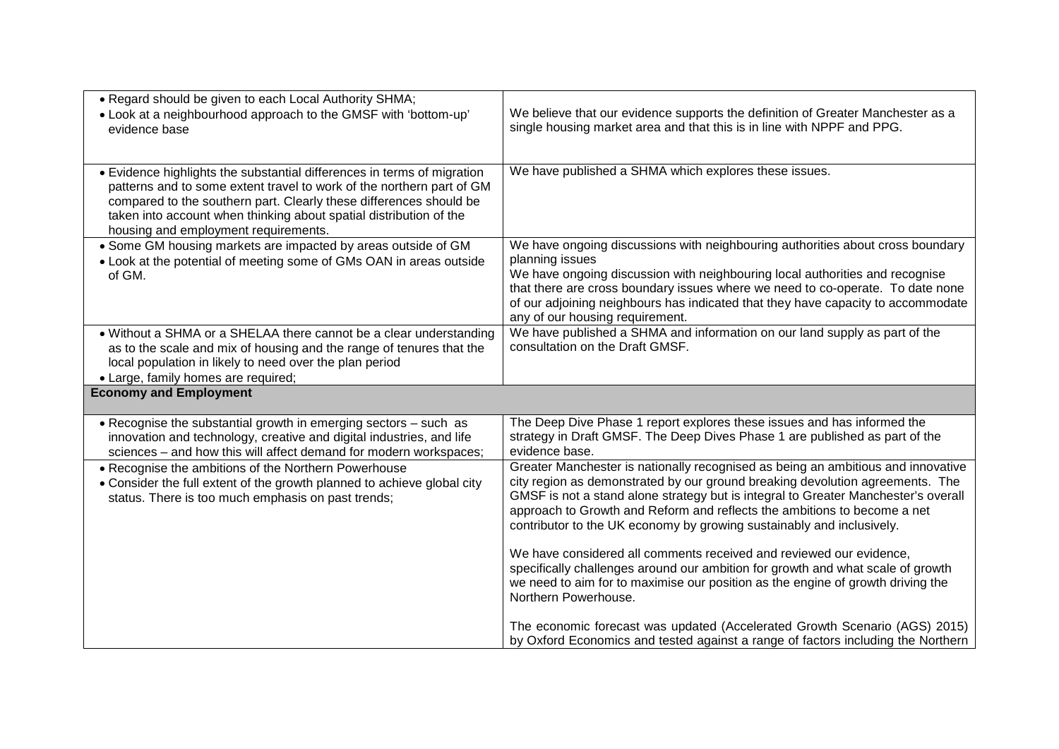| | |
|---|---|
| • Regard should be given to each Local Authority SHMA;<br>• Look at a neighbourhood approach to the GMSF with 'bottom-up' evidence base | We believe that our evidence supports the definition of Greater Manchester as a single housing market area and that this is in line with NPPF and PPG. |
| • Evidence highlights the substantial differences in terms of migration patterns and to some extent travel to work of the northern part of GM compared to the southern part. Clearly these differences should be taken into account when thinking about spatial distribution of the housing and employment requirements. | We have published a SHMA which explores these issues. |
| • Some GM housing markets are impacted by areas outside of GM<br>• Look at the potential of meeting some of GMs OAN in areas outside of GM. | We have ongoing discussions with neighbouring authorities about cross boundary planning issues<br>We have ongoing discussion with neighbouring local authorities and recognise that there are cross boundary issues where we need to co-operate. To date none of our adjoining neighbours has indicated that they have capacity to accommodate any of our housing requirement. |
| • Without a SHMA or a SHELAA there cannot be a clear understanding as to the scale and mix of housing and the range of tenures that the local population in likely to need over the plan period<br>• Large, family homes are required; | We have published a SHMA and information on our land supply as part of the consultation on the Draft GMSF. |
| **Economy and Employment** | |
| • Recognise the substantial growth in emerging sectors – such as innovation and technology, creative and digital industries, and life sciences – and how this will affect demand for modern workspaces; | The Deep Dive Phase 1 report explores these issues and has informed the strategy in Draft GMSF. The Deep Dives Phase 1 are published as part of the evidence base. |
| • Recognise the ambitions of the Northern Powerhouse<br>• Consider the full extent of the growth planned to achieve global city status. There is too much emphasis on past trends; | Greater Manchester is nationally recognised as being an ambitious and innovative city region as demonstrated by our ground breaking devolution agreements. The GMSF is not a stand alone strategy but is integral to Greater Manchester's overall approach to Growth and Reform and reflects the ambitions to become a net contributor to the UK economy by growing sustainably and inclusively.<br><br>We have considered all comments received and reviewed our evidence, specifically challenges around our ambition for growth and what scale of growth we need to aim for to maximise our position as the engine of growth driving the Northern Powerhouse.<br><br>The economic forecast was updated (Accelerated Growth Scenario (AGS) 2015) by Oxford Economics and tested against a range of factors including the Northern |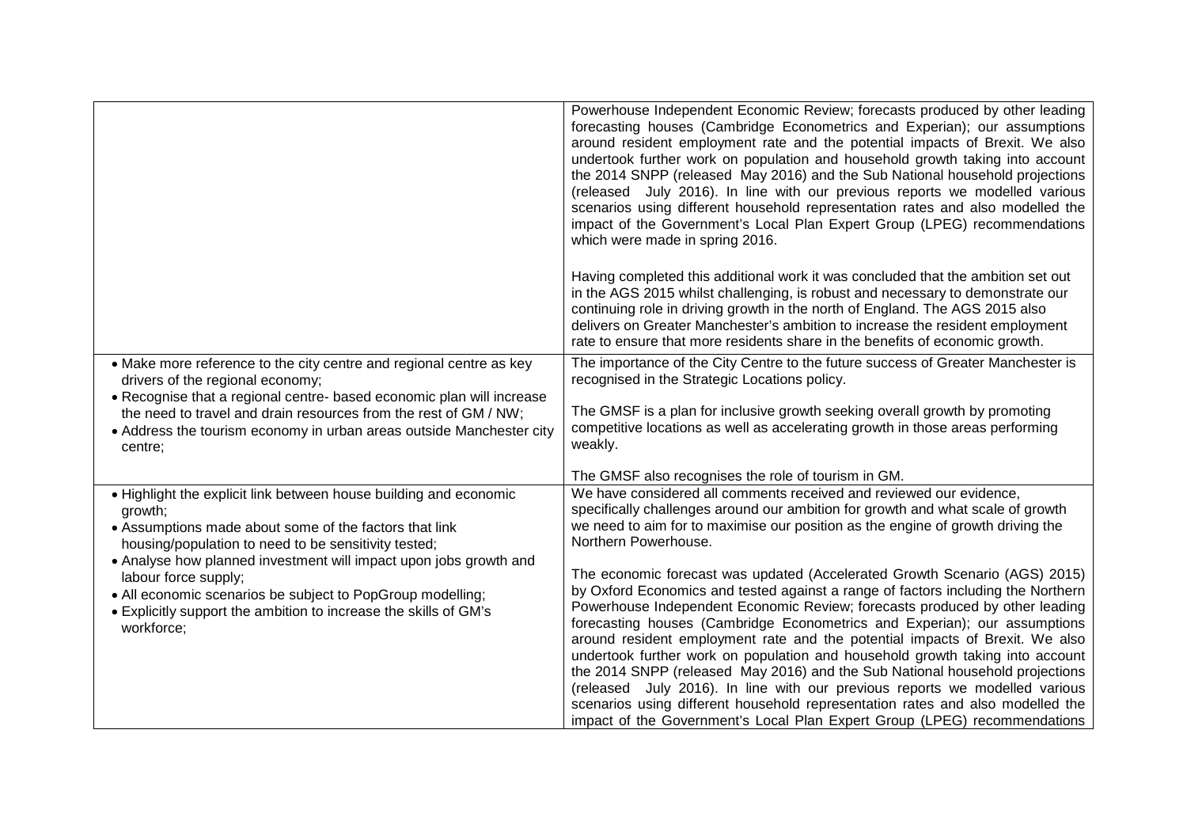| | |
|---|---|
| | Powerhouse Independent Economic Review; forecasts produced by other leading forecasting houses (Cambridge Econometrics and Experian); our assumptions around resident employment rate and the potential impacts of Brexit. We also undertook further work on population and household growth taking into account the 2014 SNPP (released May 2016) and the Sub National household projections (released July 2016). In line with our previous reports we modelled various scenarios using different household representation rates and also modelled the impact of the Government's Local Plan Expert Group (LPEG) recommendations which were made in spring 2016.<br><br>Having completed this additional work it was concluded that the ambition set out in the AGS 2015 whilst challenging, is robust and necessary to demonstrate our continuing role in driving growth in the north of England. The AGS 2015 also delivers on Greater Manchester's ambition to increase the resident employment rate to ensure that more residents share in the benefits of economic growth. |
| • Make more reference to the city centre and regional centre as key drivers of the regional economy;<br>• Recognise that a regional centre- based economic plan will increase the need to travel and drain resources from the rest of GM / NW;<br>• Address the tourism economy in urban areas outside Manchester city centre; | The importance of the City Centre to the future success of Greater Manchester is recognised in the Strategic Locations policy.<br><br>The GMSF is a plan for inclusive growth seeking overall growth by promoting competitive locations as well as accelerating growth in those areas performing weakly.<br><br>The GMSF also recognises the role of tourism in GM. |
| • Highlight the explicit link between house building and economic growth;<br>• Assumptions made about some of the factors that link housing/population to need to be sensitivity tested;<br>• Analyse how planned investment will impact upon jobs growth and labour force supply;<br>• All economic scenarios be subject to PopGroup modelling;<br>• Explicitly support the ambition to increase the skills of GM's workforce; | We have considered all comments received and reviewed our evidence, specifically challenges around our ambition for growth and what scale of growth we need to aim for to maximise our position as the engine of growth driving the Northern Powerhouse.<br><br>The economic forecast was updated (Accelerated Growth Scenario (AGS) 2015) by Oxford Economics and tested against a range of factors including the Northern Powerhouse Independent Economic Review; forecasts produced by other leading forecasting houses (Cambridge Econometrics and Experian); our assumptions around resident employment rate and the potential impacts of Brexit. We also undertook further work on population and household growth taking into account the 2014 SNPP (released May 2016) and the Sub National household projections (released July 2016). In line with our previous reports we modelled various scenarios using different household representation rates and also modelled the impact of the Government's Local Plan Expert Group (LPEG) recommendations |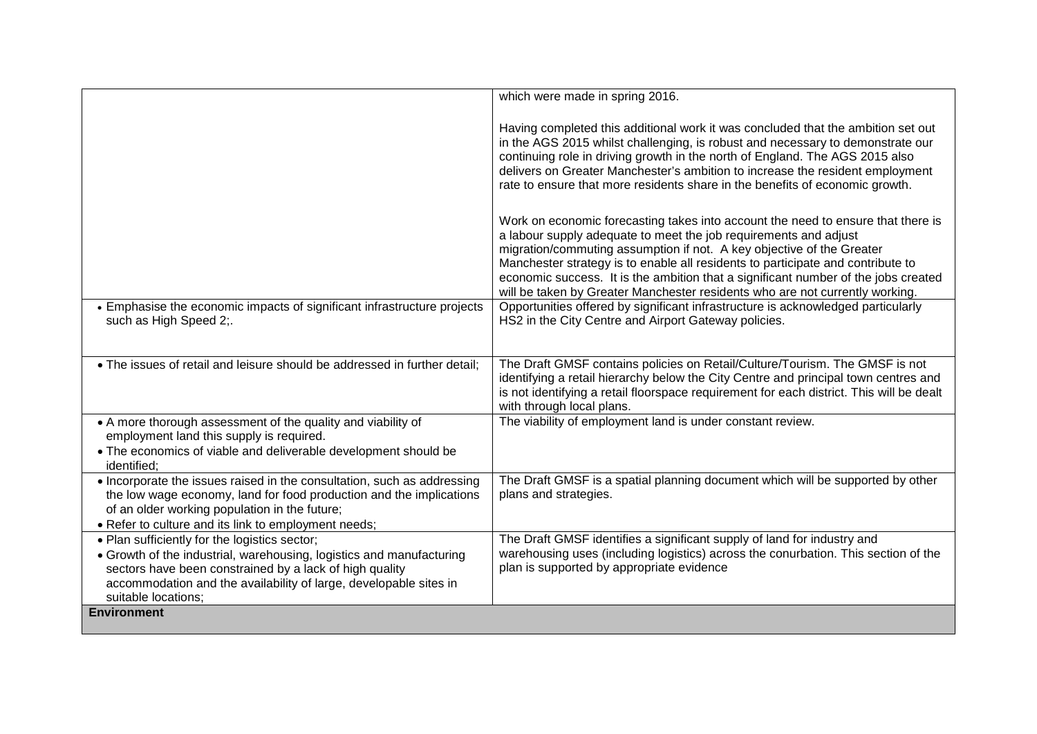| | |
|---|---|
| | which were made in spring 2016.<br><br>Having completed this additional work it was concluded that the ambition set out in the AGS 2015 whilst challenging, is robust and necessary to demonstrate our continuing role in driving growth in the north of England. The AGS 2015 also delivers on Greater Manchester's ambition to increase the resident employment rate to ensure that more residents share in the benefits of economic growth.<br><br>Work on economic forecasting takes into account the need to ensure that there is a labour supply adequate to meet the job requirements and adjust migration/commuting assumption if not. A key objective of the Greater Manchester strategy is to enable all residents to participate and contribute to economic success. It is the ambition that a significant number of the jobs created will be taken by Greater Manchester residents who are not currently working. |
| • Emphasise the economic impacts of significant infrastructure projects such as High Speed 2;. | Opportunities offered by significant infrastructure is acknowledged particularly HS2 in the City Centre and Airport Gateway policies. |
| • The issues of retail and leisure should be addressed in further detail; | The Draft GMSF contains policies on Retail/Culture/Tourism. The GMSF is not identifying a retail hierarchy below the City Centre and principal town centres and is not identifying a retail floorspace requirement for each district. This will be dealt with through local plans. |
| • A more thorough assessment of the quality and viability of employment land this supply is required.<br>• The economics of viable and deliverable development should be identified; | The viability of employment land is under constant review. |
| • Incorporate the issues raised in the consultation, such as addressing the low wage economy, land for food production and the implications of an older working population in the future;<br>• Refer to culture and its link to employment needs; | The Draft GMSF is a spatial planning document which will be supported by other plans and strategies. |
| • Plan sufficiently for the logistics sector;<br>• Growth of the industrial, warehousing, logistics and manufacturing sectors have been constrained by a lack of high quality accommodation and the availability of large, developable sites in suitable locations; | The Draft GMSF identifies a significant supply of land for industry and warehousing uses (including logistics) across the conurbation. This section of the plan is supported by appropriate evidence |
| **Environment** | |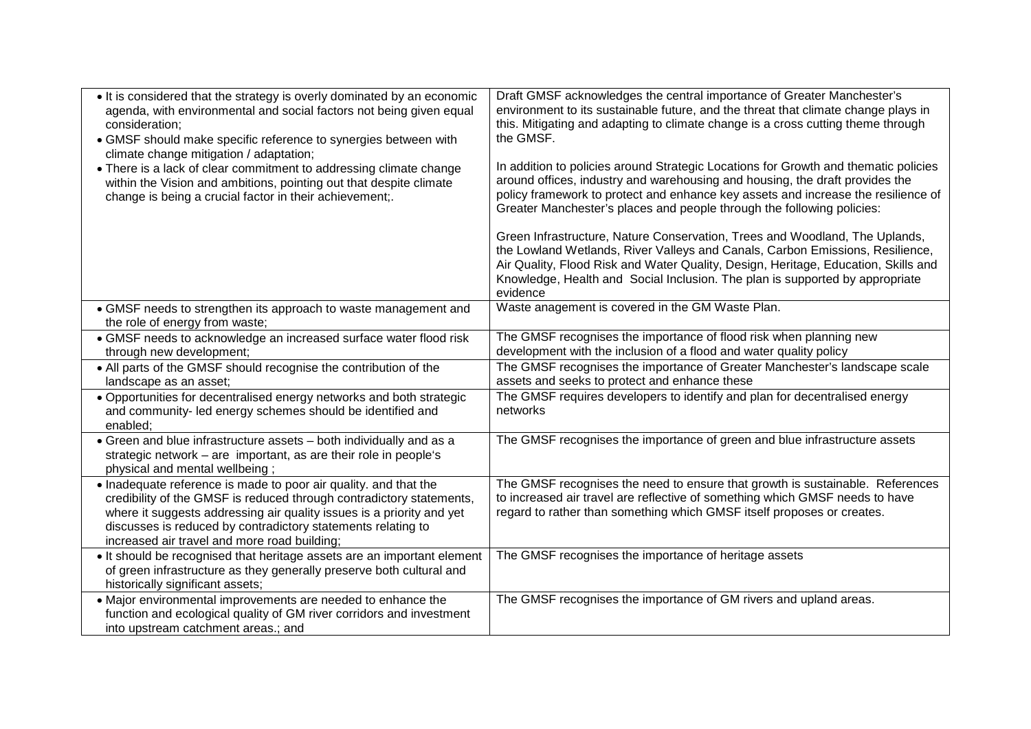| | |
|---|---|
| • It is considered that the strategy is overly dominated by an economic agenda, with environmental and social factors not being given equal consideration;<br>• GMSF should make specific reference to synergies between with climate change mitigation / adaptation;<br>• There is a lack of clear commitment to addressing climate change within the Vision and ambitions, pointing out that despite climate change is being a crucial factor in their achievement;. | Draft GMSF acknowledges the central importance of Greater Manchester's environment to its sustainable future, and the threat that climate change plays in this. Mitigating and adapting to climate change is a cross cutting theme through the GMSF.<br><br>In addition to policies around Strategic Locations for Growth and thematic policies around offices, industry and warehousing and housing, the draft provides the policy framework to protect and enhance key assets and increase the resilience of Greater Manchester's places and people through the following policies:<br><br>Green Infrastructure, Nature Conservation, Trees and Woodland, The Uplands, the Lowland Wetlands, River Valleys and Canals, Carbon Emissions, Resilience, Air Quality, Flood Risk and Water Quality, Design, Heritage, Education, Skills and Knowledge, Health and Social Inclusion. The plan is supported by appropriate evidence |
| • GMSF needs to strengthen its approach to waste management and the role of energy from waste; | Waste anagement is covered in the GM Waste Plan. |
| • GMSF needs to acknowledge an increased surface water flood risk through new development; | The GMSF recognises the importance of flood risk when planning new development with the inclusion of a flood and water quality policy |
| • All parts of the GMSF should recognise the contribution of the landscape as an asset; | The GMSF recognises the importance of Greater Manchester's landscape scale assets and seeks to protect and enhance these |
| • Opportunities for decentralised energy networks and both strategic and community- led energy schemes should be identified and enabled; | The GMSF requires developers to identify and plan for decentralised energy networks |
| • Green and blue infrastructure assets – both individually and as a strategic network – are important, as are their role in people's physical and mental wellbeing ; | The GMSF recognises the importance of green and blue infrastructure assets |
| • Inadequate reference is made to poor air quality. and that the credibility of the GMSF is reduced through contradictory statements, where it suggests addressing air quality issues is a priority and yet discusses is reduced by contradictory statements relating to increased air travel and more road building; | The GMSF recognises the need to ensure that growth is sustainable. References to increased air travel are reflective of something which GMSF needs to have regard to rather than something which GMSF itself proposes or creates. |
| • It should be recognised that heritage assets are an important element of green infrastructure as they generally preserve both cultural and historically significant assets; | The GMSF recognises the importance of heritage assets |
| • Major environmental improvements are needed to enhance the function and ecological quality of GM river corridors and investment into upstream catchment areas.; and | The GMSF recognises the importance of GM rivers and upland areas. |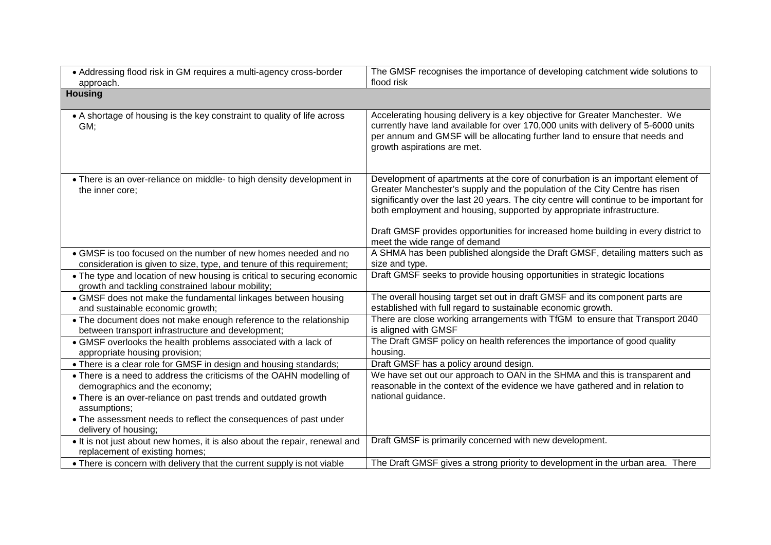| | |
|---|---|
| • Addressing flood risk in GM requires a multi-agency cross-border approach. | The GMSF recognises the importance of developing catchment wide solutions to flood risk |
| **Housing** | |
| • A shortage of housing is the key constraint to quality of life across GM; | Accelerating housing delivery is a key objective for Greater Manchester. We currently have land available for over 170,000 units with delivery of 5-6000 units per annum and GMSF will be allocating further land to ensure that needs and growth aspirations are met. |
| • There is an over-reliance on middle- to high density development in the inner core; | Development of apartments at the core of conurbation is an important element of Greater Manchester's supply and the population of the City Centre has risen significantly over the last 20 years. The city centre will continue to be important for both employment and housing, supported by appropriate infrastructure.<br><br>Draft GMSF provides opportunities for increased home building in every district to meet the wide range of demand |
| • GMSF is too focused on the number of new homes needed and no consideration is given to size, type, and tenure of this requirement; | A SHMA has been published alongside the Draft GMSF, detailing matters such as size and type. |
| • The type and location of new housing is critical to securing economic growth and tackling constrained labour mobility; | Draft GMSF seeks to provide housing opportunities in strategic locations |
| • GMSF does not make the fundamental linkages between housing and sustainable economic growth; | The overall housing target set out in draft GMSF and its component parts are established with full regard to sustainable economic growth. |
| • The document does not make enough reference to the relationship between transport infrastructure and development; | There are close working arrangements with TfGM to ensure that Transport 2040 is aligned with GMSF |
| • GMSF overlooks the health problems associated with a lack of appropriate housing provision; | The Draft GMSF policy on health references the importance of good quality housing. |
| • There is a clear role for GMSF in design and housing standards; | Draft GMSF has a policy around design. |
| • There is a need to address the criticisms of the OAHN modelling of demographics and the economy;<br>• There is an over-reliance on past trends and outdated growth assumptions;<br>• The assessment needs to reflect the consequences of past under delivery of housing; | We have set out our approach to OAN in the SHMA and this is transparent and reasonable in the context of the evidence we have gathered and in relation to national guidance. |
| • It is not just about new homes, it is also about the repair, renewal and replacement of existing homes; | Draft GMSF is primarily concerned with new development. |
| • There is concern with delivery that the current supply is not viable | The Draft GMSF gives a strong priority to development in the urban area. There |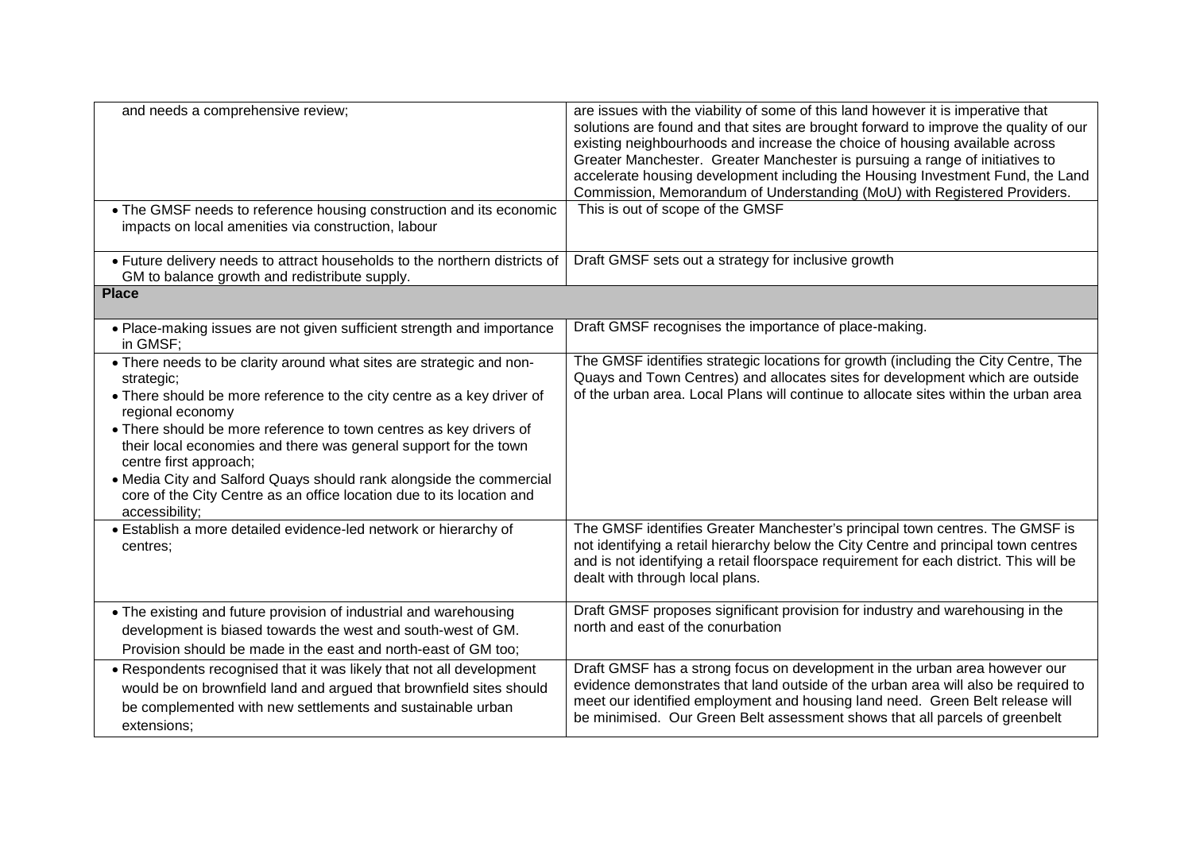| | |
|---|---|
| and needs a comprehensive review; | are issues with the viability of some of this land however it is imperative that solutions are found and that sites are brought forward to improve the quality of our existing neighbourhoods and increase the choice of housing available across Greater Manchester. Greater Manchester is pursuing a range of initiatives to accelerate housing development including the Housing Investment Fund, the Land Commission, Memorandum of Understanding (MoU) with Registered Providers. |
| • The GMSF needs to reference housing construction and its economic impacts on local amenities via construction, labour | This is out of scope of the GMSF |
| • Future delivery needs to attract households to the northern districts of GM to balance growth and redistribute supply. | Draft GMSF sets out a strategy for inclusive growth |
| **Place** | |
| • Place-making issues are not given sufficient strength and importance in GMSF; | Draft GMSF recognises the importance of place-making. |
| • There needs to be clarity around what sites are strategic and non-strategic;<br>• There should be more reference to the city centre as a key driver of regional economy<br>• There should be more reference to town centres as key drivers of their local economies and there was general support for the town centre first approach;<br>• Media City and Salford Quays should rank alongside the commercial core of the City Centre as an office location due to its location and accessibility; | The GMSF identifies strategic locations for growth (including the City Centre, The Quays and Town Centres) and allocates sites for development which are outside of the urban area. Local Plans will continue to allocate sites within the urban area |
| • Establish a more detailed evidence-led network or hierarchy of centres; | The GMSF identifies Greater Manchester's principal town centres. The GMSF is not identifying a retail hierarchy below the City Centre and principal town centres and is not identifying a retail floorspace requirement for each district. This will be dealt with through local plans. |
| • The existing and future provision of industrial and warehousing development is biased towards the west and south-west of GM. Provision should be made in the east and north-east of GM too; | Draft GMSF proposes significant provision for industry and warehousing in the north and east of the conurbation |
| • Respondents recognised that it was likely that not all development would be on brownfield land and argued that brownfield sites should be complemented with new settlements and sustainable urban extensions; | Draft GMSF has a strong focus on development in the urban area however our evidence demonstrates that land outside of the urban area will also be required to meet our identified employment and housing land need. Green Belt release will be minimised. Our Green Belt assessment shows that all parcels of greenbelt |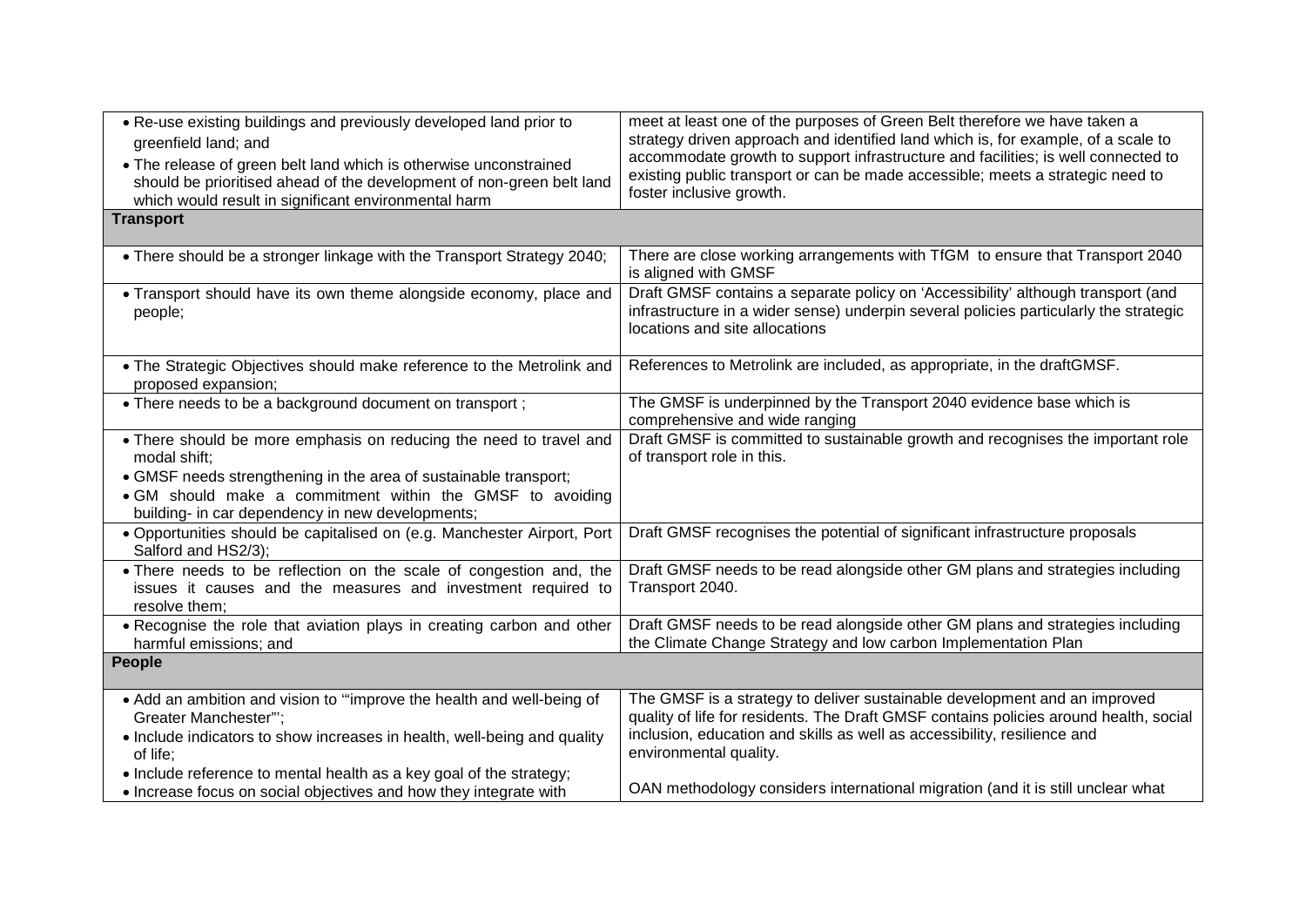| | |
|---|---|
| • Re-use existing buildings and previously developed land prior to greenfield land; and<br>• The release of green belt land which is otherwise unconstrained should be prioritised ahead of the development of non-green belt land which would result in significant environmental harm | meet at least one of the purposes of Green Belt therefore we have taken a strategy driven approach and identified land which is, for example, of a scale to accommodate growth to support infrastructure and facilities; is well connected to existing public transport or can be made accessible; meets a strategic need to foster inclusive growth. |
| **Transport** | |
| • There should be a stronger linkage with the Transport Strategy 2040; | There are close working arrangements with TfGM to ensure that Transport 2040 is aligned with GMSF |
| • Transport should have its own theme alongside economy, place and people; | Draft GMSF contains a separate policy on 'Accessibility' although transport (and infrastructure in a wider sense) underpin several policies particularly the strategic locations and site allocations |
| • The Strategic Objectives should make reference to the Metrolink and proposed expansion; | References to Metrolink are included, as appropriate, in the draftGMSF. |
| • There needs to be a background document on transport ; | The GMSF is underpinned by the Transport 2040 evidence base which is comprehensive and wide ranging |
| • There should be more emphasis on reducing the need to travel and modal shift;<br>• GMSF needs strengthening in the area of sustainable transport;<br>• GM should make a commitment within the GMSF to avoiding building- in car dependency in new developments; | Draft GMSF is committed to sustainable growth and recognises the important role of transport role in this. |
| • Opportunities should be capitalised on (e.g. Manchester Airport, Port Salford and HS2/3); | Draft GMSF recognises the potential of significant infrastructure proposals |
| • There needs to be reflection on the scale of congestion and, the issues it causes and the measures and investment required to resolve them; | Draft GMSF needs to be read alongside other GM plans and strategies including Transport 2040. |
| • Recognise the role that aviation plays in creating carbon and other harmful emissions; and | Draft GMSF needs to be read alongside other GM plans and strategies including the Climate Change Strategy and low carbon Implementation Plan |
| **People** | |
| • Add an ambition and vision to '"improve the health and well-being of Greater Manchester"';<br>• Include indicators to show increases in health, well-being and quality of life;<br>• Include reference to mental health as a key goal of the strategy;<br>• Increase focus on social objectives and how they integrate with | The GMSF is a strategy to deliver sustainable development and an improved quality of life for residents. The Draft GMSF contains policies around health, social inclusion, education and skills as well as accessibility, resilience and environmental quality.<br><br>OAN methodology considers international migration (and it is still unclear what |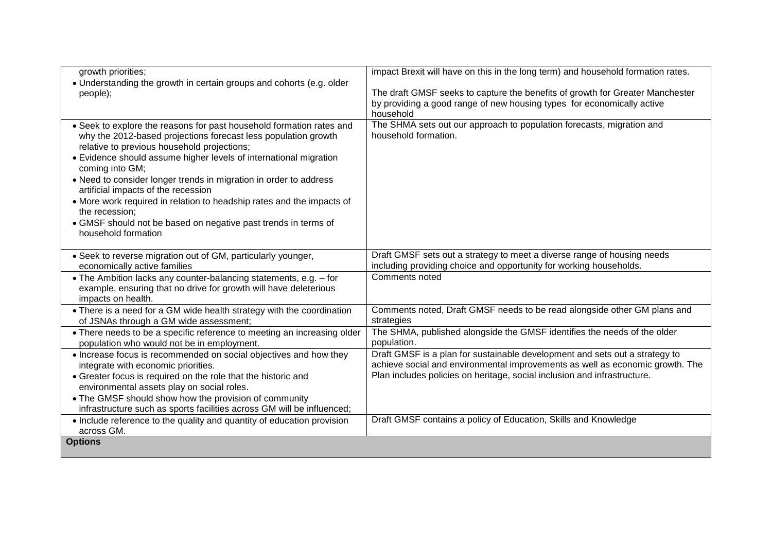| | |
|---|---|
| growth priorities;<br>• Understanding the growth in certain groups and cohorts (e.g. older people); | impact Brexit will have on this in the long term) and household formation rates.<br><br>The draft GMSF seeks to capture the benefits of growth for Greater Manchester by providing a good range of new housing types for economically active household |
| • Seek to explore the reasons for past household formation rates and why the 2012-based projections forecast less population growth relative to previous household projections;<br>• Evidence should assume higher levels of international migration coming into GM;<br>• Need to consider longer trends in migration in order to address artificial impacts of the recession<br>• More work required in relation to headship rates and the impacts of the recession;<br>• GMSF should not be based on negative past trends in terms of household formation | The SHMA sets out our approach to population forecasts, migration and household formation. |
| • Seek to reverse migration out of GM, particularly younger, economically active families | Draft GMSF sets out a strategy to meet a diverse range of housing needs including providing choice and opportunity for working households. |
| • The Ambition lacks any counter-balancing statements, e.g. – for example, ensuring that no drive for growth will have deleterious impacts on health. | Comments noted |
| • There is a need for a GM wide health strategy with the coordination of JSNAs through a GM wide assessment; | Comments noted, Draft GMSF needs to be read alongside other GM plans and strategies |
| • There needs to be a specific reference to meeting an increasing older population who would not be in employment. | The SHMA, published alongside the GMSF identifies the needs of the older population. |
| • Increase focus is recommended on social objectives and how they integrate with economic priorities.<br>• Greater focus is required on the role that the historic and environmental assets play on social roles.<br>• The GMSF should show how the provision of community infrastructure such as sports facilities across GM will be influenced; | Draft GMSF is a plan for sustainable development and sets out a strategy to achieve social and environmental improvements as well as economic growth. The Plan includes policies on heritage, social inclusion and infrastructure. |
| • Include reference to the quality and quantity of education provision across GM. | Draft GMSF contains a policy of Education, Skills and Knowledge |
| **Options** | |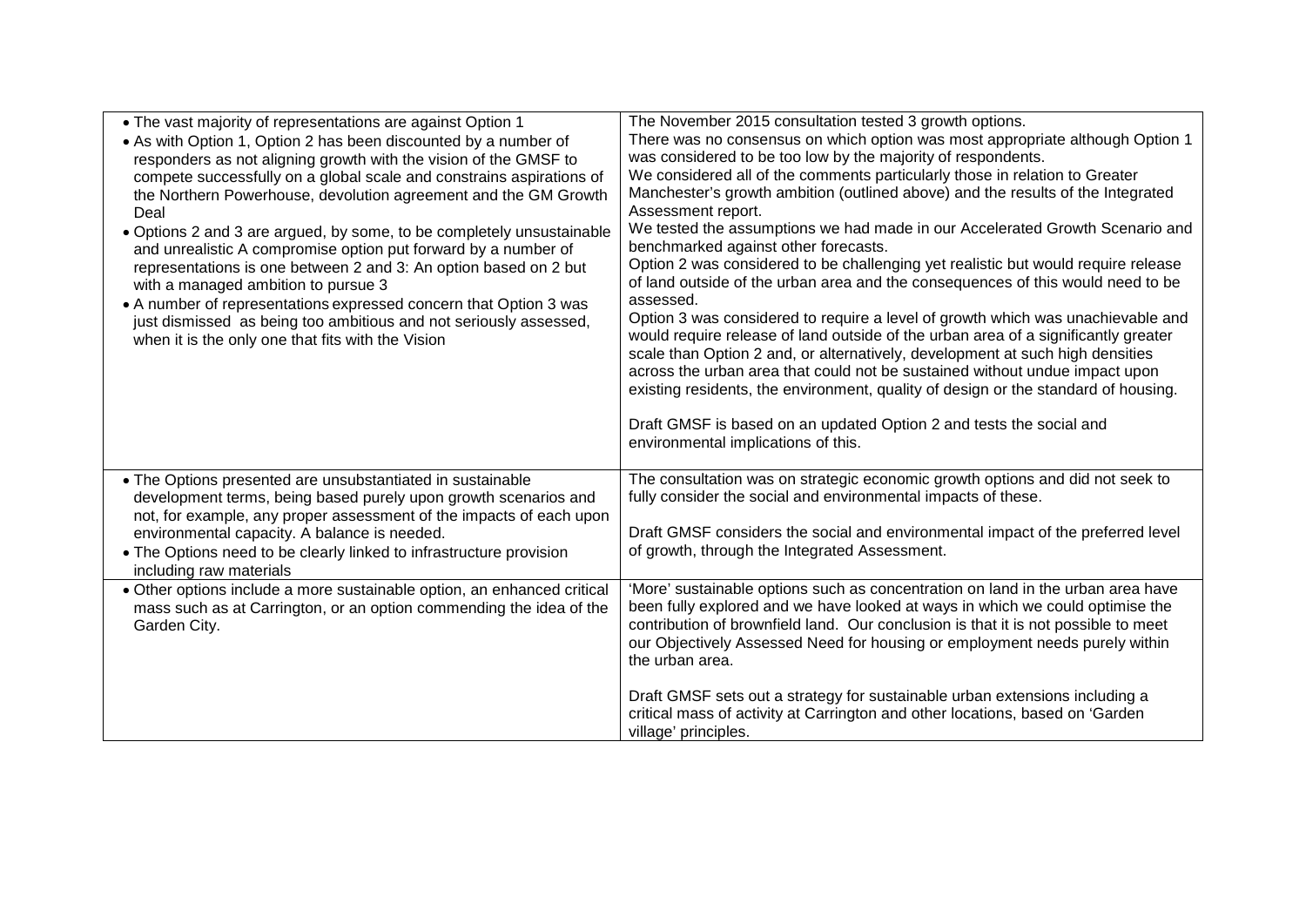| | |
|---|---|
| • The vast majority of representations are against Option 1<br>• As with Option 1, Option 2 has been discounted by a number of responders as not aligning growth with the vision of the GMSF to compete successfully on a global scale and constrains aspirations of the Northern Powerhouse, devolution agreement and the GM Growth Deal<br>• Options 2 and 3 are argued, by some, to be completely unsustainable and unrealistic A compromise option put forward by a number of representations is one between 2 and 3: An option based on 2 but with a managed ambition to pursue 3<br>• A number of representations expressed concern that Option 3 was just dismissed as being too ambitious and not seriously assessed, when it is the only one that fits with the Vision | The November 2015 consultation tested 3 growth options.<br>There was no consensus on which option was most appropriate although Option 1 was considered to be too low by the majority of respondents.<br>We considered all of the comments particularly those in relation to Greater Manchester's growth ambition (outlined above) and the results of the Integrated Assessment report.<br>We tested the assumptions we had made in our Accelerated Growth Scenario and benchmarked against other forecasts.<br>Option 2 was considered to be challenging yet realistic but would require release of land outside of the urban area and the consequences of this would need to be assessed.<br>Option 3 was considered to require a level of growth which was unachievable and would require release of land outside of the urban area of a significantly greater scale than Option 2 and, or alternatively, development at such high densities across the urban area that could not be sustained without undue impact upon existing residents, the environment, quality of design or the standard of housing.<br><br>Draft GMSF is based on an updated Option 2 and tests the social and environmental implications of this. |
| • The Options presented are unsubstantiated in sustainable development terms, being based purely upon growth scenarios and not, for example, any proper assessment of the impacts of each upon environmental capacity. A balance is needed.<br>• The Options need to be clearly linked to infrastructure provision including raw materials | The consultation was on strategic economic growth options and did not seek to fully consider the social and environmental impacts of these.<br><br>Draft GMSF considers the social and environmental impact of the preferred level of growth, through the Integrated Assessment. |
| • Other options include a more sustainable option, an enhanced critical mass such as at Carrington, or an option commending the idea of the Garden City. | 'More' sustainable options such as concentration on land in the urban area have been fully explored and we have looked at ways in which we could optimise the contribution of brownfield land. Our conclusion is that it is not possible to meet our Objectively Assessed Need for housing or employment needs purely within the urban area.<br><br>Draft GMSF sets out a strategy for sustainable urban extensions including a critical mass of activity at Carrington and other locations, based on 'Garden village' principles. |